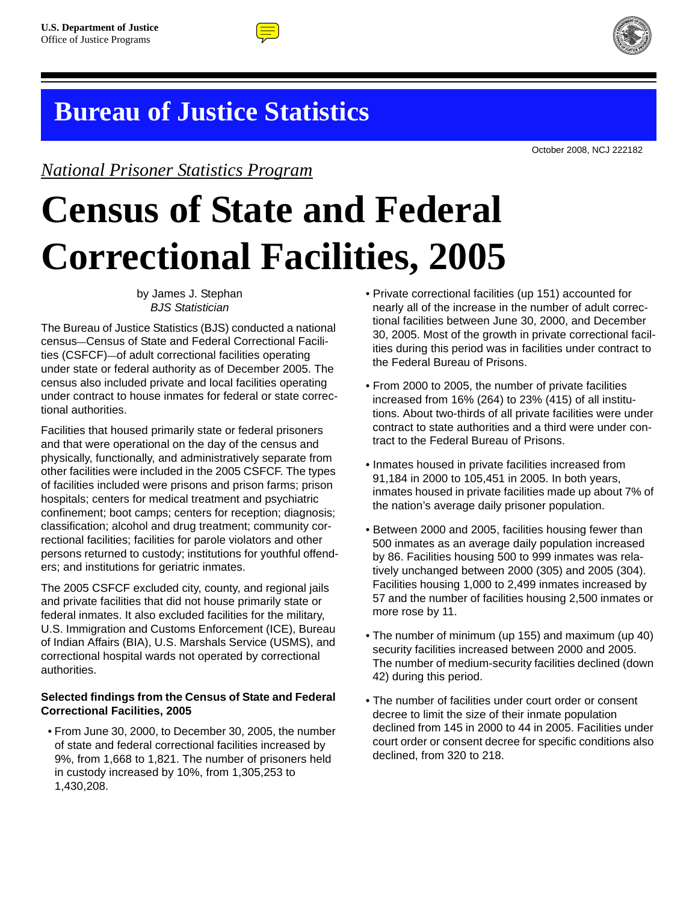U.S. Department of Justice
Office of Justice Programs

# Bureau of Justice Statistics

October 2008, NCJ 222182

*National Prisoner Statistics Program*

# Census of State and Federal Correctional Facilities, 2005

by James J. Stephan
*BJS Statistician*

The Bureau of Justice Statistics (BJS) conducted a national census—Census of State and Federal Correctional Facilities (CSFCF)—of adult correctional facilities operating under state or federal authority as of December 2005. The census also included private and local facilities operating under contract to house inmates for federal or state correctional authorities.

Facilities that housed primarily state or federal prisoners and that were operational on the day of the census and physically, functionally, and administratively separate from other facilities were included in the 2005 CSFCF. The types of facilities included were prisons and prison farms; prison hospitals; centers for medical treatment and psychiatric confinement; boot camps; centers for reception; diagnosis; classification; alcohol and drug treatment; community correctional facilities; facilities for parole violators and other persons returned to custody; institutions for youthful offenders; and institutions for geriatric inmates.

The 2005 CSFCF excluded city, county, and regional jails and private facilities that did not house primarily state or federal inmates. It also excluded facilities for the military, U.S. Immigration and Customs Enforcement (ICE), Bureau of Indian Affairs (BIA), U.S. Marshals Service (USMS), and correctional hospital wards not operated by correctional authorities.

**Selected findings from the Census of State and Federal Correctional Facilities, 2005**

- From June 30, 2000, to December 30, 2005, the number of state and federal correctional facilities increased by 9%, from 1,668 to 1,821. The number of prisoners held in custody increased by 10%, from 1,305,253 to 1,430,208.
- Private correctional facilities (up 151) accounted for nearly all of the increase in the number of adult correctional facilities between June 30, 2000, and December 30, 2005. Most of the growth in private correctional facilities during this period was in facilities under contract to the Federal Bureau of Prisons.
- From 2000 to 2005, the number of private facilities increased from 16% (264) to 23% (415) of all institutions. About two-thirds of all private facilities were under contract to state authorities and a third were under contract to the Federal Bureau of Prisons.
- Inmates housed in private facilities increased from 91,184 in 2000 to 105,451 in 2005. In both years, inmates housed in private facilities made up about 7% of the nation's average daily prisoner population.
- Between 2000 and 2005, facilities housing fewer than 500 inmates as an average daily population increased by 86. Facilities housing 500 to 999 inmates was relatively unchanged between 2000 (305) and 2005 (304). Facilities housing 1,000 to 2,499 inmates increased by 57 and the number of facilities housing 2,500 inmates or more rose by 11.
- The number of minimum (up 155) and maximum (up 40) security facilities increased between 2000 and 2005. The number of medium-security facilities declined (down 42) during this period.
- The number of facilities under court order or consent decree to limit the size of their inmate population declined from 145 in 2000 to 44 in 2005. Facilities under court order or consent decree for specific conditions also declined, from 320 to 218.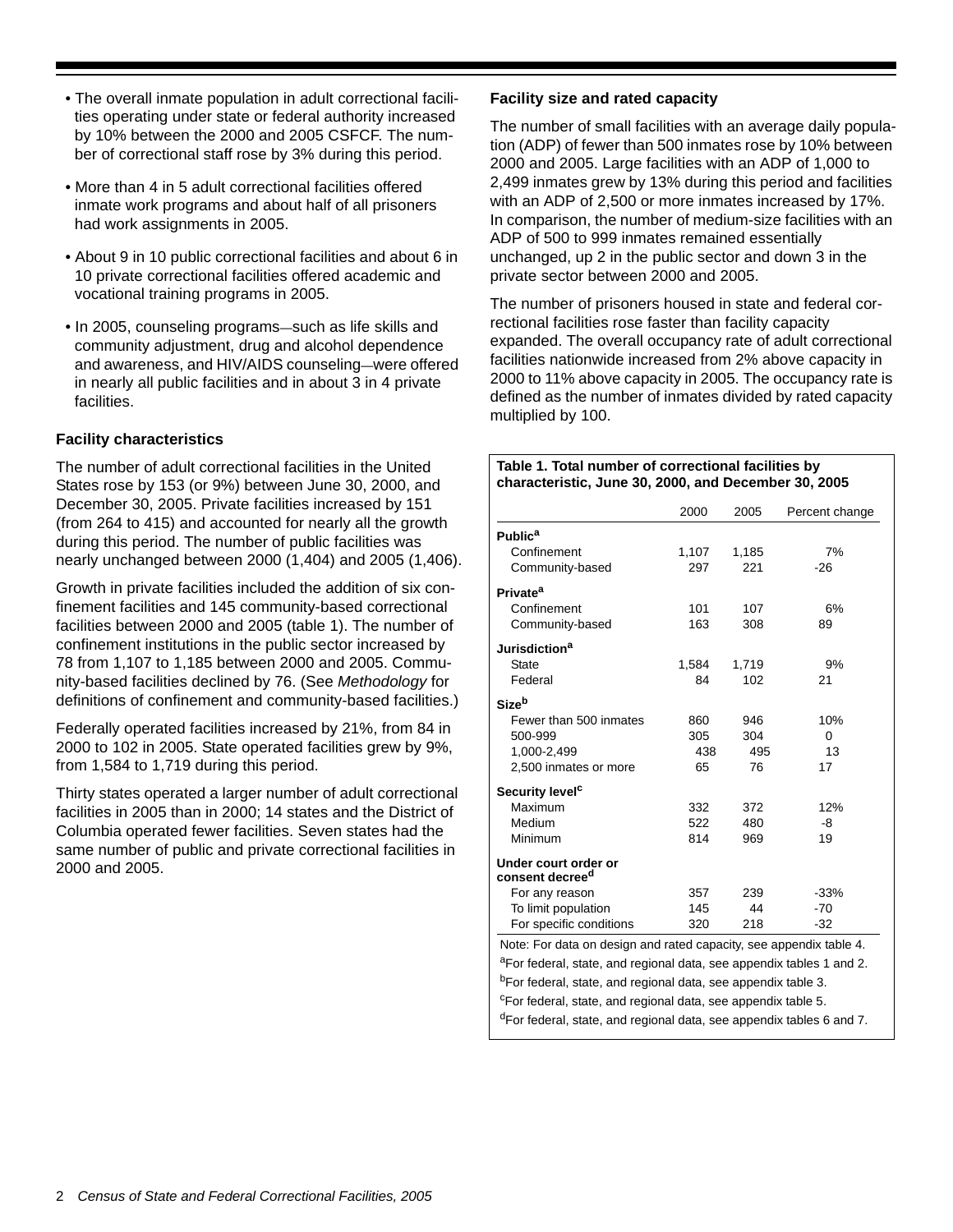- The overall inmate population in adult correctional facilities operating under state or federal authority increased by 10% between the 2000 and 2005 CSFCF. The number of correctional staff rose by 3% during this period.
- More than 4 in 5 adult correctional facilities offered inmate work programs and about half of all prisoners had work assignments in 2005.
- About 9 in 10 public correctional facilities and about 6 in 10 private correctional facilities offered academic and vocational training programs in 2005.
- In 2005, counseling programs—such as life skills and community adjustment, drug and alcohol dependence and awareness, and HIV/AIDS counseling—were offered in nearly all public facilities and in about 3 in 4 private facilities.

### Facility characteristics

The number of adult correctional facilities in the United States rose by 153 (or 9%) between June 30, 2000, and December 30, 2005. Private facilities increased by 151 (from 264 to 415) and accounted for nearly all the growth during this period. The number of public facilities was nearly unchanged between 2000 (1,404) and 2005 (1,406).

Growth in private facilities included the addition of six confinement facilities and 145 community-based correctional facilities between 2000 and 2005 (table 1). The number of confinement institutions in the public sector increased by 78 from 1,107 to 1,185 between 2000 and 2005. Community-based facilities declined by 76. (See *Methodology* for definitions of confinement and community-based facilities.)

Federally operated facilities increased by 21%, from 84 in 2000 to 102 in 2005. State operated facilities grew by 9%, from 1,584 to 1,719 during this period.

Thirty states operated a larger number of adult correctional facilities in 2005 than in 2000; 14 states and the District of Columbia operated fewer facilities. Seven states had the same number of public and private correctional facilities in 2000 and 2005.

### Facility size and rated capacity

The number of small facilities with an average daily population (ADP) of fewer than 500 inmates rose by 10% between 2000 and 2005. Large facilities with an ADP of 1,000 to 2,499 inmates grew by 13% during this period and facilities with an ADP of 2,500 or more inmates increased by 17%. In comparison, the number of medium-size facilities with an ADP of 500 to 999 inmates remained essentially unchanged, up 2 in the public sector and down 3 in the private sector between 2000 and 2005.

The number of prisoners housed in state and federal correctional facilities rose faster than facility capacity expanded. The overall occupancy rate of adult correctional facilities nationwide increased from 2% above capacity in 2000 to 11% above capacity in 2005. The occupancy rate is defined as the number of inmates divided by rated capacity multiplied by 100.

**Table 1. Total number of correctional facilities by characteristic, June 30, 2000, and December 30, 2005**

| | 2000 | 2005 | Percent change |
|---|---|---|---|
| **Public**[a] | | | |
| Confinement | 1,107 | 1,185 | 7% |
| Community-based | 297 | 221 | -26 |
| **Private**[a] | | | |
| Confinement | 101 | 107 | 6% |
| Community-based | 163 | 308 | 89 |
| **Jurisdiction**[a] | | | |
| State | 1,584 | 1,719 | 9% |
| Federal | 84 | 102 | 21 |
| **Size**[b] | | | |
| Fewer than 500 inmates | 860 | 946 | 10% |
| 500-999 | 305 | 304 | 0 |
| 1,000-2,499 | 438 | 495 | 13 |
| 2,500 inmates or more | 65 | 76 | 17 |
| **Security level**[c] | | | |
| Maximum | 332 | 372 | 12% |
| Medium | 522 | 480 | -8 |
| Minimum | 814 | 969 | 19 |
| **Under court order or consent decree**[d] | | | |
| For any reason | 357 | 239 | -33% |
| To limit population | 145 | 44 | -70 |
| For specific conditions | 320 | 218 | -32 |

Note: For data on design and rated capacity, see appendix table 4.

[a]For federal, state, and regional data, see appendix tables 1 and 2.

[b]For federal, state, and regional data, see appendix table 3.

[c]For federal, state, and regional data, see appendix table 5.

[d]For federal, state, and regional data, see appendix tables 6 and 7.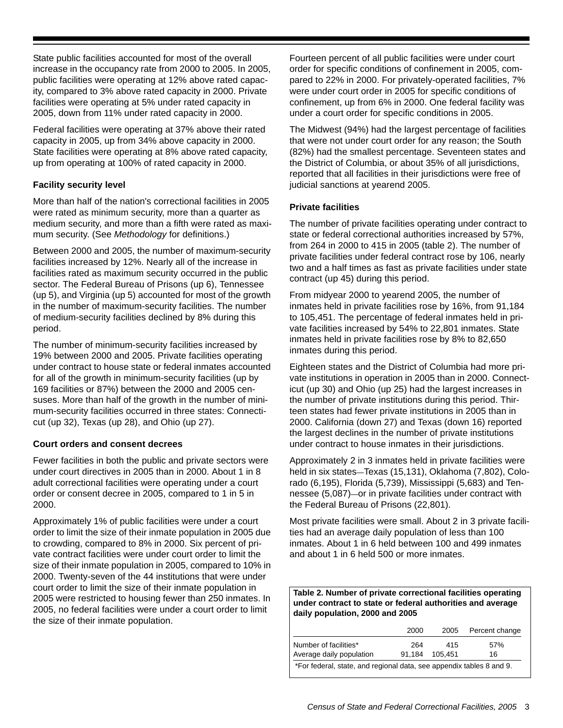State public facilities accounted for most of the overall increase in the occupancy rate from 2000 to 2005. In 2005, public facilities were operating at 12% above rated capacity, compared to 3% above rated capacity in 2000. Private facilities were operating at 5% under rated capacity in 2005, down from 11% under rated capacity in 2000.

Federal facilities were operating at 37% above their rated capacity in 2005, up from 34% above capacity in 2000. State facilities were operating at 8% above rated capacity, up from operating at 100% of rated capacity in 2000.

### Facility security level

More than half of the nation's correctional facilities in 2005 were rated as minimum security, more than a quarter as medium security, and more than a fifth were rated as maximum security. (See *Methodology* for definitions.)

Between 2000 and 2005, the number of maximum-security facilities increased by 12%. Nearly all of the increase in facilities rated as maximum security occurred in the public sector. The Federal Bureau of Prisons (up 6), Tennessee (up 5), and Virginia (up 5) accounted for most of the growth in the number of maximum-security facilities. The number of medium-security facilities declined by 8% during this period.

The number of minimum-security facilities increased by 19% between 2000 and 2005. Private facilities operating under contract to house state or federal inmates accounted for all of the growth in minimum-security facilities (up by 169 facilities or 87%) between the 2000 and 2005 censuses. More than half of the growth in the number of minimum-security facilities occurred in three states: Connecticut (up 32), Texas (up 28), and Ohio (up 27).

### Court orders and consent decrees

Fewer facilities in both the public and private sectors were under court directives in 2005 than in 2000. About 1 in 8 adult correctional facilities were operating under a court order or consent decree in 2005, compared to 1 in 5 in 2000.

Approximately 1% of public facilities were under a court order to limit the size of their inmate population in 2005 due to crowding, compared to 8% in 2000. Six percent of private contract facilities were under court order to limit the size of their inmate population in 2005, compared to 10% in 2000. Twenty-seven of the 44 institutions that were under court order to limit the size of their inmate population in 2005 were restricted to housing fewer than 250 inmates. In 2005, no federal facilities were under a court order to limit the size of their inmate population.

Fourteen percent of all public facilities were under court order for specific conditions of confinement in 2005, compared to 22% in 2000. For privately-operated facilities, 7% were under court order in 2005 for specific conditions of confinement, up from 6% in 2000. One federal facility was under a court order for specific conditions in 2005.

The Midwest (94%) had the largest percentage of facilities that were not under court order for any reason; the South (82%) had the smallest percentage. Seventeen states and the District of Columbia, or about 35% of all jurisdictions, reported that all facilities in their jurisdictions were free of judicial sanctions at yearend 2005.

### Private facilities

The number of private facilities operating under contract to state or federal correctional authorities increased by 57%, from 264 in 2000 to 415 in 2005 (table 2). The number of private facilities under federal contract rose by 106, nearly two and a half times as fast as private facilities under state contract (up 45) during this period.

From midyear 2000 to yearend 2005, the number of inmates held in private facilities rose by 16%, from 91,184 to 105,451. The percentage of federal inmates held in private facilities increased by 54% to 22,801 inmates. State inmates held in private facilities rose by 8% to 82,650 inmates during this period.

Eighteen states and the District of Columbia had more private institutions in operation in 2005 than in 2000. Connecticut (up 30) and Ohio (up 25) had the largest increases in the number of private institutions during this period. Thirteen states had fewer private institutions in 2005 than in 2000. California (down 27) and Texas (down 16) reported the largest declines in the number of private institutions under contract to house inmates in their jurisdictions.

Approximately 2 in 3 inmates held in private facilities were held in six states—Texas (15,131), Oklahoma (7,802), Colorado (6,195), Florida (5,739), Mississippi (5,683) and Tennessee (5,087)—or in private facilities under contract with the Federal Bureau of Prisons (22,801).

Most private facilities were small. About 2 in 3 private facilities had an average daily population of less than 100 inmates. About 1 in 6 held between 100 and 499 inmates and about 1 in 6 held 500 or more inmates.

**Table 2. Number of private correctional facilities operating under contract to state or federal authorities and average daily population, 2000 and 2005**

| | 2000 | 2005 | Percent change |
|---|---|---|---|
| Number of facilities* | 264 | 415 | 57% |
| Average daily population | 91,184 | 105,451 | 16 |

*For federal, state, and regional data, see appendix tables 8 and 9.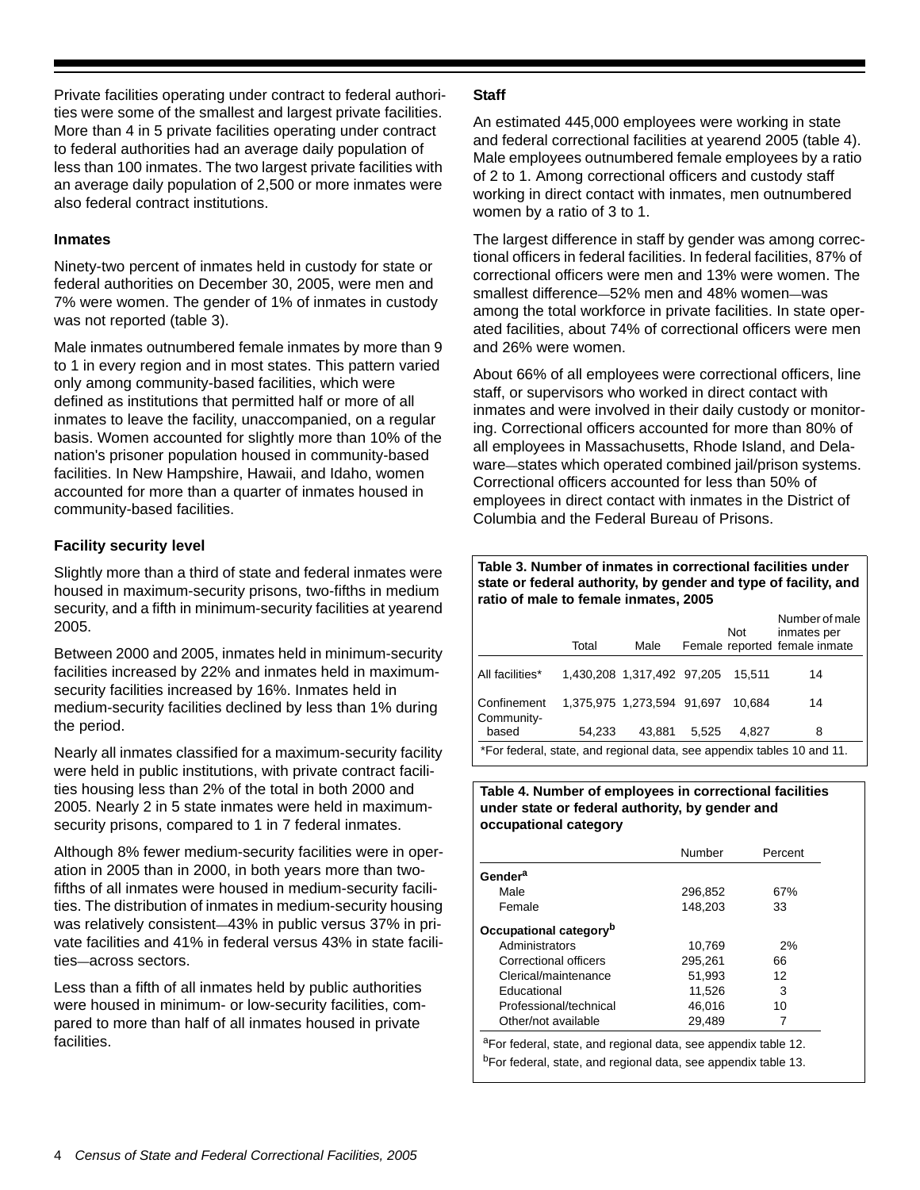Private facilities operating under contract to federal authorities were some of the smallest and largest private facilities. More than 4 in 5 private facilities operating under contract to federal authorities had an average daily population of less than 100 inmates. The two largest private facilities with an average daily population of 2,500 or more inmates were also federal contract institutions.

### Inmates

Ninety-two percent of inmates held in custody for state or federal authorities on December 30, 2005, were men and 7% were women. The gender of 1% of inmates in custody was not reported (table 3).

Male inmates outnumbered female inmates by more than 9 to 1 in every region and in most states. This pattern varied only among community-based facilities, which were defined as institutions that permitted half or more of all inmates to leave the facility, unaccompanied, on a regular basis. Women accounted for slightly more than 10% of the nation's prisoner population housed in community-based facilities. In New Hampshire, Hawaii, and Idaho, women accounted for more than a quarter of inmates housed in community-based facilities.

### Facility security level

Slightly more than a third of state and federal inmates were housed in maximum-security prisons, two-fifths in medium security, and a fifth in minimum-security facilities at yearend 2005.

Between 2000 and 2005, inmates held in minimum-security facilities increased by 22% and inmates held in maximum-security facilities increased by 16%. Inmates held in medium-security facilities declined by less than 1% during the period.

Nearly all inmates classified for a maximum-security facility were held in public institutions, with private contract facilities housing less than 2% of the total in both 2000 and 2005. Nearly 2 in 5 state inmates were held in maximum-security prisons, compared to 1 in 7 federal inmates.

Although 8% fewer medium-security facilities were in operation in 2005 than in 2000, in both years more than two-fifths of all inmates were housed in medium-security facilities. The distribution of inmates in medium-security housing was relatively consistent—43% in public versus 37% in private facilities and 41% in federal versus 43% in state facilities—across sectors.

Less than a fifth of all inmates held by public authorities were housed in minimum- or low-security facilities, compared to more than half of all inmates housed in private facilities.

### Staff

An estimated 445,000 employees were working in state and federal correctional facilities at yearend 2005 (table 4). Male employees outnumbered female employees by a ratio of 2 to 1. Among correctional officers and custody staff working in direct contact with inmates, men outnumbered women by a ratio of 3 to 1.

The largest difference in staff by gender was among correctional officers in federal facilities. In federal facilities, 87% of correctional officers were men and 13% were women. The smallest difference—52% men and 48% women—was among the total workforce in private facilities. In state operated facilities, about 74% of correctional officers were men and 26% were women.

About 66% of all employees were correctional officers, line staff, or supervisors who worked in direct contact with inmates and were involved in their daily custody or monitoring. Correctional officers accounted for more than 80% of all employees in Massachusetts, Rhode Island, and Delaware—states which operated combined jail/prison systems. Correctional officers accounted for less than 50% of employees in direct contact with inmates in the District of Columbia and the Federal Bureau of Prisons.

**Table 3. Number of inmates in correctional facilities under state or federal authority, by gender and type of facility, and ratio of male to female inmates, 2005**

| | Total | Male | Female | Not reported | Number of male inmates per female inmate |
|---|---|---|---|---|---|
| All facilities* | 1,430,208 | 1,317,492 | 97,205 | 15,511 | 14 |
| Confinement | 1,375,975 | 1,273,594 | 91,697 | 10,684 | 14 |
| Community-based | 54,233 | 43,881 | 5,525 | 4,827 | 8 |

*For federal, state, and regional data, see appendix tables 10 and 11.

**Table 4. Number of employees in correctional facilities under state or federal authority, by gender and occupational category**

| | Number | Percent |
|---|---|---|
| **Gender[a]** | | |
| Male | 296,852 | 67% |
| Female | 148,203 | 33 |
| **Occupational category[b]** | | |
| Administrators | 10,769 | 2% |
| Correctional officers | 295,261 | 66 |
| Clerical/maintenance | 51,993 | 12 |
| Educational | 11,526 | 3 |
| Professional/technical | 46,016 | 10 |
| Other/not available | 29,489 | 7 |

[a]For federal, state, and regional data, see appendix table 12.
[b]For federal, state, and regional data, see appendix table 13.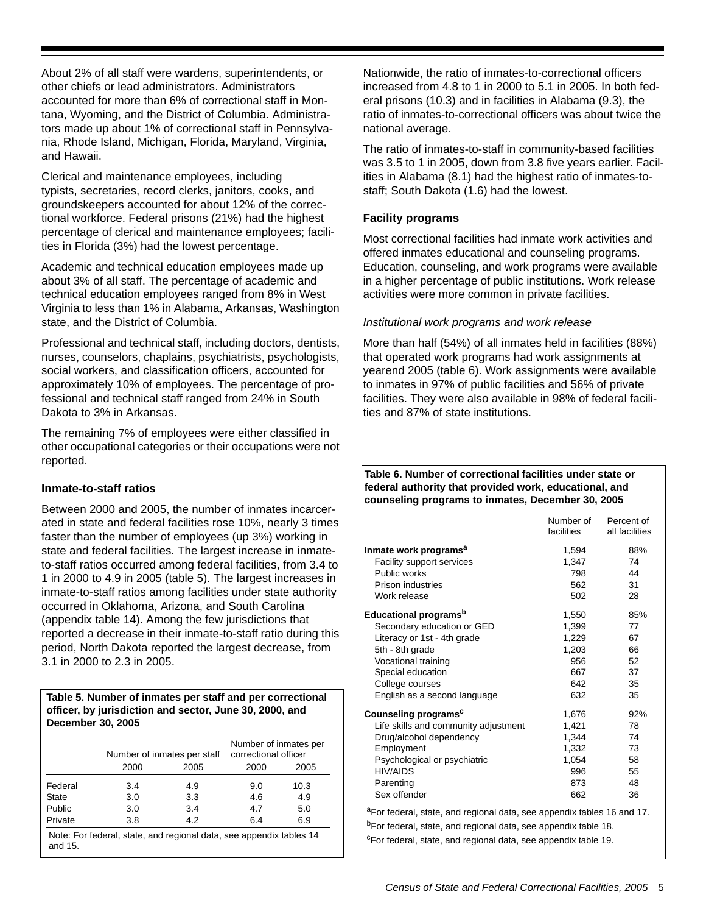About 2% of all staff were wardens, superintendents, or other chiefs or lead administrators. Administrators accounted for more than 6% of correctional staff in Montana, Wyoming, and the District of Columbia. Administrators made up about 1% of correctional staff in Pennsylvania, Rhode Island, Michigan, Florida, Maryland, Virginia, and Hawaii.

Clerical and maintenance employees, including typists, secretaries, record clerks, janitors, cooks, and groundskeepers accounted for about 12% of the correctional workforce. Federal prisons (21%) had the highest percentage of clerical and maintenance employees; facilities in Florida (3%) had the lowest percentage.

Academic and technical education employees made up about 3% of all staff. The percentage of academic and technical education employees ranged from 8% in West Virginia to less than 1% in Alabama, Arkansas, Washington state, and the District of Columbia.

Professional and technical staff, including doctors, dentists, nurses, counselors, chaplains, psychiatrists, psychologists, social workers, and classification officers, accounted for approximately 10% of employees. The percentage of professional and technical staff ranged from 24% in South Dakota to 3% in Arkansas.

The remaining 7% of employees were either classified in other occupational categories or their occupations were not reported.

### Inmate-to-staff ratios

Between 2000 and 2005, the number of inmates incarcerated in state and federal facilities rose 10%, nearly 3 times faster than the number of employees (up 3%) working in state and federal facilities. The largest increase in inmate-to-staff ratios occurred among federal facilities, from 3.4 to 1 in 2000 to 4.9 in 2005 (table 5). The largest increases in inmate-to-staff ratios among facilities under state authority occurred in Oklahoma, Arizona, and South Carolina (appendix table 14). Among the few jurisdictions that reported a decrease in their inmate-to-staff ratio during this period, North Dakota reported the largest decrease, from 3.1 in 2000 to 2.3 in 2005.

**Table 5. Number of inmates per staff and per correctional officer, by jurisdiction and sector, June 30, 2000, and December 30, 2005**

| | Number of inmates per staff | | Number of inmates per correctional officer | |
|---|---|---|---|---|
| | 2000 | 2005 | 2000 | 2005 |
| Federal | 3.4 | 4.9 | 9.0 | 10.3 |
| State | 3.0 | 3.3 | 4.6 | 4.9 |
| Public | 3.0 | 3.4 | 4.7 | 5.0 |
| Private | 3.8 | 4.2 | 6.4 | 6.9 |

Note: For federal, state, and regional data, see appendix tables 14 and 15.

Nationwide, the ratio of inmates-to-correctional officers increased from 4.8 to 1 in 2000 to 5.1 in 2005. In both federal prisons (10.3) and in facilities in Alabama (9.3), the ratio of inmates-to-correctional officers was about twice the national average.

The ratio of inmates-to-staff in community-based facilities was 3.5 to 1 in 2005, down from 3.8 five years earlier. Facilities in Alabama (8.1) had the highest ratio of inmates-to-staff; South Dakota (1.6) had the lowest.

### Facility programs

Most correctional facilities had inmate work activities and offered inmates educational and counseling programs. Education, counseling, and work programs were available in a higher percentage of public institutions. Work release activities were more common in private facilities.

*Institutional work programs and work release*

More than half (54%) of all inmates held in facilities (88%) that operated work programs had work assignments at yearend 2005 (table 6). Work assignments were available to inmates in 97% of public facilities and 56% of private facilities. They were also available in 98% of federal facilities and 87% of state institutions.

**Table 6. Number of correctional facilities under state or federal authority that provided work, educational, and counseling programs to inmates, December 30, 2005**

| | Number of facilities | Percent of all facilities |
|---|---|---|
| **Inmate work programs[a]** | 1,594 | 88% |
| Facility support services | 1,347 | 74 |
| Public works | 798 | 44 |
| Prison industries | 562 | 31 |
| Work release | 502 | 28 |
| **Educational programs[b]** | 1,550 | 85% |
| Secondary education or GED | 1,399 | 77 |
| Literacy or 1st - 4th grade | 1,229 | 67 |
| 5th - 8th grade | 1,203 | 66 |
| Vocational training | 956 | 52 |
| Special education | 667 | 37 |
| College courses | 642 | 35 |
| English as a second language | 632 | 35 |
| **Counseling programs[c]** | 1,676 | 92% |
| Life skills and community adjustment | 1,421 | 78 |
| Drug/alcohol dependency | 1,344 | 74 |
| Employment | 1,332 | 73 |
| Psychological or psychiatric | 1,054 | 58 |
| HIV/AIDS | 996 | 55 |
| Parenting | 873 | 48 |
| Sex offender | 662 | 36 |

[a]For federal, state, and regional data, see appendix tables 16 and 17.

[b]For federal, state, and regional data, see appendix table 18.

[c]For federal, state, and regional data, see appendix table 19.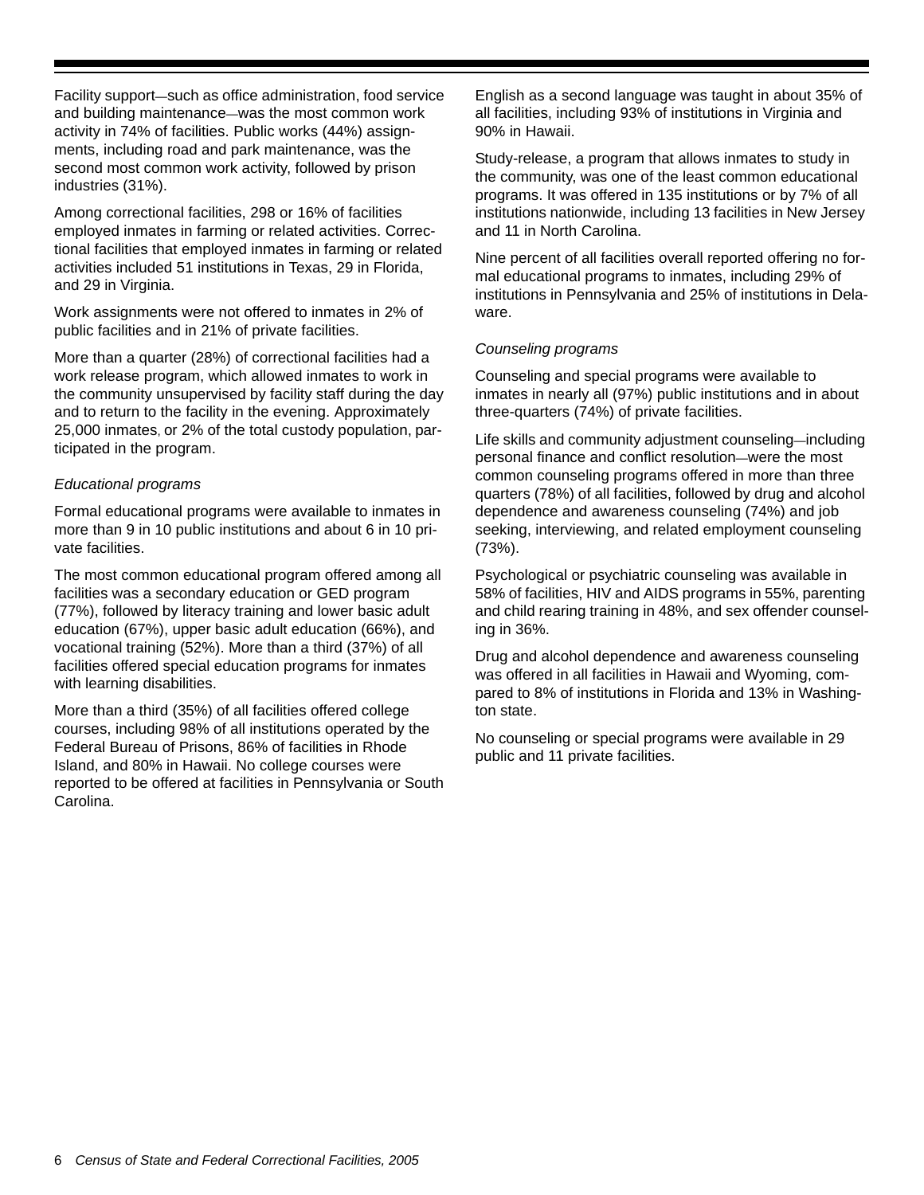Facility support—such as office administration, food service and building maintenance—was the most common work activity in 74% of facilities. Public works (44%) assignments, including road and park maintenance, was the second most common work activity, followed by prison industries (31%).

Among correctional facilities, 298 or 16% of facilities employed inmates in farming or related activities. Correctional facilities that employed inmates in farming or related activities included 51 institutions in Texas, 29 in Florida, and 29 in Virginia.

Work assignments were not offered to inmates in 2% of public facilities and in 21% of private facilities.

More than a quarter (28%) of correctional facilities had a work release program, which allowed inmates to work in the community unsupervised by facility staff during the day and to return to the facility in the evening. Approximately 25,000 inmates, or 2% of the total custody population, participated in the program.

*Educational programs*

Formal educational programs were available to inmates in more than 9 in 10 public institutions and about 6 in 10 private facilities.

The most common educational program offered among all facilities was a secondary education or GED program (77%), followed by literacy training and lower basic adult education (67%), upper basic adult education (66%), and vocational training (52%). More than a third (37%) of all facilities offered special education programs for inmates with learning disabilities.

More than a third (35%) of all facilities offered college courses, including 98% of all institutions operated by the Federal Bureau of Prisons, 86% of facilities in Rhode Island, and 80% in Hawaii. No college courses were reported to be offered at facilities in Pennsylvania or South Carolina.

English as a second language was taught in about 35% of all facilities, including 93% of institutions in Virginia and 90% in Hawaii.

Study-release, a program that allows inmates to study in the community, was one of the least common educational programs. It was offered in 135 institutions or by 7% of all institutions nationwide, including 13 facilities in New Jersey and 11 in North Carolina.

Nine percent of all facilities overall reported offering no formal educational programs to inmates, including 29% of institutions in Pennsylvania and 25% of institutions in Delaware.

*Counseling programs*

Counseling and special programs were available to inmates in nearly all (97%) public institutions and in about three-quarters (74%) of private facilities.

Life skills and community adjustment counseling—including personal finance and conflict resolution—were the most common counseling programs offered in more than three quarters (78%) of all facilities, followed by drug and alcohol dependence and awareness counseling (74%) and job seeking, interviewing, and related employment counseling (73%).

Psychological or psychiatric counseling was available in 58% of facilities, HIV and AIDS programs in 55%, parenting and child rearing training in 48%, and sex offender counseling in 36%.

Drug and alcohol dependence and awareness counseling was offered in all facilities in Hawaii and Wyoming, compared to 8% of institutions in Florida and 13% in Washington state.

No counseling or special programs were available in 29 public and 11 private facilities.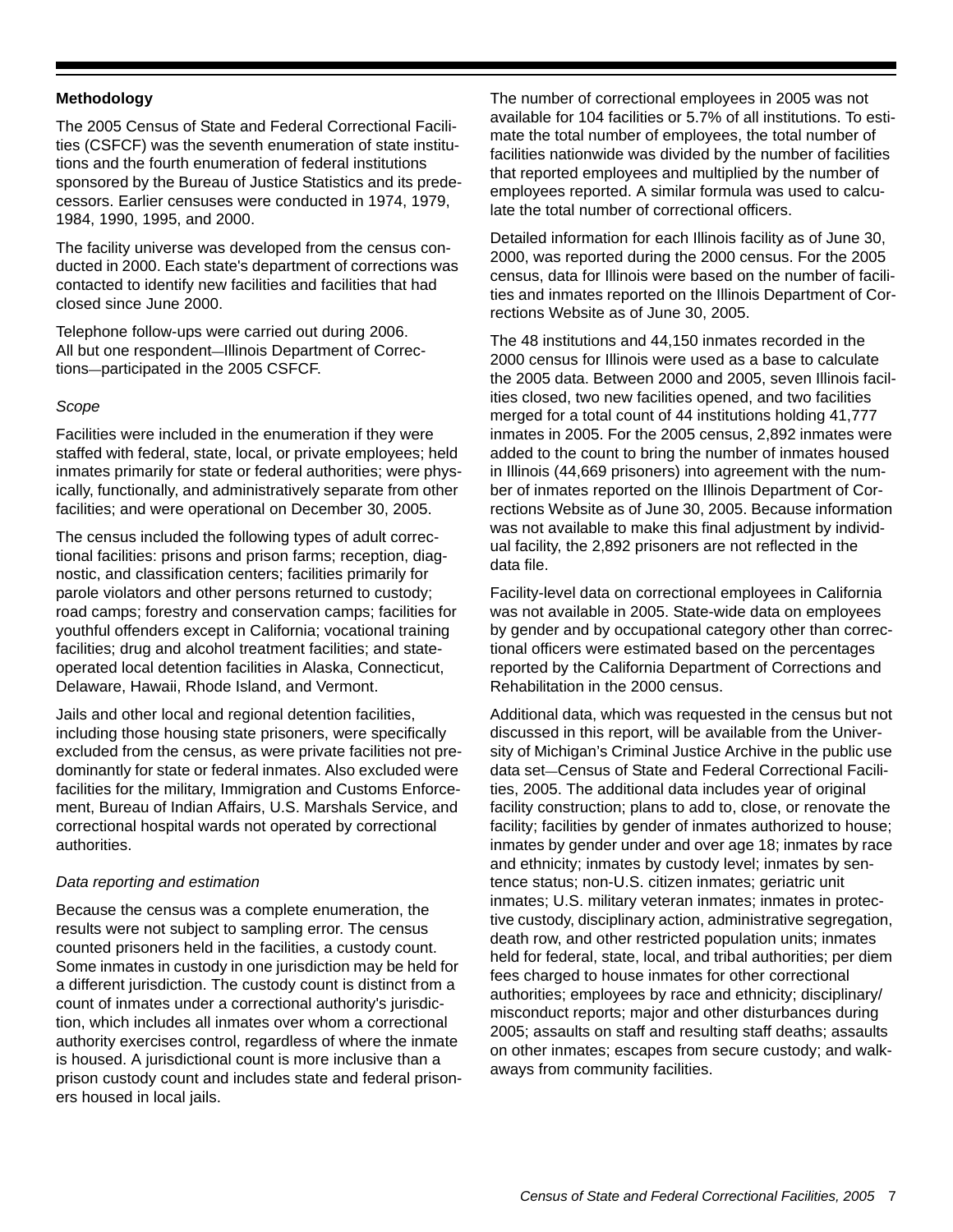## Methodology

The 2005 Census of State and Federal Correctional Facilities (CSFCF) was the seventh enumeration of state institutions and the fourth enumeration of federal institutions sponsored by the Bureau of Justice Statistics and its predecessors. Earlier censuses were conducted in 1974, 1979, 1984, 1990, 1995, and 2000.

The facility universe was developed from the census conducted in 2000. Each state's department of corrections was contacted to identify new facilities and facilities that had closed since June 2000.

Telephone follow-ups were carried out during 2006. All but one respondent—Illinois Department of Corrections—participated in the 2005 CSFCF.

### *Scope*

Facilities were included in the enumeration if they were staffed with federal, state, local, or private employees; held inmates primarily for state or federal authorities; were physically, functionally, and administratively separate from other facilities; and were operational on December 30, 2005.

The census included the following types of adult correctional facilities: prisons and prison farms; reception, diagnostic, and classification centers; facilities primarily for parole violators and other persons returned to custody; road camps; forestry and conservation camps; facilities for youthful offenders except in California; vocational training facilities; drug and alcohol treatment facilities; and state-operated local detention facilities in Alaska, Connecticut, Delaware, Hawaii, Rhode Island, and Vermont.

Jails and other local and regional detention facilities, including those housing state prisoners, were specifically excluded from the census, as were private facilities not predominantly for state or federal inmates. Also excluded were facilities for the military, Immigration and Customs Enforcement, Bureau of Indian Affairs, U.S. Marshals Service, and correctional hospital wards not operated by correctional authorities.

### *Data reporting and estimation*

Because the census was a complete enumeration, the results were not subject to sampling error. The census counted prisoners held in the facilities, a custody count. Some inmates in custody in one jurisdiction may be held for a different jurisdiction. The custody count is distinct from a count of inmates under a correctional authority's jurisdiction, which includes all inmates over whom a correctional authority exercises control, regardless of where the inmate is housed. A jurisdictional count is more inclusive than a prison custody count and includes state and federal prisoners housed in local jails.

The number of correctional employees in 2005 was not available for 104 facilities or 5.7% of all institutions. To estimate the total number of employees, the total number of facilities nationwide was divided by the number of facilities that reported employees and multiplied by the number of employees reported. A similar formula was used to calculate the total number of correctional officers.

Detailed information for each Illinois facility as of June 30, 2000, was reported during the 2000 census. For the 2005 census, data for Illinois were based on the number of facilities and inmates reported on the Illinois Department of Corrections Website as of June 30, 2005.

The 48 institutions and 44,150 inmates recorded in the 2000 census for Illinois were used as a base to calculate the 2005 data. Between 2000 and 2005, seven Illinois facilities closed, two new facilities opened, and two facilities merged for a total count of 44 institutions holding 41,777 inmates in 2005. For the 2005 census, 2,892 inmates were added to the count to bring the number of inmates housed in Illinois (44,669 prisoners) into agreement with the number of inmates reported on the Illinois Department of Corrections Website as of June 30, 2005. Because information was not available to make this final adjustment by individual facility, the 2,892 prisoners are not reflected in the data file.

Facility-level data on correctional employees in California was not available in 2005. State-wide data on employees by gender and by occupational category other than correctional officers were estimated based on the percentages reported by the California Department of Corrections and Rehabilitation in the 2000 census.

Additional data, which was requested in the census but not discussed in this report, will be available from the University of Michigan's Criminal Justice Archive in the public use data set—Census of State and Federal Correctional Facilities, 2005. The additional data includes year of original facility construction; plans to add to, close, or renovate the facility; facilities by gender of inmates authorized to house; inmates by gender under and over age 18; inmates by race and ethnicity; inmates by custody level; inmates by sentence status; non-U.S. citizen inmates; geriatric unit inmates; U.S. military veteran inmates; inmates in protective custody, disciplinary action, administrative segregation, death row, and other restricted population units; inmates held for federal, state, local, and tribal authorities; per diem fees charged to house inmates for other correctional authorities; employees by race and ethnicity; disciplinary/misconduct reports; major and other disturbances during 2005; assaults on staff and resulting staff deaths; assaults on other inmates; escapes from secure custody; and walkaways from community facilities.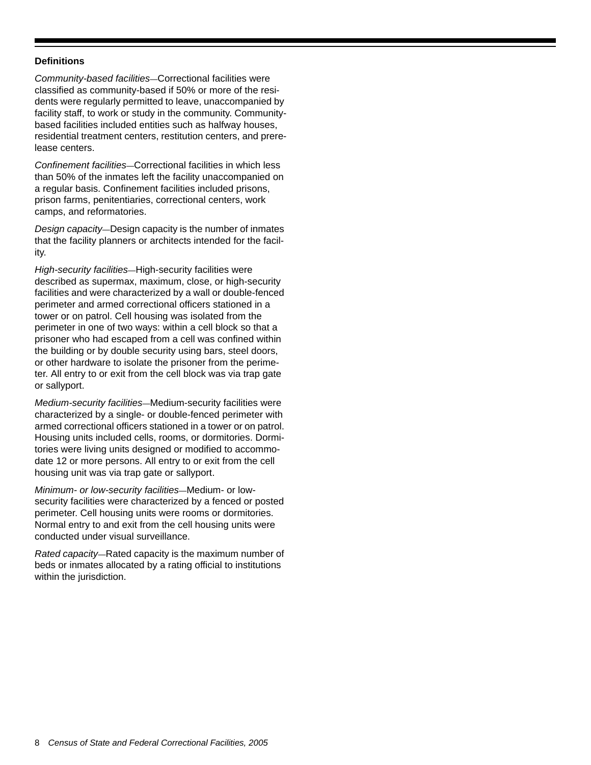**Definitions**

*Community-based facilities*—Correctional facilities were classified as community-based if 50% or more of the residents were regularly permitted to leave, unaccompanied by facility staff, to work or study in the community. Community-based facilities included entities such as halfway houses, residential treatment centers, restitution centers, and prerelease centers.

*Confinement facilities*—Correctional facilities in which less than 50% of the inmates left the facility unaccompanied on a regular basis. Confinement facilities included prisons, prison farms, penitentiaries, correctional centers, work camps, and reformatories.

*Design capacity*—Design capacity is the number of inmates that the facility planners or architects intended for the facility.

*High-security facilities*—High-security facilities were described as supermax, maximum, close, or high-security facilities and were characterized by a wall or double-fenced perimeter and armed correctional officers stationed in a tower or on patrol. Cell housing was isolated from the perimeter in one of two ways: within a cell block so that a prisoner who had escaped from a cell was confined within the building or by double security using bars, steel doors, or other hardware to isolate the prisoner from the perimeter. All entry to or exit from the cell block was via trap gate or sallyport.

*Medium-security facilities*—Medium-security facilities were characterized by a single- or double-fenced perimeter with armed correctional officers stationed in a tower or on patrol. Housing units included cells, rooms, or dormitories. Dormitories were living units designed or modified to accommodate 12 or more persons. All entry to or exit from the cell housing unit was via trap gate or sallyport.

*Minimum- or low-security facilities*—Medium- or low-security facilities were characterized by a fenced or posted perimeter. Cell housing units were rooms or dormitories. Normal entry to and exit from the cell housing units were conducted under visual surveillance.

*Rated capacity*—Rated capacity is the maximum number of beds or inmates allocated by a rating official to institutions within the jurisdiction.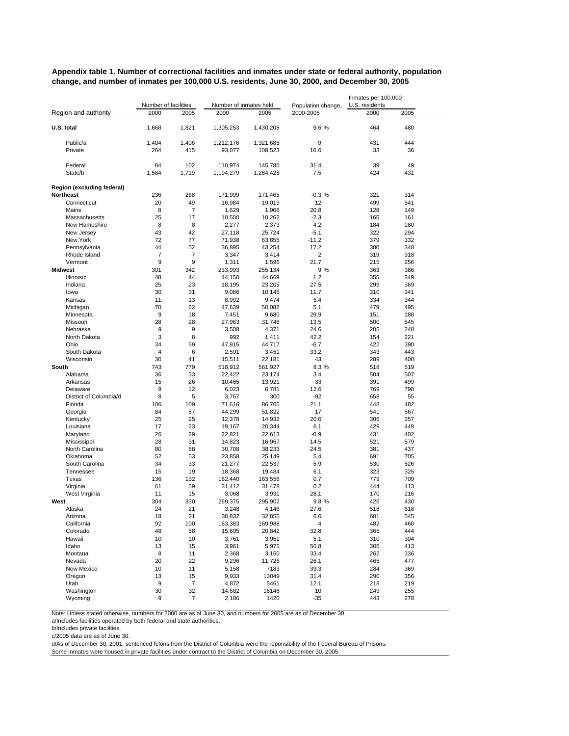**Appendix table 1. Number of correctional facilities and inmates under state or federal authority, population change, and number of inmates per 100,000 U.S. residents, June 30, 2000, and December 30, 2005**

| Region and authority | Number of facilities | | Number of inmates held | | Population change, | Inmates per 100,000 U.S. residents | |
|---|---|---|---|---|---|---|---|
| | 2000 | 2005 | 2000 | 2005 | 2000-2005 | 2000 | 2005 |
| **U.S. total** | 1,668 | 1,821 | 1,305,253 | 1,430,208 | 9.6 % | 464 | 480 |
| Public/a | 1,404 | 1,406 | 1,212,176 | 1,321,685 | 9 | 431 | 444 |
| Private | 264 | 415 | 93,077 | 108,523 | 16.6 | 33 | 36 |
| Federal | 84 | 102 | 110,974 | 145,780 | 31.4 | 39 | 49 |
| State/b | 1,584 | 1,719 | 1,194,279 | 1,284,428 | 7.5 | 424 | 431 |
| **Region (excluding federal)** | | | | | | | |
| **Northeast** | 236 | 268 | 171,999 | 171,465 | -0.3 % | 321 | 314 |
| Connecticut | 20 | 49 | 16,984 | 19,019 | 12 | 499 | 541 |
| Maine | 8 | 7 | 1,629 | 1,968 | 20.8 | 128 | 149 |
| Massachusetts | 25 | 17 | 10,500 | 10,262 | -2.3 | 165 | 161 |
| New Hampshire | 8 | 8 | 2,277 | 2,373 | 4.2 | 184 | 180 |
| New Jersey | 43 | 42 | 27,118 | 25,724 | -5.1 | 322 | 294 |
| New York | 72 | 77 | 71,938 | 63,855 | -11.2 | 379 | 332 |
| Pennsylvania | 44 | 52 | 36,895 | 43,254 | 17.2 | 300 | 348 |
| Rhode Island | 7 | 7 | 3,347 | 3,414 | 2 | 319 | 318 |
| Vermont | 9 | 9 | 1,311 | 1,596 | 21.7 | 215 | 256 |
| **Midwest** | 301 | 342 | 233,993 | 255,134 | 9 % | 363 | 386 |
| Illinois/c | 48 | 44 | 44,150 | 44,669 | 1.2 | 355 | 349 |
| Indiana | 25 | 23 | 18,195 | 23,205 | 27.5 | 299 | 369 |
| Iowa | 30 | 31 | 9,086 | 10,145 | 11.7 | 310 | 341 |
| Kansas | 11 | 13 | 8,992 | 9,474 | 5.4 | 334 | 344 |
| Michigan | 70 | 62 | 47,639 | 50,082 | 5.1 | 479 | 495 |
| Minnesota | 9 | 18 | 7,451 | 9,680 | 29.9 | 151 | 188 |
| Missouri | 28 | 28 | 27,963 | 31,748 | 13.5 | 500 | 545 |
| Nebraska | 9 | 9 | 3,508 | 4,371 | 24.6 | 205 | 248 |
| North Dakota | 3 | 8 | 992 | 1,411 | 42.2 | 154 | 221 |
| Ohio | 34 | 59 | 47,915 | 44,717 | -6.7 | 422 | 390 |
| South Dakota | 4 | 6 | 2,591 | 3,451 | 33.2 | 343 | 443 |
| Wisconsin | 30 | 41 | 15,511 | 22,181 | 43 | 289 | 400 |
| **South** | 743 | 779 | 518,912 | 561,927 | 8.3 % | 518 | 519 |
| Alabama | 36 | 33 | 22,422 | 23,174 | 3.4 | 504 | 507 |
| Arkansas | 15 | 26 | 10,465 | 13,921 | 33 | 391 | 499 |
| Delaware | 9 | 12 | 6,023 | 6,781 | 12.6 | 769 | 798 |
| District of Columbia/d | 8 | 5 | 3,767 | 300 | -92 | 658 | 55 |
| Florida | 106 | 109 | 71,616 | 86,705 | 21.1 | 448 | 482 |
| Georgia | 84 | 87 | 44,299 | 51,822 | 17 | 541 | 567 |
| Kentucky | 25 | 25 | 12,378 | 14,932 | 20.6 | 306 | 357 |
| Louisiana | 17 | 23 | 19,167 | 20,344 | 6.1 | 429 | 449 |
| Maryland | 26 | 29 | 22,821 | 22,613 | -0.9 | 431 | 402 |
| Mississippi | 28 | 31 | 14,823 | 16,967 | 14.5 | 521 | 579 |
| North Carolina | 80 | 88 | 30,708 | 38,233 | 24.5 | 381 | 437 |
| Oklahoma | 52 | 53 | 23,858 | 25,149 | 5.4 | 691 | 705 |
| South Carolina | 34 | 33 | 21,277 | 22,537 | 5.9 | 530 | 526 |
| Tennessee | 15 | 19 | 18,368 | 19,484 | 6.1 | 323 | 325 |
| Texas | 136 | 132 | 162,440 | 163,556 | 0.7 | 779 | 709 |
| Virginia | 61 | 59 | 31,412 | 31,478 | 0.2 | 444 | 413 |
| West Virginia | 11 | 15 | 3,068 | 3,931 | 28.1 | 170 | 216 |
| **West** | 304 | 330 | 269,375 | 295,902 | 9.8 % | 426 | 430 |
| Alaska | 24 | 21 | 3,248 | 4,146 | 27.6 | 518 | 618 |
| Arizona | 18 | 21 | 30,832 | 32,855 | 6.6 | 601 | 545 |
| California | 92 | 100 | 163,383 | 169,988 | 4 | 482 | 468 |
| Colorado | 48 | 58 | 15,695 | 20,842 | 32.8 | 365 | 444 |
| Hawaii | 10 | 10 | 3,761 | 3,951 | 5.1 | 310 | 304 |
| Idaho | 13 | 15 | 3,961 | 5,975 | 50.8 | 306 | 413 |
| Montana | 8 | 11 | 2,368 | 3,160 | 33.4 | 262 | 336 |
| Nevada | 20 | 22 | 9,296 | 11,726 | 26.1 | 465 | 477 |
| New Mexico | 10 | 11 | 5,158 | 7183 | 39.3 | 284 | 369 |
| Oregon | 13 | 15 | 9,933 | 13049 | 31.4 | 290 | 356 |
| Utah | 9 | 7 | 4,872 | 5461 | 12.1 | 218 | 219 |
| Washington | 30 | 32 | 14,682 | 16146 | 10 | 249 | 255 |
| Wyoming | 9 | 7 | 2,186 | 1420 | -35 | 443 | 278 |

Note: Unless stated otherwise, numbers for 2000 are as of June 30, and numbers for 2005 are as of December 30.
a/Includes facilities operated by both federal and state authorities.
b/Includes private facilities.
c/2005 data are as of June 30.
d/As of December 30, 2001, sentenced felons from the District of Columbia were the reponsibility of the Federal Bureau of Prisons.
Some inmates were housed in private facilities under contract to the District of Columbia on December 30, 2005.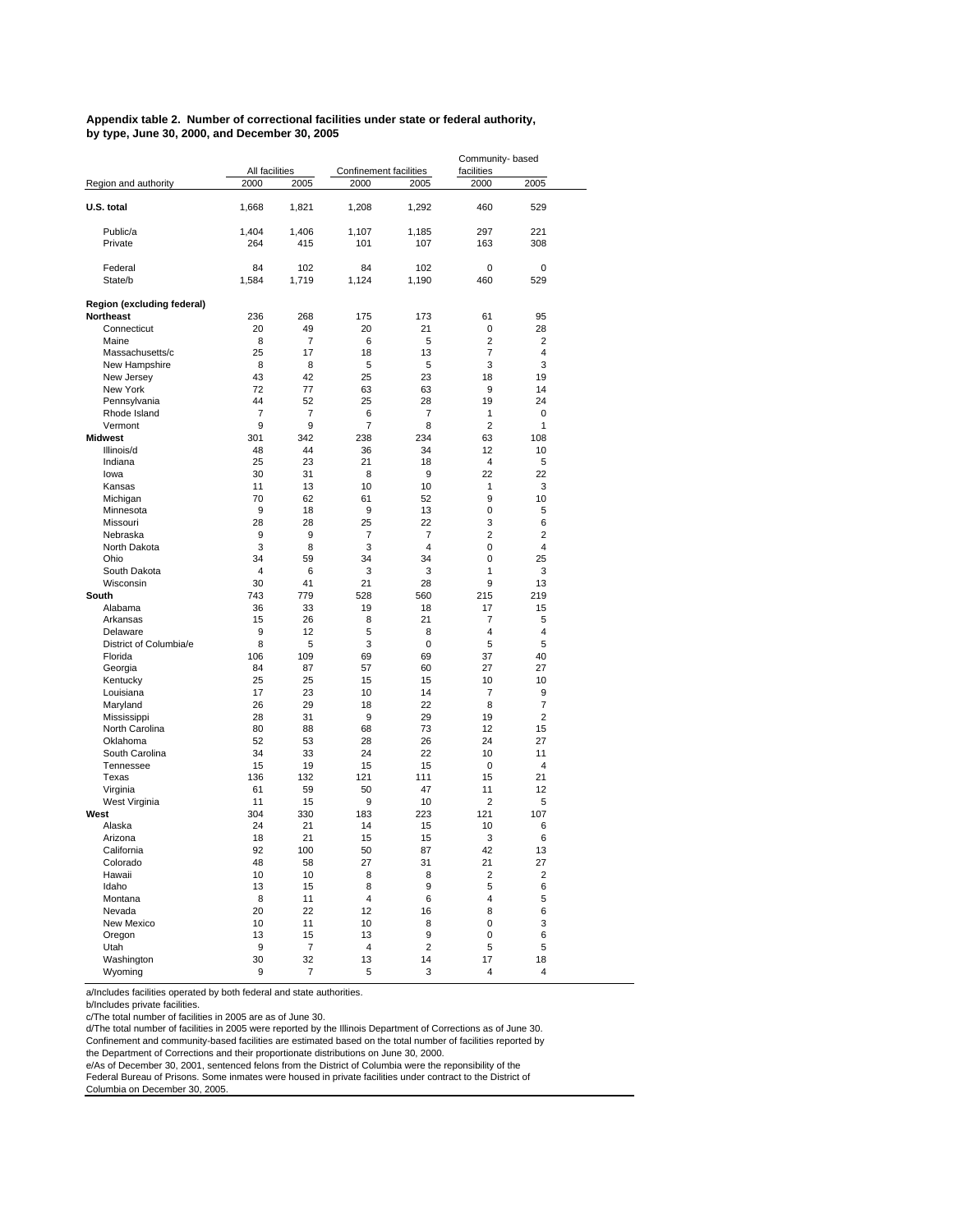**Appendix table 2. Number of correctional facilities under state or federal authority, by type, June 30, 2000, and December 30, 2005**

| Region and authority | All facilities | | Confinement facilities | | Community- based facilities | |
|---|---|---|---|---|---|---|
| | 2000 | 2005 | 2000 | 2005 | 2000 | 2005 |
| **U.S. total** | 1,668 | 1,821 | 1,208 | 1,292 | 460 | 529 |
| Public/a | 1,404 | 1,406 | 1,107 | 1,185 | 297 | 221 |
| Private | 264 | 415 | 101 | 107 | 163 | 308 |
| Federal | 84 | 102 | 84 | 102 | 0 | 0 |
| State/b | 1,584 | 1,719 | 1,124 | 1,190 | 460 | 529 |
| **Region (excluding federal)** | | | | | | |
| **Northeast** | 236 | 268 | 175 | 173 | 61 | 95 |
| Connecticut | 20 | 49 | 20 | 21 | 0 | 28 |
| Maine | 8 | 7 | 6 | 5 | 2 | 2 |
| Massachusetts/c | 25 | 17 | 18 | 13 | 7 | 4 |
| New Hampshire | 8 | 8 | 5 | 5 | 3 | 3 |
| New Jersey | 43 | 42 | 25 | 23 | 18 | 19 |
| New York | 72 | 77 | 63 | 63 | 9 | 14 |
| Pennsylvania | 44 | 52 | 25 | 28 | 19 | 24 |
| Rhode Island | 7 | 7 | 6 | 7 | 1 | 0 |
| Vermont | 9 | 9 | 7 | 8 | 2 | 1 |
| **Midwest** | 301 | 342 | 238 | 234 | 63 | 108 |
| Illinois/d | 48 | 44 | 36 | 34 | 12 | 10 |
| Indiana | 25 | 23 | 21 | 18 | 4 | 5 |
| Iowa | 30 | 31 | 8 | 9 | 22 | 22 |
| Kansas | 11 | 13 | 10 | 10 | 1 | 3 |
| Michigan | 70 | 62 | 61 | 52 | 9 | 10 |
| Minnesota | 9 | 18 | 9 | 13 | 0 | 5 |
| Missouri | 28 | 28 | 25 | 22 | 3 | 6 |
| Nebraska | 9 | 9 | 7 | 7 | 2 | 2 |
| North Dakota | 3 | 8 | 3 | 4 | 0 | 4 |
| Ohio | 34 | 59 | 34 | 34 | 0 | 25 |
| South Dakota | 4 | 6 | 3 | 3 | 1 | 3 |
| Wisconsin | 30 | 41 | 21 | 28 | 9 | 13 |
| **South** | 743 | 779 | 528 | 560 | 215 | 219 |
| Alabama | 36 | 33 | 19 | 18 | 17 | 15 |
| Arkansas | 15 | 26 | 8 | 21 | 7 | 5 |
| Delaware | 9 | 12 | 5 | 8 | 4 | 4 |
| District of Columbia/e | 8 | 5 | 3 | 0 | 5 | 5 |
| Florida | 106 | 109 | 69 | 69 | 37 | 40 |
| Georgia | 84 | 87 | 57 | 60 | 27 | 27 |
| Kentucky | 25 | 25 | 15 | 15 | 10 | 10 |
| Louisiana | 17 | 23 | 10 | 14 | 7 | 9 |
| Maryland | 26 | 29 | 18 | 22 | 8 | 7 |
| Mississippi | 28 | 31 | 9 | 29 | 19 | 2 |
| North Carolina | 80 | 88 | 68 | 73 | 12 | 15 |
| Oklahoma | 52 | 53 | 28 | 26 | 24 | 27 |
| South Carolina | 34 | 33 | 24 | 22 | 10 | 11 |
| Tennessee | 15 | 19 | 15 | 15 | 0 | 4 |
| Texas | 136 | 132 | 121 | 111 | 15 | 21 |
| Virginia | 61 | 59 | 50 | 47 | 11 | 12 |
| West Virginia | 11 | 15 | 9 | 10 | 2 | 5 |
| **West** | 304 | 330 | 183 | 223 | 121 | 107 |
| Alaska | 24 | 21 | 14 | 15 | 10 | 6 |
| Arizona | 18 | 21 | 15 | 15 | 3 | 6 |
| California | 92 | 100 | 50 | 87 | 42 | 13 |
| Colorado | 48 | 58 | 27 | 31 | 21 | 27 |
| Hawaii | 10 | 10 | 8 | 8 | 2 | 2 |
| Idaho | 13 | 15 | 8 | 9 | 5 | 6 |
| Montana | 8 | 11 | 4 | 6 | 4 | 5 |
| Nevada | 20 | 22 | 12 | 16 | 8 | 6 |
| New Mexico | 10 | 11 | 10 | 8 | 0 | 3 |
| Oregon | 13 | 15 | 13 | 9 | 0 | 6 |
| Utah | 9 | 7 | 4 | 2 | 5 | 5 |
| Washington | 30 | 32 | 13 | 14 | 17 | 18 |
| Wyoming | 9 | 7 | 5 | 3 | 4 | 4 |

a/Includes facilities operated by both federal and state authorities.
b/Includes private facilities.
c/The total number of facilities in 2005 are as of June 30.
d/The total number of facilities in 2005 were reported by the Illinois Department of Corrections as of June 30. Confinement and community-based facilities are estimated based on the total number of facilities reported by the Department of Corrections and their proportionate distributions on June 30, 2000.
e/As of December 30, 2001, sentenced felons from the District of Columbia were the reponsibility of the Federal Bureau of Prisons. Some inmates were housed in private facilities under contract to the District of Columbia on December 30, 2005.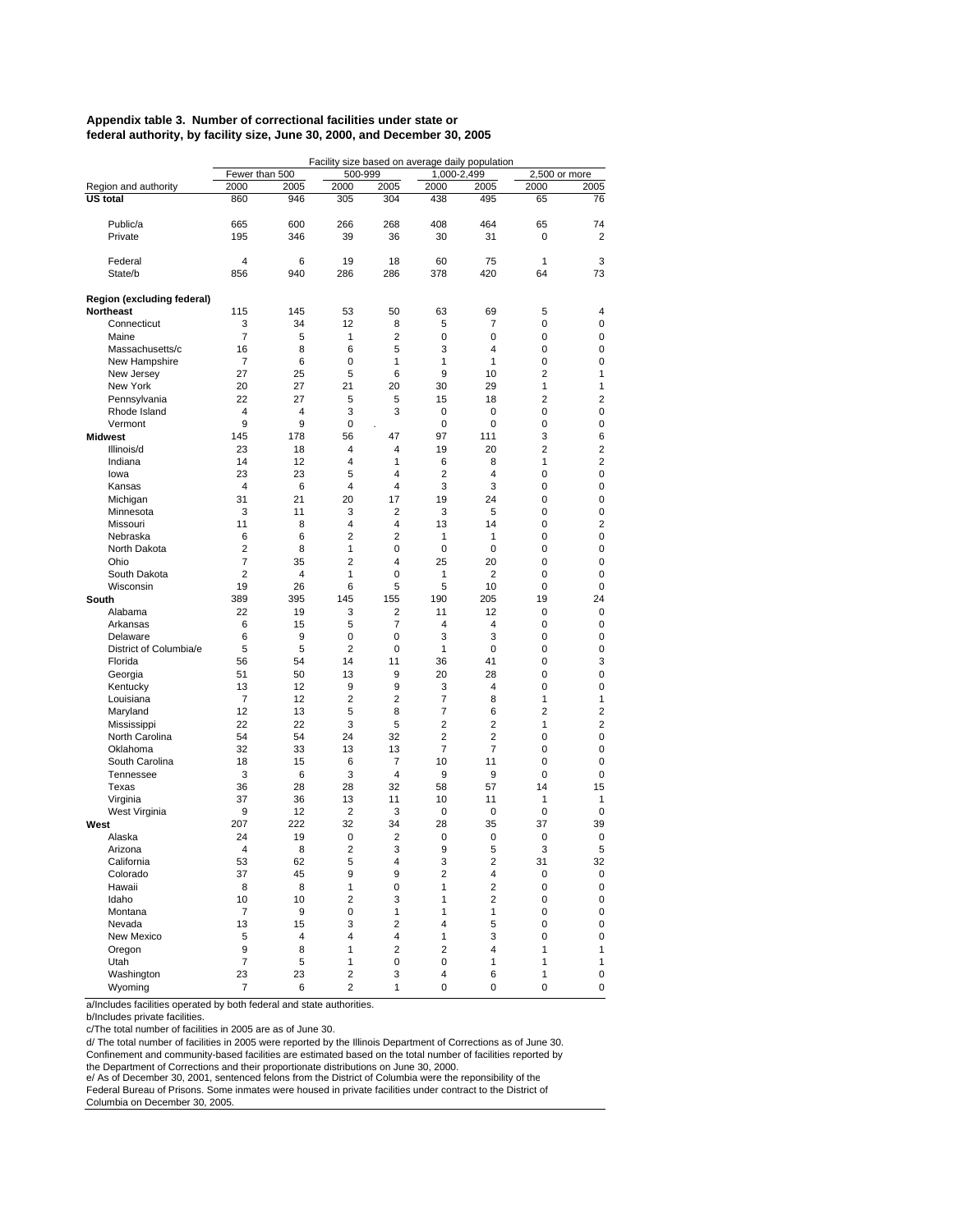**Appendix table 3. Number of correctional facilities under state or federal authority, by facility size, June 30, 2000, and December 30, 2005**

| | Facility size based on average daily population | | | | | | | |
|---|---|---|---|---|---|---|---|---|
| | Fewer than 500 | | 500-999 | | 1,000-2,499 | | 2,500 or more | |
| Region and authority | 2000 | 2005 | 2000 | 2005 | 2000 | 2005 | 2000 | 2005 |
| **US total** | 860 | 946 | 305 | 304 | 438 | 495 | 65 | 76 |
| Public/a | 665 | 600 | 266 | 268 | 408 | 464 | 65 | 74 |
| Private | 195 | 346 | 39 | 36 | 30 | 31 | 0 | 2 |
| Federal | 4 | 6 | 19 | 18 | 60 | 75 | 1 | 3 |
| State/b | 856 | 940 | 286 | 286 | 378 | 420 | 64 | 73 |
| **Region (excluding federal)** | | | | | | | | |
| **Northeast** | 115 | 145 | 53 | 50 | 63 | 69 | 5 | 4 |
| Connecticut | 3 | 34 | 12 | 8 | 5 | 7 | 0 | 0 |
| Maine | 7 | 5 | 1 | 2 | 0 | 0 | 0 | 0 |
| Massachusetts/c | 16 | 8 | 6 | 5 | 3 | 4 | 0 | 0 |
| New Hampshire | 7 | 6 | 0 | 1 | 1 | 1 | 0 | 0 |
| New Jersey | 27 | 25 | 5 | 6 | 9 | 10 | 2 | 1 |
| New York | 20 | 27 | 21 | 20 | 30 | 29 | 1 | 1 |
| Pennsylvania | 22 | 27 | 5 | 5 | 15 | 18 | 2 | 2 |
| Rhode Island | 4 | 4 | 3 | 3 | 0 | 0 | 0 | 0 |
| Vermont | 9 | 9 | 0 | . | 0 | 0 | 0 | 0 |
| **Midwest** | 145 | 178 | 56 | 47 | 97 | 111 | 3 | 6 |
| Illinois/d | 23 | 18 | 4 | 4 | 19 | 20 | 2 | 2 |
| Indiana | 14 | 12 | 4 | 1 | 6 | 8 | 1 | 2 |
| Iowa | 23 | 23 | 5 | 4 | 2 | 4 | 0 | 0 |
| Kansas | 4 | 6 | 4 | 4 | 3 | 3 | 0 | 0 |
| Michigan | 31 | 21 | 20 | 17 | 19 | 24 | 0 | 0 |
| Minnesota | 3 | 11 | 3 | 2 | 3 | 5 | 0 | 0 |
| Missouri | 11 | 8 | 4 | 4 | 13 | 14 | 0 | 2 |
| Nebraska | 6 | 6 | 2 | 2 | 1 | 1 | 0 | 0 |
| North Dakota | 2 | 8 | 1 | 0 | 0 | 0 | 0 | 0 |
| Ohio | 7 | 35 | 2 | 4 | 25 | 20 | 0 | 0 |
| South Dakota | 2 | 4 | 1 | 0 | 1 | 2 | 0 | 0 |
| Wisconsin | 19 | 26 | 6 | 5 | 5 | 10 | 0 | 0 |
| **South** | 389 | 395 | 145 | 155 | 190 | 205 | 19 | 24 |
| Alabama | 22 | 19 | 3 | 2 | 11 | 12 | 0 | 0 |
| Arkansas | 6 | 15 | 5 | 7 | 4 | 4 | 0 | 0 |
| Delaware | 6 | 9 | 0 | 0 | 3 | 3 | 0 | 0 |
| District of Columbia/e | 5 | 5 | 2 | 0 | 1 | 0 | 0 | 0 |
| Florida | 56 | 54 | 14 | 11 | 36 | 41 | 0 | 3 |
| Georgia | 51 | 50 | 13 | 9 | 20 | 28 | 0 | 0 |
| Kentucky | 13 | 12 | 9 | 9 | 3 | 4 | 0 | 0 |
| Louisiana | 7 | 12 | 2 | 2 | 7 | 8 | 1 | 1 |
| Maryland | 12 | 13 | 5 | 8 | 7 | 6 | 2 | 2 |
| Mississippi | 22 | 22 | 3 | 5 | 2 | 2 | 1 | 2 |
| North Carolina | 54 | 54 | 24 | 32 | 2 | 2 | 0 | 0 |
| Oklahoma | 32 | 33 | 13 | 13 | 7 | 7 | 0 | 0 |
| South Carolina | 18 | 15 | 6 | 7 | 10 | 11 | 0 | 0 |
| Tennessee | 3 | 6 | 3 | 4 | 9 | 9 | 0 | 0 |
| Texas | 36 | 28 | 28 | 32 | 58 | 57 | 14 | 15 |
| Virginia | 37 | 36 | 13 | 11 | 10 | 11 | 1 | 1 |
| West Virginia | 9 | 12 | 2 | 3 | 0 | 0 | 0 | 0 |
| **West** | 207 | 222 | 32 | 34 | 28 | 35 | 37 | 39 |
| Alaska | 24 | 19 | 0 | 2 | 0 | 0 | 0 | 0 |
| Arizona | 4 | 8 | 2 | 3 | 9 | 5 | 3 | 5 |
| California | 53 | 62 | 5 | 4 | 3 | 2 | 31 | 32 |
| Colorado | 37 | 45 | 9 | 9 | 2 | 4 | 0 | 0 |
| Hawaii | 8 | 8 | 1 | 0 | 1 | 2 | 0 | 0 |
| Idaho | 10 | 10 | 2 | 3 | 1 | 2 | 0 | 0 |
| Montana | 7 | 9 | 0 | 1 | 1 | 1 | 0 | 0 |
| Nevada | 13 | 15 | 3 | 2 | 4 | 5 | 0 | 0 |
| New Mexico | 5 | 4 | 4 | 4 | 1 | 3 | 0 | 0 |
| Oregon | 9 | 8 | 1 | 2 | 2 | 4 | 1 | 1 |
| Utah | 7 | 5 | 1 | 0 | 0 | 1 | 1 | 1 |
| Washington | 23 | 23 | 2 | 3 | 4 | 6 | 1 | 0 |
| Wyoming | 7 | 6 | 2 | 1 | 0 | 0 | 0 | 0 |

a/Includes facilities operated by both federal and state authorities.
b/Includes private facilities.
c/The total number of facilities in 2005 are as of June 30.
d/ The total number of facilities in 2005 were reported by the Illinois Department of Corrections as of June 30. Confinement and community-based facilities are estimated based on the total number of facilities reported by the Department of Corrections and their proportionate distributions on June 30, 2000.
e/ As of December 30, 2001, sentenced felons from the District of Columbia were the reponsibility of the Federal Bureau of Prisons. Some inmates were housed in private facilities under contract to the District of Columbia on December 30, 2005.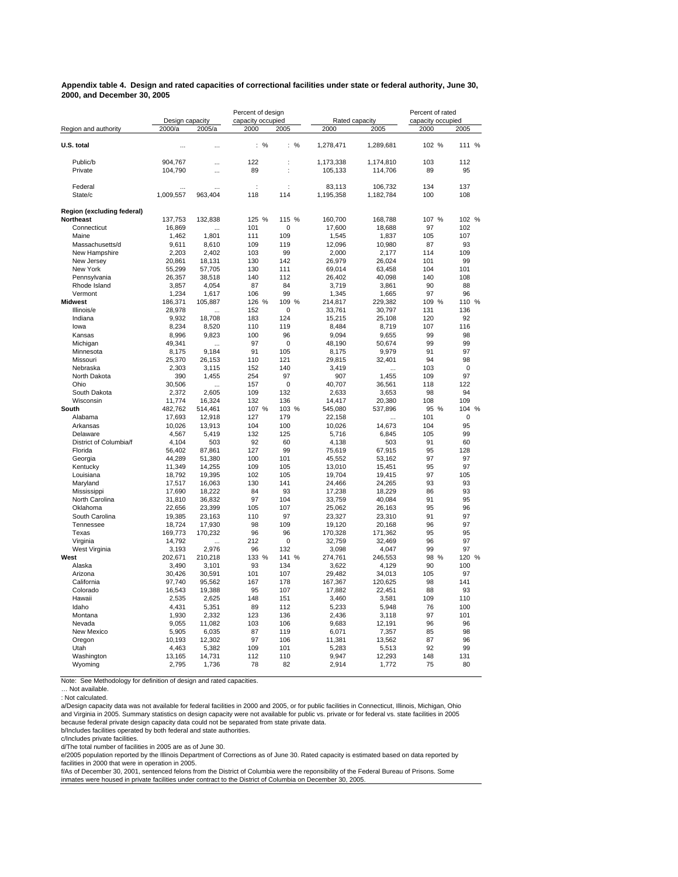**Appendix table 4. Design and rated capacities of correctional facilities under state or federal authority, June 30, 2000, and December 30, 2005**

| Region and authority | Design capacity 2000/a | Design capacity 2005/a | Percent of design capacity occupied 2000 | Percent of design capacity occupied 2005 | Rated capacity 2000 | Rated capacity 2005 | Percent of rated capacity occupied 2000 | Percent of rated capacity occupied 2005 |
|---|---|---|---|---|---|---|---|---|
| **U.S. total** | … | … | : % | : % | 1,278,471 | 1,289,681 | 102 % | 111 % |
| Public/b | 904,767 | … | 122 | : | 1,173,338 | 1,174,810 | 103 | 112 |
| Private | 104,790 | … | 89 | : | 105,133 | 114,706 | 89 | 95 |
| Federal | … | … | : | : | 83,113 | 106,732 | 134 | 137 |
| State/c | 1,009,557 | 963,404 | 118 | 114 | 1,195,358 | 1,182,784 | 100 | 108 |
| **Region (excluding federal)** | | | | | | | | |
| **Northeast** | 137,753 | 132,838 | 125 % | 115 % | 160,700 | 168,788 | 107 % | 102 % |
| Connecticut | 16,869 | … | 101 | 0 | 17,600 | 18,688 | 97 | 102 |
| Maine | 1,462 | 1,801 | 111 | 109 | 1,545 | 1,837 | 105 | 107 |
| Massachusetts/d | 9,611 | 8,610 | 109 | 119 | 12,096 | 10,980 | 87 | 93 |
| New Hampshire | 2,203 | 2,402 | 103 | 99 | 2,000 | 2,177 | 114 | 109 |
| New Jersey | 20,861 | 18,131 | 130 | 142 | 26,979 | 26,024 | 101 | 99 |
| New York | 55,299 | 57,705 | 130 | 111 | 69,014 | 63,458 | 104 | 101 |
| Pennsylvania | 26,357 | 38,518 | 140 | 112 | 26,402 | 40,098 | 140 | 108 |
| Rhode Island | 3,857 | 4,054 | 87 | 84 | 3,719 | 3,861 | 90 | 88 |
| Vermont | 1,234 | 1,617 | 106 | 99 | 1,345 | 1,665 | 97 | 96 |
| **Midwest** | 186,371 | 105,887 | 126 % | 109 % | 214,817 | 229,382 | 109 % | 110 % |
| Illinois/e | 28,978 | … | 152 | 0 | 33,761 | 30,797 | 131 | 136 |
| Indiana | 9,932 | 18,708 | 183 | 124 | 15,215 | 25,108 | 120 | 92 |
| Iowa | 8,234 | 8,520 | 110 | 119 | 8,484 | 8,719 | 107 | 116 |
| Kansas | 8,996 | 9,823 | 100 | 96 | 9,094 | 9,655 | 99 | 98 |
| Michigan | 49,341 | … | 97 | 0 | 48,190 | 50,674 | 99 | 99 |
| Minnesota | 8,175 | 9,184 | 91 | 105 | 8,175 | 9,979 | 91 | 97 |
| Missouri | 25,370 | 26,153 | 110 | 121 | 29,815 | 32,401 | 94 | 98 |
| Nebraska | 2,303 | 3,115 | 152 | 140 | 3,419 | … | 103 | 0 |
| North Dakota | 390 | 1,455 | 254 | 97 | 907 | 1,455 | 109 | 97 |
| Ohio | 30,506 | … | 157 | 0 | 40,707 | 36,561 | 118 | 122 |
| South Dakota | 2,372 | 2,605 | 109 | 132 | 2,633 | 3,653 | 98 | 94 |
| Wisconsin | 11,774 | 16,324 | 132 | 136 | 14,417 | 20,380 | 108 | 109 |
| **South** | 482,762 | 514,461 | 107 % | 103 % | 545,080 | 537,896 | 95 % | 104 % |
| Alabama | 17,693 | 12,918 | 127 | 179 | 22,158 | … | 101 | 0 |
| Arkansas | 10,026 | 13,913 | 104 | 100 | 10,026 | 14,673 | 104 | 95 |
| Delaware | 4,567 | 5,419 | 132 | 125 | 5,716 | 6,845 | 105 | 99 |
| District of Columbia/f | 4,104 | 503 | 92 | 60 | 4,138 | 503 | 91 | 60 |
| Florida | 56,402 | 87,861 | 127 | 99 | 75,619 | 67,915 | 95 | 128 |
| Georgia | 44,289 | 51,380 | 100 | 101 | 45,552 | 53,162 | 97 | 97 |
| Kentucky | 11,349 | 14,255 | 109 | 105 | 13,010 | 15,451 | 95 | 97 |
| Louisiana | 18,792 | 19,395 | 102 | 105 | 19,704 | 19,415 | 97 | 105 |
| Maryland | 17,517 | 16,063 | 130 | 141 | 24,466 | 24,265 | 93 | 93 |
| Mississippi | 17,690 | 18,222 | 84 | 93 | 17,238 | 18,229 | 86 | 93 |
| North Carolina | 31,810 | 36,832 | 97 | 104 | 33,759 | 40,084 | 91 | 95 |
| Oklahoma | 22,656 | 23,399 | 105 | 107 | 25,062 | 26,163 | 95 | 96 |
| South Carolina | 19,385 | 23,163 | 110 | 97 | 23,327 | 23,310 | 91 | 97 |
| Tennessee | 18,724 | 17,930 | 98 | 109 | 19,120 | 20,168 | 96 | 97 |
| Texas | 169,773 | 170,232 | 96 | 96 | 170,328 | 171,362 | 95 | 95 |
| Virginia | 14,792 | … | 212 | 0 | 32,759 | 32,469 | 96 | 97 |
| West Virginia | 3,193 | 2,976 | 96 | 132 | 3,098 | 4,047 | 99 | 97 |
| **West** | 202,671 | 210,218 | 133 % | 141 % | 274,761 | 246,553 | 98 % | 120 % |
| Alaska | 3,490 | 3,101 | 93 | 134 | 3,622 | 4,129 | 90 | 100 |
| Arizona | 30,426 | 30,591 | 101 | 107 | 29,482 | 34,013 | 105 | 97 |
| California | 97,740 | 95,562 | 167 | 178 | 167,367 | 120,625 | 98 | 141 |
| Colorado | 16,543 | 19,388 | 95 | 107 | 17,882 | 22,451 | 88 | 93 |
| Hawaii | 2,535 | 2,625 | 148 | 151 | 3,460 | 3,581 | 109 | 110 |
| Idaho | 4,431 | 5,351 | 89 | 112 | 5,233 | 5,948 | 76 | 100 |
| Montana | 1,930 | 2,332 | 123 | 136 | 2,436 | 3,118 | 97 | 101 |
| Nevada | 9,055 | 11,082 | 103 | 106 | 9,683 | 12,191 | 96 | 96 |
| New Mexico | 5,905 | 6,035 | 87 | 119 | 6,071 | 7,357 | 85 | 98 |
| Oregon | 10,193 | 12,302 | 97 | 106 | 11,381 | 13,562 | 87 | 96 |
| Utah | 4,463 | 5,382 | 109 | 101 | 5,283 | 5,513 | 92 | 99 |
| Washington | 13,165 | 14,731 | 112 | 110 | 9,947 | 12,293 | 148 | 131 |
| Wyoming | 2,795 | 1,736 | 78 | 82 | 2,914 | 1,772 | 75 | 80 |

Note: See Methodology for definition of design and rated capacities.
… Not available.
: Not calculated.
a/Design capacity data was not available for federal facilities in 2000 and 2005, or for public facilities in Connecticut, Illinois, Michigan, Ohio and Virginia in 2005. Summary statistics on design capacity were not available for public vs. private or for federal vs. state facilities in 2005 because federal private design capacity data could not be separated from state private data.
b/Includes facilities operated by both federal and state authorities.
c/Includes private facilities.
d/The total number of facilities in 2005 are as of June 30.
e/2005 population reported by the Illinois Department of Corrections as of June 30. Rated capacity is estimated based on data reported by facilities in 2000 that were in operation in 2005.
f/As of December 30, 2001, sentenced felons from the District of Columbia were the reponsibility of the Federal Bureau of Prisons. Some inmates were housed in private facilities under contract to the District of Columbia on December 30, 2005.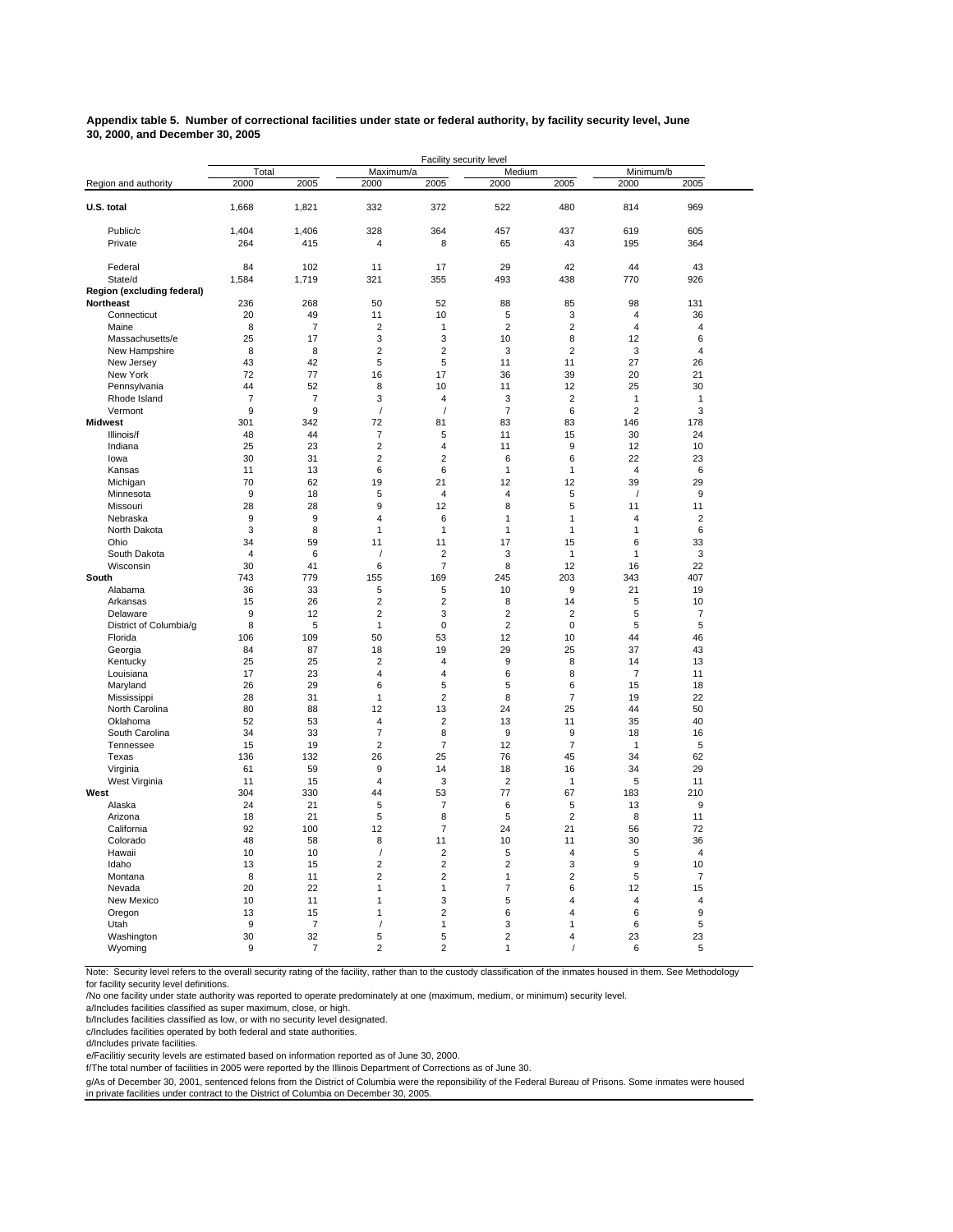**Appendix table 5. Number of correctional facilities under state or federal authority, by facility security level, June 30, 2000, and December 30, 2005**

| | Facility security level | | | | | | | |
|---|---|---|---|---|---|---|---|---|
| | Total | | Maximum/a | | Medium | | Minimum/b | |
| Region and authority | 2000 | 2005 | 2000 | 2005 | 2000 | 2005 | 2000 | 2005 |
| **U.S. total** | 1,668 | 1,821 | 332 | 372 | 522 | 480 | 814 | 969 |
| Public/c | 1,404 | 1,406 | 328 | 364 | 457 | 437 | 619 | 605 |
| Private | 264 | 415 | 4 | 8 | 65 | 43 | 195 | 364 |
| Federal | 84 | 102 | 11 | 17 | 29 | 42 | 44 | 43 |
| State/d | 1,584 | 1,719 | 321 | 355 | 493 | 438 | 770 | 926 |
| **Region (excluding federal)** | | | | | | | | |
| **Northeast** | 236 | 268 | 50 | 52 | 88 | 85 | 98 | 131 |
| Connecticut | 20 | 49 | 11 | 10 | 5 | 3 | 4 | 36 |
| Maine | 8 | 7 | 2 | 1 | 2 | 2 | 4 | 4 |
| Massachusetts/e | 25 | 17 | 3 | 3 | 10 | 8 | 12 | 6 |
| New Hampshire | 8 | 8 | 2 | 2 | 3 | 2 | 3 | 4 |
| New Jersey | 43 | 42 | 5 | 5 | 11 | 11 | 27 | 26 |
| New York | 72 | 77 | 16 | 17 | 36 | 39 | 20 | 21 |
| Pennsylvania | 44 | 52 | 8 | 10 | 11 | 12 | 25 | 30 |
| Rhode Island | 7 | 7 | 3 | 4 | 3 | 2 | 1 | 1 |
| Vermont | 9 | 9 | / | / | 7 | 6 | 2 | 3 |
| **Midwest** | 301 | 342 | 72 | 81 | 83 | 83 | 146 | 178 |
| Illinois/f | 48 | 44 | 7 | 5 | 11 | 15 | 30 | 24 |
| Indiana | 25 | 23 | 2 | 4 | 11 | 9 | 12 | 10 |
| Iowa | 30 | 31 | 2 | 2 | 6 | 6 | 22 | 23 |
| Kansas | 11 | 13 | 6 | 6 | 1 | 1 | 4 | 6 |
| Michigan | 70 | 62 | 19 | 21 | 12 | 12 | 39 | 29 |
| Minnesota | 9 | 18 | 5 | 4 | 4 | 5 | / | 9 |
| Missouri | 28 | 28 | 9 | 12 | 8 | 5 | 11 | 11 |
| Nebraska | 9 | 9 | 4 | 6 | 1 | 1 | 4 | 2 |
| North Dakota | 3 | 8 | 1 | 1 | 1 | 1 | 1 | 6 |
| Ohio | 34 | 59 | 11 | 11 | 17 | 15 | 6 | 33 |
| South Dakota | 4 | 6 | / | 2 | 3 | 1 | 1 | 3 |
| Wisconsin | 30 | 41 | 6 | 7 | 8 | 12 | 16 | 22 |
| **South** | 743 | 779 | 155 | 169 | 245 | 203 | 343 | 407 |
| Alabama | 36 | 33 | 5 | 5 | 10 | 9 | 21 | 19 |
| Arkansas | 15 | 26 | 2 | 2 | 8 | 14 | 5 | 10 |
| Delaware | 9 | 12 | 2 | 3 | 2 | 2 | 5 | 7 |
| District of Columbia/g | 8 | 5 | 1 | 0 | 2 | 0 | 5 | 5 |
| Florida | 106 | 109 | 50 | 53 | 12 | 10 | 44 | 46 |
| Georgia | 84 | 87 | 18 | 19 | 29 | 25 | 37 | 43 |
| Kentucky | 25 | 25 | 2 | 4 | 9 | 8 | 14 | 13 |
| Louisiana | 17 | 23 | 4 | 4 | 6 | 8 | 7 | 11 |
| Maryland | 26 | 29 | 6 | 5 | 5 | 6 | 15 | 18 |
| Mississippi | 28 | 31 | 1 | 2 | 8 | 7 | 19 | 22 |
| North Carolina | 80 | 88 | 12 | 13 | 24 | 25 | 44 | 50 |
| Oklahoma | 52 | 53 | 4 | 2 | 13 | 11 | 35 | 40 |
| South Carolina | 34 | 33 | 7 | 8 | 9 | 9 | 18 | 16 |
| Tennessee | 15 | 19 | 2 | 7 | 12 | 7 | 1 | 5 |
| Texas | 136 | 132 | 26 | 25 | 76 | 45 | 34 | 62 |
| Virginia | 61 | 59 | 9 | 14 | 18 | 16 | 34 | 29 |
| West Virginia | 11 | 15 | 4 | 3 | 2 | 1 | 5 | 11 |
| **West** | 304 | 330 | 44 | 53 | 77 | 67 | 183 | 210 |
| Alaska | 24 | 21 | 5 | 7 | 6 | 5 | 13 | 9 |
| Arizona | 18 | 21 | 5 | 8 | 5 | 2 | 8 | 11 |
| California | 92 | 100 | 12 | 7 | 24 | 21 | 56 | 72 |
| Colorado | 48 | 58 | 8 | 11 | 10 | 11 | 30 | 36 |
| Hawaii | 10 | 10 | / | 2 | 5 | 4 | 5 | 4 |
| Idaho | 13 | 15 | 2 | 2 | 2 | 3 | 9 | 10 |
| Montana | 8 | 11 | 2 | 2 | 1 | 2 | 5 | 7 |
| Nevada | 20 | 22 | 1 | 1 | 7 | 6 | 12 | 15 |
| New Mexico | 10 | 11 | 1 | 3 | 5 | 4 | 4 | 4 |
| Oregon | 13 | 15 | 1 | 2 | 6 | 4 | 6 | 9 |
| Utah | 9 | 7 | / | 1 | 3 | 1 | 6 | 5 |
| Washington | 30 | 32 | 5 | 5 | 2 | 4 | 23 | 23 |
| Wyoming | 9 | 7 | 2 | 2 | 1 | / | 6 | 5 |

Note: Security level refers to the overall security rating of the facility, rather than to the custody classification of the inmates housed in them. See Methodology for facility security level definitions.

/No one facility under state authority was reported to operate predominately at one (maximum, medium, or minimum) security level.

a/Includes facilities classified as super maximum, close, or high.

b/Includes facilities classified as low, or with no security level designated.

c/Includes facilities operated by both federal and state authorities.

d/Includes private facilities.

e/Facilitiy security levels are estimated based on information reported as of June 30, 2000.

f/The total number of facilities in 2005 were reported by the Illinois Department of Corrections as of June 30.

g/As of December 30, 2001, sentenced felons from the District of Columbia were the reponsibility of the Federal Bureau of Prisons. Some inmates were housed in private facilities under contract to the District of Columbia on December 30, 2005.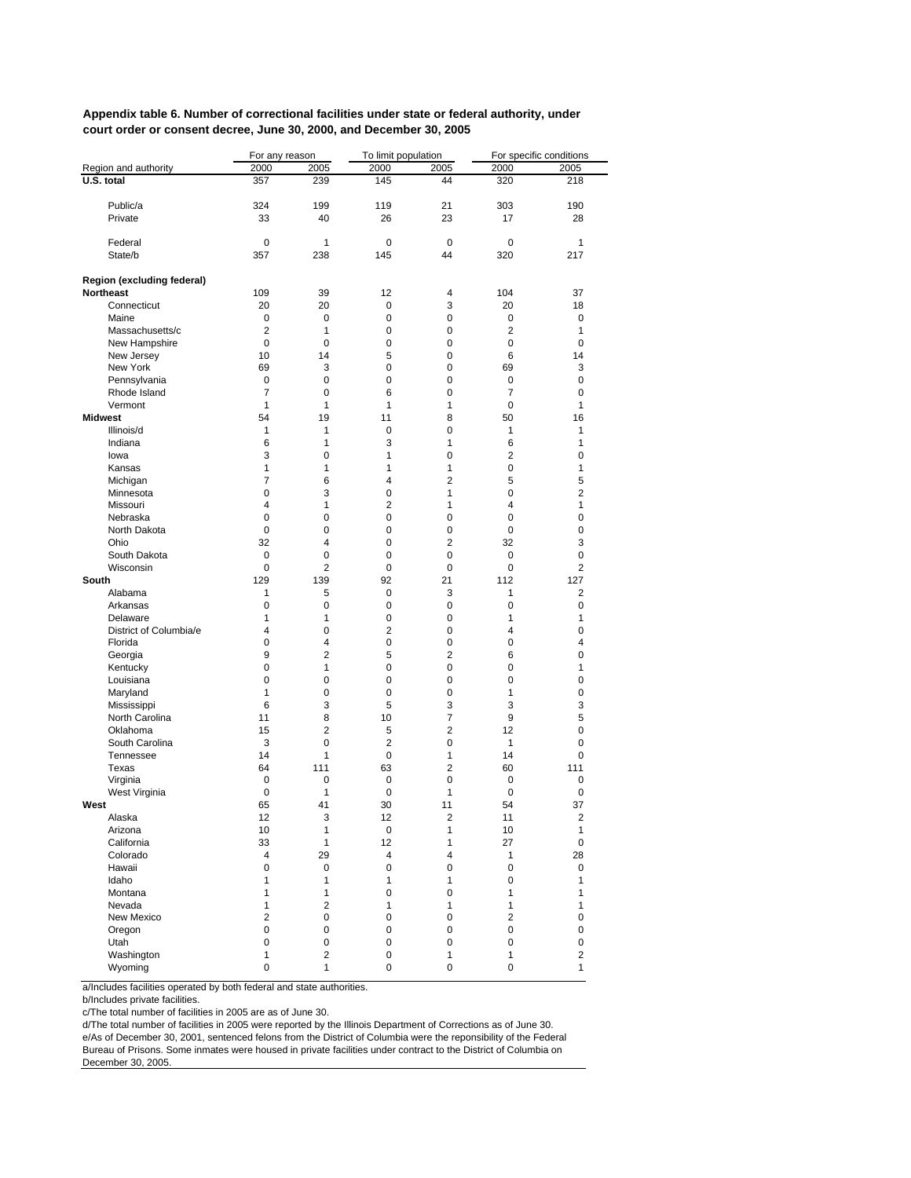**Appendix table 6. Number of correctional facilities under state or federal authority, under court order or consent decree, June 30, 2000, and December 30, 2005**

| Region and authority | For any reason | | To limit population | | For specific conditions | |
|---|---|---|---|---|---|---|
| | 2000 | 2005 | 2000 | 2005 | 2000 | 2005 |
| **U.S. total** | 357 | 239 | 145 | 44 | 320 | 218 |
| Public/a | 324 | 199 | 119 | 21 | 303 | 190 |
| Private | 33 | 40 | 26 | 23 | 17 | 28 |
| Federal | 0 | 1 | 0 | 0 | 0 | 1 |
| State/b | 357 | 238 | 145 | 44 | 320 | 217 |
| **Region (excluding federal)** | | | | | | |
| **Northeast** | 109 | 39 | 12 | 4 | 104 | 37 |
| Connecticut | 20 | 20 | 0 | 3 | 20 | 18 |
| Maine | 0 | 0 | 0 | 0 | 0 | 0 |
| Massachusetts/c | 2 | 1 | 0 | 0 | 2 | 1 |
| New Hampshire | 0 | 0 | 0 | 0 | 0 | 0 |
| New Jersey | 10 | 14 | 5 | 0 | 6 | 14 |
| New York | 69 | 3 | 0 | 0 | 69 | 3 |
| Pennsylvania | 0 | 0 | 0 | 0 | 0 | 0 |
| Rhode Island | 7 | 0 | 6 | 0 | 7 | 0 |
| Vermont | 1 | 1 | 1 | 1 | 0 | 1 |
| **Midwest** | 54 | 19 | 11 | 8 | 50 | 16 |
| Illinois/d | 1 | 1 | 0 | 0 | 1 | 1 |
| Indiana | 6 | 1 | 3 | 1 | 6 | 1 |
| Iowa | 3 | 0 | 1 | 0 | 2 | 0 |
| Kansas | 1 | 1 | 1 | 1 | 0 | 1 |
| Michigan | 7 | 6 | 4 | 2 | 5 | 5 |
| Minnesota | 0 | 3 | 0 | 1 | 0 | 2 |
| Missouri | 4 | 1 | 2 | 1 | 4 | 1 |
| Nebraska | 0 | 0 | 0 | 0 | 0 | 0 |
| North Dakota | 0 | 0 | 0 | 0 | 0 | 0 |
| Ohio | 32 | 4 | 0 | 2 | 32 | 3 |
| South Dakota | 0 | 0 | 0 | 0 | 0 | 0 |
| Wisconsin | 0 | 2 | 0 | 0 | 0 | 2 |
| **South** | 129 | 139 | 92 | 21 | 112 | 127 |
| Alabama | 1 | 5 | 0 | 3 | 1 | 2 |
| Arkansas | 0 | 0 | 0 | 0 | 0 | 0 |
| Delaware | 1 | 1 | 0 | 0 | 1 | 1 |
| District of Columbia/e | 4 | 0 | 2 | 0 | 4 | 0 |
| Florida | 0 | 4 | 0 | 0 | 0 | 4 |
| Georgia | 9 | 2 | 5 | 2 | 6 | 0 |
| Kentucky | 0 | 1 | 0 | 0 | 0 | 1 |
| Louisiana | 0 | 0 | 0 | 0 | 0 | 0 |
| Maryland | 1 | 0 | 0 | 0 | 1 | 0 |
| Mississippi | 6 | 3 | 5 | 3 | 3 | 3 |
| North Carolina | 11 | 8 | 10 | 7 | 9 | 5 |
| Oklahoma | 15 | 2 | 5 | 2 | 12 | 0 |
| South Carolina | 3 | 0 | 2 | 0 | 1 | 0 |
| Tennessee | 14 | 1 | 0 | 1 | 14 | 0 |
| Texas | 64 | 111 | 63 | 2 | 60 | 111 |
| Virginia | 0 | 0 | 0 | 0 | 0 | 0 |
| West Virginia | 0 | 1 | 0 | 1 | 0 | 0 |
| **West** | 65 | 41 | 30 | 11 | 54 | 37 |
| Alaska | 12 | 3 | 12 | 2 | 11 | 2 |
| Arizona | 10 | 1 | 0 | 1 | 10 | 1 |
| California | 33 | 1 | 12 | 1 | 27 | 0 |
| Colorado | 4 | 29 | 4 | 4 | 1 | 28 |
| Hawaii | 0 | 0 | 0 | 0 | 0 | 0 |
| Idaho | 1 | 1 | 1 | 1 | 0 | 1 |
| Montana | 1 | 1 | 0 | 0 | 1 | 1 |
| Nevada | 1 | 2 | 1 | 1 | 1 | 1 |
| New Mexico | 2 | 0 | 0 | 0 | 2 | 0 |
| Oregon | 0 | 0 | 0 | 0 | 0 | 0 |
| Utah | 0 | 0 | 0 | 0 | 0 | 0 |
| Washington | 1 | 2 | 0 | 1 | 1 | 2 |
| Wyoming | 0 | 1 | 0 | 0 | 0 | 1 |

a/Includes facilities operated by both federal and state authorities.
b/Includes private facilities.
c/The total number of facilities in 2005 are as of June 30.
d/The total number of facilities in 2005 were reported by the Illinois Department of Corrections as of June 30.
e/As of December 30, 2001, sentenced felons from the District of Columbia were the reponsibility of the Federal Bureau of Prisons. Some inmates were housed in private facilities under contract to the District of Columbia on December 30, 2005.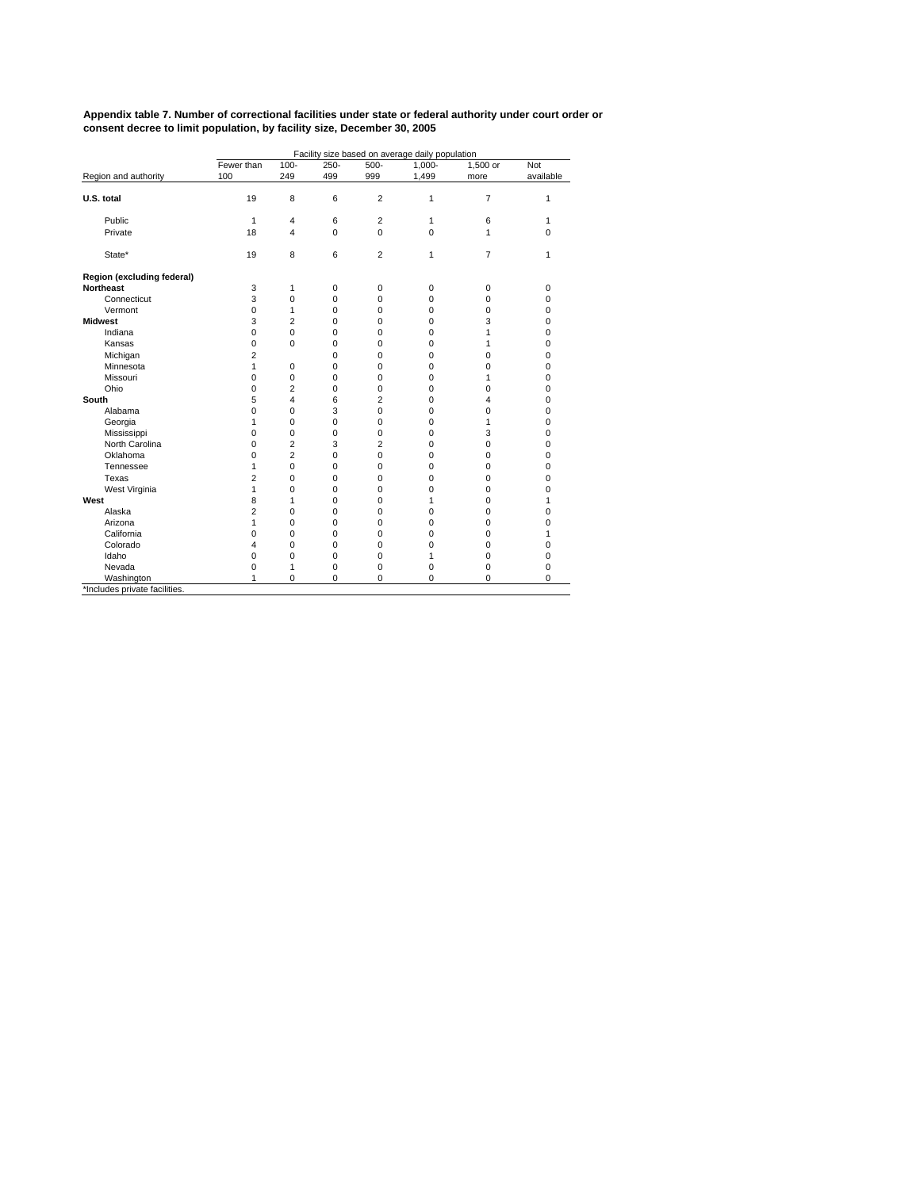**Appendix table 7. Number of correctional facilities under state or federal authority under court order or consent decree to limit population, by facility size, December 30, 2005**

| | Facility size based on average daily population | | | | | | |
|---|---|---|---|---|---|---|---|
| Region and authority | Fewer than 100 | 100-249 | 250-499 | 500-999 | 1,000-1,499 | 1,500 or more | Not available |
| **U.S. total** | 19 | 8 | 6 | 2 | 1 | 7 | 1 |
| Public | 1 | 4 | 6 | 2 | 1 | 6 | 1 |
| Private | 18 | 4 | 0 | 0 | 0 | 1 | 0 |
| State* | 19 | 8 | 6 | 2 | 1 | 7 | 1 |
| **Region (excluding federal)** | | | | | | | |
| **Northeast** | 3 | 1 | 0 | 0 | 0 | 0 | 0 |
| Connecticut | 3 | 0 | 0 | 0 | 0 | 0 | 0 |
| Vermont | 0 | 1 | 0 | 0 | 0 | 0 | 0 |
| **Midwest** | 3 | 2 | 0 | 0 | 0 | 3 | 0 |
| Indiana | 0 | 0 | 0 | 0 | 0 | 1 | 0 |
| Kansas | 0 | 0 | 0 | 0 | 0 | 1 | 0 |
| Michigan | 2 | | 0 | 0 | 0 | 0 | 0 |
| Minnesota | 1 | 0 | 0 | 0 | 0 | 0 | 0 |
| Missouri | 0 | 0 | 0 | 0 | 0 | 1 | 0 |
| Ohio | 0 | 2 | 0 | 0 | 0 | 0 | 0 |
| **South** | 5 | 4 | 6 | 2 | 0 | 4 | 0 |
| Alabama | 0 | 0 | 3 | 0 | 0 | 0 | 0 |
| Georgia | 1 | 0 | 0 | 0 | 0 | 1 | 0 |
| Mississippi | 0 | 0 | 0 | 0 | 0 | 3 | 0 |
| North Carolina | 0 | 2 | 3 | 2 | 0 | 0 | 0 |
| Oklahoma | 0 | 2 | 0 | 0 | 0 | 0 | 0 |
| Tennessee | 1 | 0 | 0 | 0 | 0 | 0 | 0 |
| Texas | 2 | 0 | 0 | 0 | 0 | 0 | 0 |
| West Virginia | 1 | 0 | 0 | 0 | 0 | 0 | 0 |
| **West** | 8 | 1 | 0 | 0 | 1 | 0 | 1 |
| Alaska | 2 | 0 | 0 | 0 | 0 | 0 | 0 |
| Arizona | 1 | 0 | 0 | 0 | 0 | 0 | 0 |
| California | 0 | 0 | 0 | 0 | 0 | 0 | 1 |
| Colorado | 4 | 0 | 0 | 0 | 0 | 0 | 0 |
| Idaho | 0 | 0 | 0 | 0 | 1 | 0 | 0 |
| Nevada | 0 | 1 | 0 | 0 | 0 | 0 | 0 |
| Washington | 1 | 0 | 0 | 0 | 0 | 0 | 0 |

*Includes private facilities.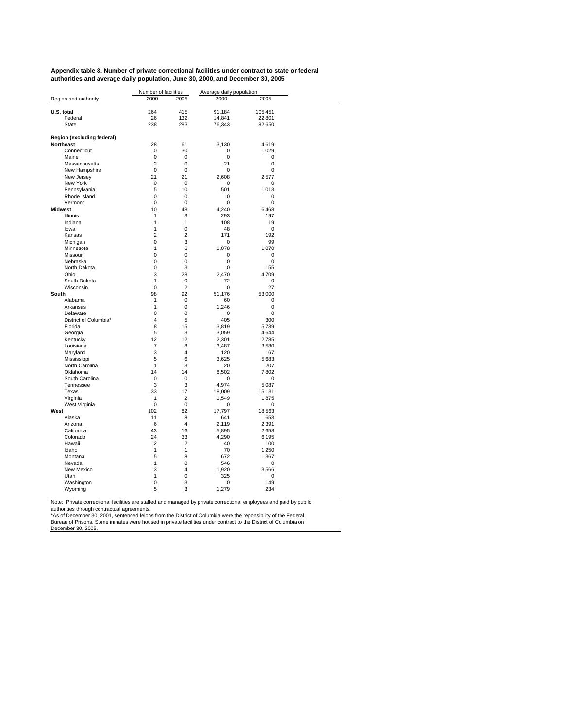**Appendix table 8. Number of private correctional facilities under contract to state or federal authorities and average daily population, June 30, 2000, and December 30, 2005**

| Region and authority | Number of facilities | | Average daily population | |
|---|---|---|---|---|
| | 2000 | 2005 | 2000 | 2005 |
| **U.S. total** | 264 | 415 | 91,184 | 105,451 |
| Federal | 26 | 132 | 14,841 | 22,801 |
| State | 238 | 283 | 76,343 | 82,650 |
| **Region (excluding federal)** | | | | |
| **Northeast** | 28 | 61 | 3,130 | 4,619 |
| Connecticut | 0 | 30 | 0 | 1,029 |
| Maine | 0 | 0 | 0 | 0 |
| Massachusetts | 2 | 0 | 21 | 0 |
| New Hampshire | 0 | 0 | 0 | 0 |
| New Jersey | 21 | 21 | 2,608 | 2,577 |
| New York | 0 | 0 | 0 | 0 |
| Pennsylvania | 5 | 10 | 501 | 1,013 |
| Rhode Island | 0 | 0 | 0 | 0 |
| Vermont | 0 | 0 | 0 | 0 |
| **Midwest** | 10 | 48 | 4,240 | 6,468 |
| Illinois | 1 | 3 | 293 | 197 |
| Indiana | 1 | 1 | 108 | 19 |
| Iowa | 1 | 0 | 48 | 0 |
| Kansas | 2 | 2 | 171 | 192 |
| Michigan | 0 | 3 | 0 | 99 |
| Minnesota | 1 | 6 | 1,078 | 1,070 |
| Missouri | 0 | 0 | 0 | 0 |
| Nebraska | 0 | 0 | 0 | 0 |
| North Dakota | 0 | 3 | 0 | 155 |
| Ohio | 3 | 28 | 2,470 | 4,709 |
| South Dakota | 1 | 0 | 72 | 0 |
| Wisconsin | 0 | 2 | 0 | 27 |
| **South** | 98 | 92 | 51,176 | 53,000 |
| Alabama | 1 | 0 | 60 | 0 |
| Arkansas | 1 | 0 | 1,246 | 0 |
| Delaware | 0 | 0 | 0 | 0 |
| District of Columbia* | 4 | 5 | 405 | 300 |
| Florida | 8 | 15 | 3,819 | 5,739 |
| Georgia | 5 | 3 | 3,059 | 4,644 |
| Kentucky | 12 | 12 | 2,301 | 2,785 |
| Louisiana | 7 | 8 | 3,487 | 3,580 |
| Maryland | 3 | 4 | 120 | 167 |
| Mississippi | 5 | 6 | 3,625 | 5,683 |
| North Carolina | 1 | 3 | 20 | 207 |
| Oklahoma | 14 | 14 | 8,502 | 7,802 |
| South Carolina | 0 | 0 | 0 | 0 |
| Tennessee | 3 | 3 | 4,974 | 5,087 |
| Texas | 33 | 17 | 18,009 | 15,131 |
| Virginia | 1 | 2 | 1,549 | 1,875 |
| West Virginia | 0 | 0 | 0 | 0 |
| **West** | 102 | 82 | 17,797 | 18,563 |
| Alaska | 11 | 8 | 641 | 653 |
| Arizona | 6 | 4 | 2,119 | 2,391 |
| California | 43 | 16 | 5,895 | 2,658 |
| Colorado | 24 | 33 | 4,290 | 6,195 |
| Hawaii | 2 | 2 | 40 | 100 |
| Idaho | 1 | 1 | 70 | 1,250 |
| Montana | 5 | 8 | 672 | 1,367 |
| Nevada | 1 | 0 | 546 | 0 |
| New Mexico | 3 | 4 | 1,920 | 3,566 |
| Utah | 1 | 0 | 325 | 0 |
| Washington | 0 | 3 | 0 | 149 |
| Wyoming | 5 | 3 | 1,279 | 234 |

Note: Private correctional facilities are staffed and managed by private correctional employees and paid by pubilc authorities through contractual agreements.

*As of December 30, 2001, sentenced felons from the District of Columbia were the reponsibility of the Federal Bureau of Prisons. Some inmates were housed in private facilities under contract to the District of Columbia on December 30, 2005.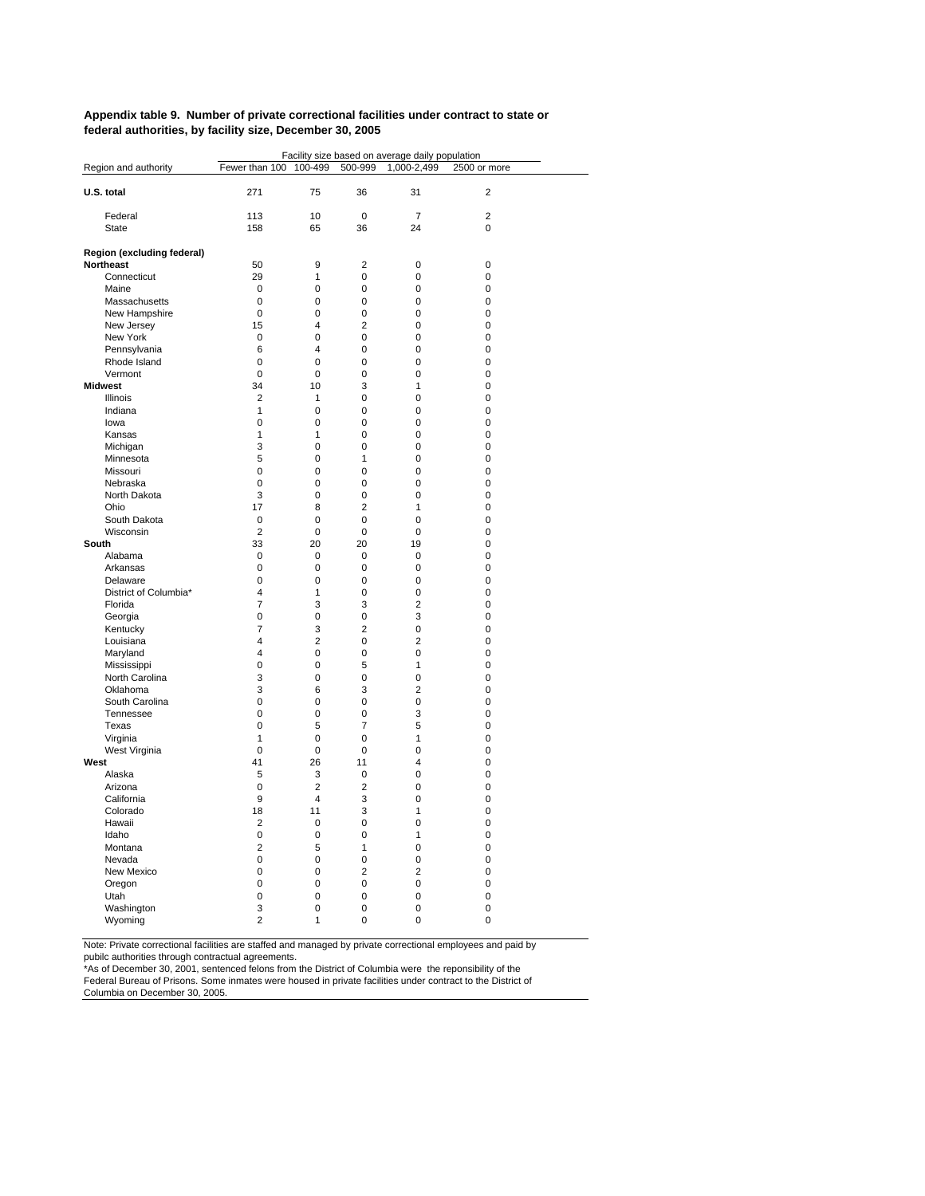**Appendix table 9. Number of private correctional facilities under contract to state or federal authorities, by facility size, December 30, 2005**

| Region and authority | Facility size based on average daily population | | | | |
|---|---|---|---|---|---|
| | Fewer than 100 | 100-499 | 500-999 | 1,000-2,499 | 2500 or more |
| **U.S. total** | 271 | 75 | 36 | 31 | 2 |
| Federal | 113 | 10 | 0 | 7 | 2 |
| State | 158 | 65 | 36 | 24 | 0 |
| **Region (excluding federal)** | | | | | |
| **Northeast** | 50 | 9 | 2 | 0 | 0 |
| Connecticut | 29 | 1 | 0 | 0 | 0 |
| Maine | 0 | 0 | 0 | 0 | 0 |
| Massachusetts | 0 | 0 | 0 | 0 | 0 |
| New Hampshire | 0 | 0 | 0 | 0 | 0 |
| New Jersey | 15 | 4 | 2 | 0 | 0 |
| New York | 0 | 0 | 0 | 0 | 0 |
| Pennsylvania | 6 | 4 | 0 | 0 | 0 |
| Rhode Island | 0 | 0 | 0 | 0 | 0 |
| Vermont | 0 | 0 | 0 | 0 | 0 |
| **Midwest** | 34 | 10 | 3 | 1 | 0 |
| Illinois | 2 | 1 | 0 | 0 | 0 |
| Indiana | 1 | 0 | 0 | 0 | 0 |
| Iowa | 0 | 0 | 0 | 0 | 0 |
| Kansas | 1 | 1 | 0 | 0 | 0 |
| Michigan | 3 | 0 | 0 | 0 | 0 |
| Minnesota | 5 | 0 | 1 | 0 | 0 |
| Missouri | 0 | 0 | 0 | 0 | 0 |
| Nebraska | 0 | 0 | 0 | 0 | 0 |
| North Dakota | 3 | 0 | 0 | 0 | 0 |
| Ohio | 17 | 8 | 2 | 1 | 0 |
| South Dakota | 0 | 0 | 0 | 0 | 0 |
| Wisconsin | 2 | 0 | 0 | 0 | 0 |
| **South** | 33 | 20 | 20 | 19 | 0 |
| Alabama | 0 | 0 | 0 | 0 | 0 |
| Arkansas | 0 | 0 | 0 | 0 | 0 |
| Delaware | 0 | 0 | 0 | 0 | 0 |
| District of Columbia* | 4 | 1 | 0 | 0 | 0 |
| Florida | 7 | 3 | 3 | 2 | 0 |
| Georgia | 0 | 0 | 0 | 3 | 0 |
| Kentucky | 7 | 3 | 2 | 0 | 0 |
| Louisiana | 4 | 2 | 0 | 2 | 0 |
| Maryland | 4 | 0 | 0 | 0 | 0 |
| Mississippi | 0 | 0 | 5 | 1 | 0 |
| North Carolina | 3 | 0 | 0 | 0 | 0 |
| Oklahoma | 3 | 6 | 3 | 2 | 0 |
| South Carolina | 0 | 0 | 0 | 0 | 0 |
| Tennessee | 0 | 0 | 0 | 3 | 0 |
| Texas | 0 | 5 | 7 | 5 | 0 |
| Virginia | 1 | 0 | 0 | 1 | 0 |
| West Virginia | 0 | 0 | 0 | 0 | 0 |
| **West** | 41 | 26 | 11 | 4 | 0 |
| Alaska | 5 | 3 | 0 | 0 | 0 |
| Arizona | 0 | 2 | 2 | 0 | 0 |
| California | 9 | 4 | 3 | 0 | 0 |
| Colorado | 18 | 11 | 3 | 1 | 0 |
| Hawaii | 2 | 0 | 0 | 0 | 0 |
| Idaho | 0 | 0 | 0 | 1 | 0 |
| Montana | 2 | 5 | 1 | 0 | 0 |
| Nevada | 0 | 0 | 0 | 0 | 0 |
| New Mexico | 0 | 0 | 2 | 2 | 0 |
| Oregon | 0 | 0 | 0 | 0 | 0 |
| Utah | 0 | 0 | 0 | 0 | 0 |
| Washington | 3 | 0 | 0 | 0 | 0 |
| Wyoming | 2 | 1 | 0 | 0 | 0 |

Note: Private correctional facilities are staffed and managed by private correctional employees and paid by pubilc authorities through contractual agreements.
*As of December 30, 2001, sentenced felons from the District of Columbia were the reponsibility of the Federal Bureau of Prisons. Some inmates were housed in private facilities under contract to the District of Columbia on December 30, 2005.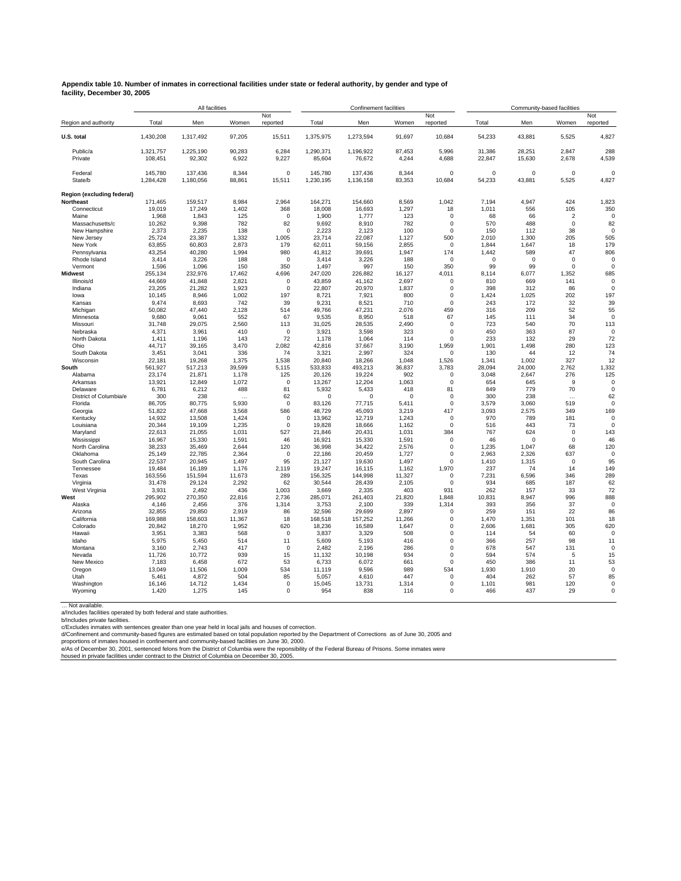**Appendix table 10. Number of inmates in correctional facilities under state or federal authority, by gender and type of facility, December 30, 2005**

| Region and authority | All facilities | | | | Confinement facilities | | | | Community-based facilities | | | |
|---|---|---|---|---|---|---|---|---|---|---|---|---|
| | Total | Men | Women | Not reported | Total | Men | Women | Not reported | Total | Men | Women | Not reported |
| **U.S. total** | 1,430,208 | 1,317,492 | 97,205 | 15,511 | 1,375,975 | 1,273,594 | 91,697 | 10,684 | 54,233 | 43,881 | 5,525 | 4,827 |
| Public/a | 1,321,757 | 1,225,190 | 90,283 | 6,284 | 1,290,371 | 1,196,922 | 87,453 | 5,996 | 31,386 | 28,251 | 2,847 | 288 |
| Private | 108,451 | 92,302 | 6,922 | 9,227 | 85,604 | 76,672 | 4,244 | 4,688 | 22,847 | 15,630 | 2,678 | 4,539 |
| Federal | 145,780 | 137,436 | 8,344 | 0 | 145,780 | 137,436 | 8,344 | 0 | 0 | 0 | 0 | 0 |
| State/b | 1,284,428 | 1,180,056 | 88,861 | 15,511 | 1,230,195 | 1,136,158 | 83,353 | 10,684 | 54,233 | 43,881 | 5,525 | 4,827 |
| **Region (excluding federal)** | | | | | | | | | | | | |
| **Northeast** | 171,465 | 159,517 | 8,984 | 2,964 | 164,271 | 154,660 | 8,569 | 1,042 | 7,194 | 4,947 | 424 | 1,823 |
| Connecticut | 19,019 | 17,249 | 1,402 | 368 | 18,008 | 16,693 | 1,297 | 18 | 1,011 | 556 | 105 | 350 |
| Maine | 1,968 | 1,843 | 125 | 0 | 1,900 | 1,777 | 123 | 0 | 68 | 66 | 2 | 0 |
| Massachusetts/c | 10,262 | 9,398 | 782 | 82 | 9,692 | 8,910 | 782 | 0 | 570 | 488 | 0 | 82 |
| New Hampshire | 2,373 | 2,235 | 138 | 0 | 2,223 | 2,123 | 100 | 0 | 150 | 112 | 38 | 0 |
| New Jersey | 25,724 | 23,387 | 1,332 | 1,005 | 23,714 | 22,087 | 1,127 | 500 | 2,010 | 1,300 | 205 | 505 |
| New York | 63,855 | 60,803 | 2,873 | 179 | 62,011 | 59,156 | 2,855 | 0 | 1,844 | 1,647 | 18 | 179 |
| Pennsylvania | 43,254 | 40,280 | 1,994 | 980 | 41,812 | 39,691 | 1,947 | 174 | 1,442 | 589 | 47 | 806 |
| Rhode Island | 3,414 | 3,226 | 188 | 0 | 3,414 | 3,226 | 188 | 0 | 0 | 0 | 0 | 0 |
| Vermont | 1,596 | 1,096 | 150 | 350 | 1,497 | 997 | 150 | 350 | 99 | 99 | 0 | 0 |
| **Midwest** | 255,134 | 232,976 | 17,462 | 4,696 | 247,020 | 226,882 | 16,127 | 4,011 | 8,114 | 6,077 | 1,352 | 685 |
| Illinois/d | 44,669 | 41,848 | 2,821 | 0 | 43,859 | 41,162 | 2,697 | 0 | 810 | 669 | 141 | 0 |
| Indiana | 23,205 | 21,282 | 1,923 | 0 | 22,807 | 20,970 | 1,837 | 0 | 398 | 312 | 86 | 0 |
| Iowa | 10,145 | 8,946 | 1,002 | 197 | 8,721 | 7,921 | 800 | 0 | 1,424 | 1,025 | 202 | 197 |
| Kansas | 9,474 | 8,693 | 742 | 39 | 9,231 | 8,521 | 710 | 0 | 243 | 172 | 32 | 39 |
| Michigan | 50,082 | 47,440 | 2,128 | 514 | 49,766 | 47,231 | 2,076 | 459 | 316 | 209 | 52 | 55 |
| Minnesota | 9,680 | 9,061 | 552 | 67 | 9,535 | 8,950 | 518 | 67 | 145 | 111 | 34 | 0 |
| Missouri | 31,748 | 29,075 | 2,560 | 113 | 31,025 | 28,535 | 2,490 | 0 | 723 | 540 | 70 | 113 |
| Nebraska | 4,371 | 3,961 | 410 | 0 | 3,921 | 3,598 | 323 | 0 | 450 | 363 | 87 | 0 |
| North Dakota | 1,411 | 1,196 | 143 | 72 | 1,178 | 1,064 | 114 | 0 | 233 | 132 | 29 | 72 |
| Ohio | 44,717 | 39,165 | 3,470 | 2,082 | 42,816 | 37,667 | 3,190 | 1,959 | 1,901 | 1,498 | 280 | 123 |
| South Dakota | 3,451 | 3,041 | 336 | 74 | 3,321 | 2,997 | 324 | 0 | 130 | 44 | 12 | 74 |
| Wisconsin | 22,181 | 19,268 | 1,375 | 1,538 | 20,840 | 18,266 | 1,048 | 1,526 | 1,341 | 1,002 | 327 | 12 |
| **South** | 561,927 | 517,213 | 39,599 | 5,115 | 533,833 | 493,213 | 36,837 | 3,783 | 28,094 | 24,000 | 2,762 | 1,332 |
| Alabama | 23,174 | 21,871 | 1,178 | 125 | 20,126 | 19,224 | 902 | 0 | 3,048 | 2,647 | 276 | 125 |
| Arkansas | 13,921 | 12,849 | 1,072 | 0 | 13,267 | 12,204 | 1,063 | 0 | 654 | 645 | 9 | 0 |
| Delaware | 6,781 | 6,212 | 488 | 81 | 5,932 | 5,433 | 418 | 81 | 849 | 779 | 70 | 0 |
| District of Columbia/e | 300 | 238 | ... | 62 | 0 | 0 | 0 | 0 | 300 | 238 | ... | 62 |
| Florida | 86,705 | 80,775 | 5,930 | 0 | 83,126 | 77,715 | 5,411 | 0 | 3,579 | 3,060 | 519 | 0 |
| Georgia | 51,822 | 47,668 | 3,568 | 586 | 48,729 | 45,093 | 3,219 | 417 | 3,093 | 2,575 | 349 | 169 |
| Kentucky | 14,932 | 13,508 | 1,424 | 0 | 13,962 | 12,719 | 1,243 | 0 | 970 | 789 | 181 | 0 |
| Louisiana | 20,344 | 19,109 | 1,235 | 0 | 19,828 | 18,666 | 1,162 | 0 | 516 | 443 | 73 | 0 |
| Maryland | 22,613 | 21,055 | 1,031 | 527 | 21,846 | 20,431 | 1,031 | 384 | 767 | 624 | 0 | 143 |
| Mississippi | 16,967 | 15,330 | 1,591 | 46 | 16,921 | 15,330 | 1,591 | 0 | 46 | 0 | 0 | 46 |
| North Carolina | 38,233 | 35,469 | 2,644 | 120 | 36,998 | 34,422 | 2,576 | 0 | 1,235 | 1,047 | 68 | 120 |
| Oklahoma | 25,149 | 22,785 | 2,364 | 0 | 22,186 | 20,459 | 1,727 | 0 | 2,963 | 2,326 | 637 | 0 |
| South Carolina | 22,537 | 20,945 | 1,497 | 95 | 21,127 | 19,630 | 1,497 | 0 | 1,410 | 1,315 | 0 | 95 |
| Tennessee | 19,484 | 16,189 | 1,176 | 2,119 | 19,247 | 16,115 | 1,162 | 1,970 | 237 | 74 | 14 | 149 |
| Texas | 163,556 | 151,594 | 11,673 | 289 | 156,325 | 144,998 | 11,327 | 0 | 7,231 | 6,596 | 346 | 289 |
| Virginia | 31,478 | 29,124 | 2,292 | 62 | 30,544 | 28,439 | 2,105 | 0 | 934 | 685 | 187 | 62 |
| West Virginia | 3,931 | 2,492 | 436 | 1,003 | 3,669 | 2,335 | 403 | 931 | 262 | 157 | 33 | 72 |
| **West** | 295,902 | 270,350 | 22,816 | 2,736 | 285,071 | 261,403 | 21,820 | 1,848 | 10,831 | 8,947 | 996 | 888 |
| Alaska | 4,146 | 2,456 | 376 | 1,314 | 3,753 | 2,100 | 339 | 1,314 | 393 | 356 | 37 | 0 |
| Arizona | 32,855 | 29,850 | 2,919 | 86 | 32,596 | 29,699 | 2,897 | 0 | 259 | 151 | 22 | 86 |
| California | 169,988 | 158,603 | 11,367 | 18 | 168,518 | 157,252 | 11,266 | 0 | 1,470 | 1,351 | 101 | 18 |
| Colorado | 20,842 | 18,270 | 1,952 | 620 | 18,236 | 16,589 | 1,647 | 0 | 2,606 | 1,681 | 305 | 620 |
| Hawaii | 3,951 | 3,383 | 568 | 0 | 3,837 | 3,329 | 508 | 0 | 114 | 54 | 60 | 0 |
| Idaho | 5,975 | 5,450 | 514 | 11 | 5,609 | 5,193 | 416 | 0 | 366 | 257 | 98 | 11 |
| Montana | 3,160 | 2,743 | 417 | 0 | 2,482 | 2,196 | 286 | 0 | 678 | 547 | 131 | 0 |
| Nevada | 11,726 | 10,772 | 939 | 15 | 11,132 | 10,198 | 934 | 0 | 594 | 574 | 5 | 15 |
| New Mexico | 7,183 | 6,458 | 672 | 53 | 6,733 | 6,072 | 661 | 0 | 450 | 386 | 11 | 53 |
| Oregon | 13,049 | 11,506 | 1,009 | 534 | 11,119 | 9,596 | 989 | 534 | 1,930 | 1,910 | 20 | 0 |
| Utah | 5,461 | 4,872 | 504 | 85 | 5,057 | 4,610 | 447 | 0 | 404 | 262 | 57 | 85 |
| Washington | 16,146 | 14,712 | 1,434 | 0 | 15,045 | 13,731 | 1,314 | 0 | 1,101 | 981 | 120 | 0 |
| Wyoming | 1,420 | 1,275 | 145 | 0 | 954 | 838 | 116 | 0 | 466 | 437 | 29 | 0 |

... Not available.
a/Includes facilities operated by both federal and state authorities.
b/Includes private facilities.
c/Excludes inmates with sentences greater than one year held in local jails and houses of correction.
d/Confinement and community-based figures are estimated based on total population reported by the Department of Corrections as of June 30, 2005 and proportions of inmates housed in confinement and community-based facilities on June 30, 2000.
e/As of December 30, 2001, sentenced felons from the District of Columbia were the reponsibility of the Federal Bureau of Prisons. Some inmates were housed in private facilities under contract to the District of Columbia on December 30, 2005.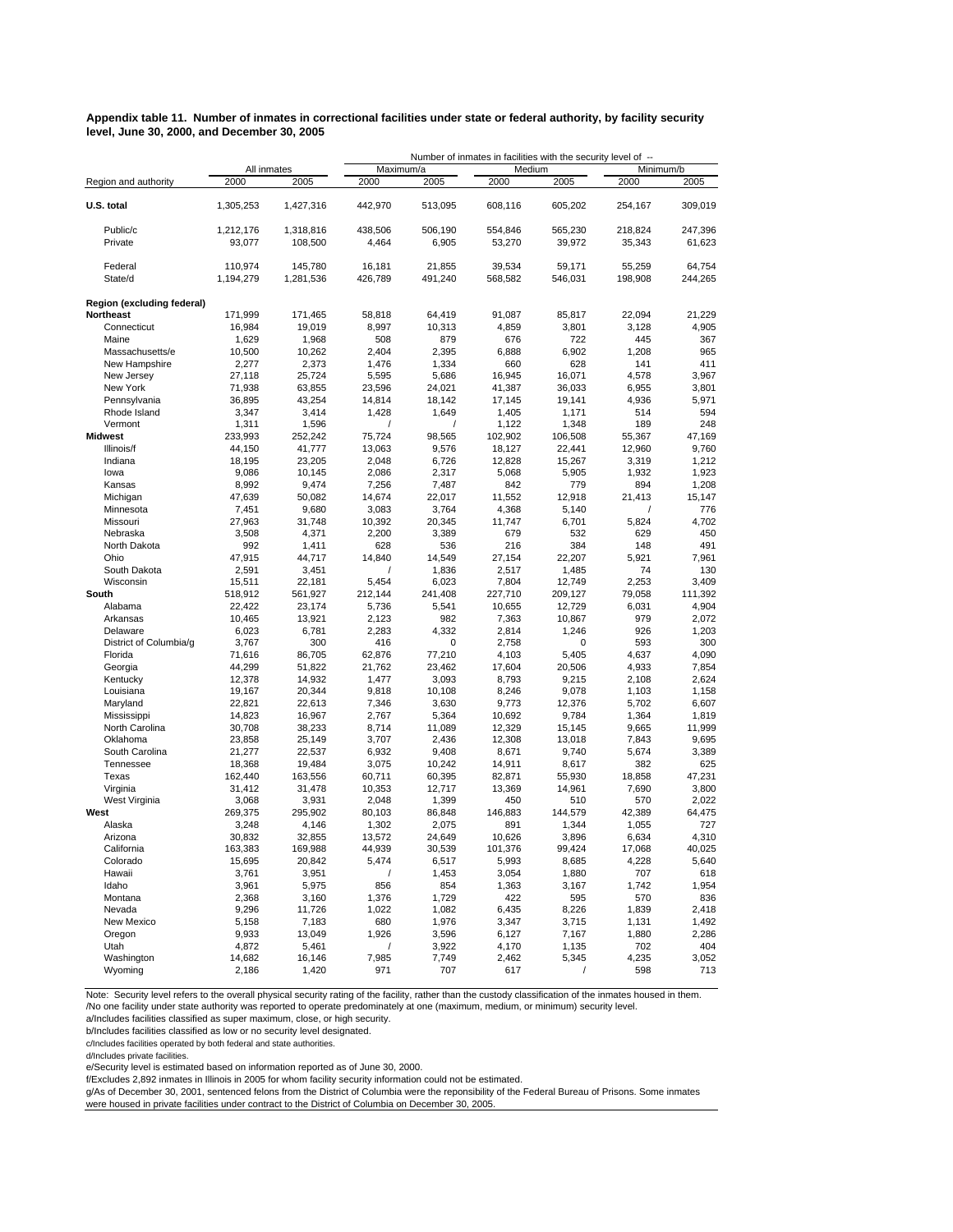**Appendix table 11. Number of inmates in correctional facilities under state or federal authority, by facility security level, June 30, 2000, and December 30, 2005**

| Region and authority | All inmates | | Number of inmates in facilities with the security level of -- Maximum/a | | Medium | | Minimum/b | |
|---|---|---|---|---|---|---|---|---|
| | 2000 | 2005 | 2000 | 2005 | 2000 | 2005 | 2000 | 2005 |
| **U.S. total** | 1,305,253 | 1,427,316 | 442,970 | 513,095 | 608,116 | 605,202 | 254,167 | 309,019 |
| Public/c | 1,212,176 | 1,318,816 | 438,506 | 506,190 | 554,846 | 565,230 | 218,824 | 247,396 |
| Private | 93,077 | 108,500 | 4,464 | 6,905 | 53,270 | 39,972 | 35,343 | 61,623 |
| Federal | 110,974 | 145,780 | 16,181 | 21,855 | 39,534 | 59,171 | 55,259 | 64,754 |
| State/d | 1,194,279 | 1,281,536 | 426,789 | 491,240 | 568,582 | 546,031 | 198,908 | 244,265 |
| **Region (excluding federal)** | | | | | | | | |
| **Northeast** | 171,999 | 171,465 | 58,818 | 64,419 | 91,087 | 85,817 | 22,094 | 21,229 |
| Connecticut | 16,984 | 19,019 | 8,997 | 10,313 | 4,859 | 3,801 | 3,128 | 4,905 |
| Maine | 1,629 | 1,968 | 508 | 879 | 676 | 722 | 445 | 367 |
| Massachusetts/e | 10,500 | 10,262 | 2,404 | 2,395 | 6,888 | 6,902 | 1,208 | 965 |
| New Hampshire | 2,277 | 2,373 | 1,476 | 1,334 | 660 | 628 | 141 | 411 |
| New Jersey | 27,118 | 25,724 | 5,595 | 5,686 | 16,945 | 16,071 | 4,578 | 3,967 |
| New York | 71,938 | 63,855 | 23,596 | 24,021 | 41,387 | 36,033 | 6,955 | 3,801 |
| Pennsylvania | 36,895 | 43,254 | 14,814 | 18,142 | 17,145 | 19,141 | 4,936 | 5,971 |
| Rhode Island | 3,347 | 3,414 | 1,428 | 1,649 | 1,405 | 1,171 | 514 | 594 |
| Vermont | 1,311 | 1,596 | / | / | 1,122 | 1,348 | 189 | 248 |
| **Midwest** | 233,993 | 252,242 | 75,724 | 98,565 | 102,902 | 106,508 | 55,367 | 47,169 |
| Illinois/f | 44,150 | 41,777 | 13,063 | 9,576 | 18,127 | 22,441 | 12,960 | 9,760 |
| Indiana | 18,195 | 23,205 | 2,048 | 6,726 | 12,828 | 15,267 | 3,319 | 1,212 |
| Iowa | 9,086 | 10,145 | 2,086 | 2,317 | 5,068 | 5,905 | 1,932 | 1,923 |
| Kansas | 8,992 | 9,474 | 7,256 | 7,487 | 842 | 779 | 894 | 1,208 |
| Michigan | 47,639 | 50,082 | 14,674 | 22,017 | 11,552 | 12,918 | 21,413 | 15,147 |
| Minnesota | 7,451 | 9,680 | 3,083 | 3,764 | 4,368 | 5,140 | / | 776 |
| Missouri | 27,963 | 31,748 | 10,392 | 20,345 | 11,747 | 6,701 | 5,824 | 4,702 |
| Nebraska | 3,508 | 4,371 | 2,200 | 3,389 | 679 | 532 | 629 | 450 |
| North Dakota | 992 | 1,411 | 628 | 536 | 216 | 384 | 148 | 491 |
| Ohio | 47,915 | 44,717 | 14,840 | 14,549 | 27,154 | 22,207 | 5,921 | 7,961 |
| South Dakota | 2,591 | 3,451 | / | 1,836 | 2,517 | 1,485 | 74 | 130 |
| Wisconsin | 15,511 | 22,181 | 5,454 | 6,023 | 7,804 | 12,749 | 2,253 | 3,409 |
| **South** | 518,912 | 561,927 | 212,144 | 241,408 | 227,710 | 209,127 | 79,058 | 111,392 |
| Alabama | 22,422 | 23,174 | 5,736 | 5,541 | 10,655 | 12,729 | 6,031 | 4,904 |
| Arkansas | 10,465 | 13,921 | 2,123 | 982 | 7,363 | 10,867 | 979 | 2,072 |
| Delaware | 6,023 | 6,781 | 2,283 | 4,332 | 2,814 | 1,246 | 926 | 1,203 |
| District of Columbia/g | 3,767 | 300 | 416 | 0 | 2,758 | 0 | 593 | 300 |
| Florida | 71,616 | 86,705 | 62,876 | 77,210 | 4,103 | 5,405 | 4,637 | 4,090 |
| Georgia | 44,299 | 51,822 | 21,762 | 23,462 | 17,604 | 20,506 | 4,933 | 7,854 |
| Kentucky | 12,378 | 14,932 | 1,477 | 3,093 | 8,793 | 9,215 | 2,108 | 2,624 |
| Louisiana | 19,167 | 20,344 | 9,818 | 10,108 | 8,246 | 9,078 | 1,103 | 1,158 |
| Maryland | 22,821 | 22,613 | 7,346 | 3,630 | 9,773 | 12,376 | 5,702 | 6,607 |
| Mississippi | 14,823 | 16,967 | 2,767 | 5,364 | 10,692 | 9,784 | 1,364 | 1,819 |
| North Carolina | 30,708 | 38,233 | 8,714 | 11,089 | 12,329 | 15,145 | 9,665 | 11,999 |
| Oklahoma | 23,858 | 25,149 | 3,707 | 2,436 | 12,308 | 13,018 | 7,843 | 9,695 |
| South Carolina | 21,277 | 22,537 | 6,932 | 9,408 | 8,671 | 9,740 | 5,674 | 3,389 |
| Tennessee | 18,368 | 19,484 | 3,075 | 10,242 | 14,911 | 8,617 | 382 | 625 |
| Texas | 162,440 | 163,556 | 60,711 | 60,395 | 82,871 | 55,930 | 18,858 | 47,231 |
| Virginia | 31,412 | 31,478 | 10,353 | 12,717 | 13,369 | 14,961 | 7,690 | 3,800 |
| West Virginia | 3,068 | 3,931 | 2,048 | 1,399 | 450 | 510 | 570 | 2,022 |
| **West** | 269,375 | 295,902 | 80,103 | 86,848 | 146,883 | 144,579 | 42,389 | 64,475 |
| Alaska | 3,248 | 4,146 | 1,302 | 2,075 | 891 | 1,344 | 1,055 | 727 |
| Arizona | 30,832 | 32,855 | 13,572 | 24,649 | 10,626 | 3,896 | 6,634 | 4,310 |
| California | 163,383 | 169,988 | 44,939 | 30,539 | 101,376 | 99,424 | 17,068 | 40,025 |
| Colorado | 15,695 | 20,842 | 5,474 | 6,517 | 5,993 | 8,685 | 4,228 | 5,640 |
| Hawaii | 3,761 | 3,951 | / | 1,453 | 3,054 | 1,880 | 707 | 618 |
| Idaho | 3,961 | 5,975 | 856 | 854 | 1,363 | 3,167 | 1,742 | 1,954 |
| Montana | 2,368 | 3,160 | 1,376 | 1,729 | 422 | 595 | 570 | 836 |
| Nevada | 9,296 | 11,726 | 1,022 | 1,082 | 6,435 | 8,226 | 1,839 | 2,418 |
| New Mexico | 5,158 | 7,183 | 680 | 1,976 | 3,347 | 3,715 | 1,131 | 1,492 |
| Oregon | 9,933 | 13,049 | 1,926 | 3,596 | 6,127 | 7,167 | 1,880 | 2,286 |
| Utah | 4,872 | 5,461 | / | 3,922 | 4,170 | 1,135 | 702 | 404 |
| Washington | 14,682 | 16,146 | 7,985 | 7,749 | 2,462 | 5,345 | 4,235 | 3,052 |
| Wyoming | 2,186 | 1,420 | 971 | 707 | 617 | / | 598 | 713 |

Note: Security level refers to the overall physical security rating of the facility, rather than the custody classification of the inmates housed in them.
/No one facility under state authority was reported to operate predominately at one (maximum, medium, or minimum) security level.
a/Includes facilities classified as super maximum, close, or high security.
b/Includes facilities classified as low or no security level designated.
c/Includes facilities operated by both federal and state authorities.
d/Includes private facilities.
e/Security level is estimated based on information reported as of June 30, 2000.
f/Excludes 2,892 inmates in Illinois in 2005 for whom facility security information could not be estimated.
g/As of December 30, 2001, sentenced felons from the District of Columbia were the reponsibility of the Federal Bureau of Prisons. Some inmates were housed in private facilities under contract to the District of Columbia on December 30, 2005.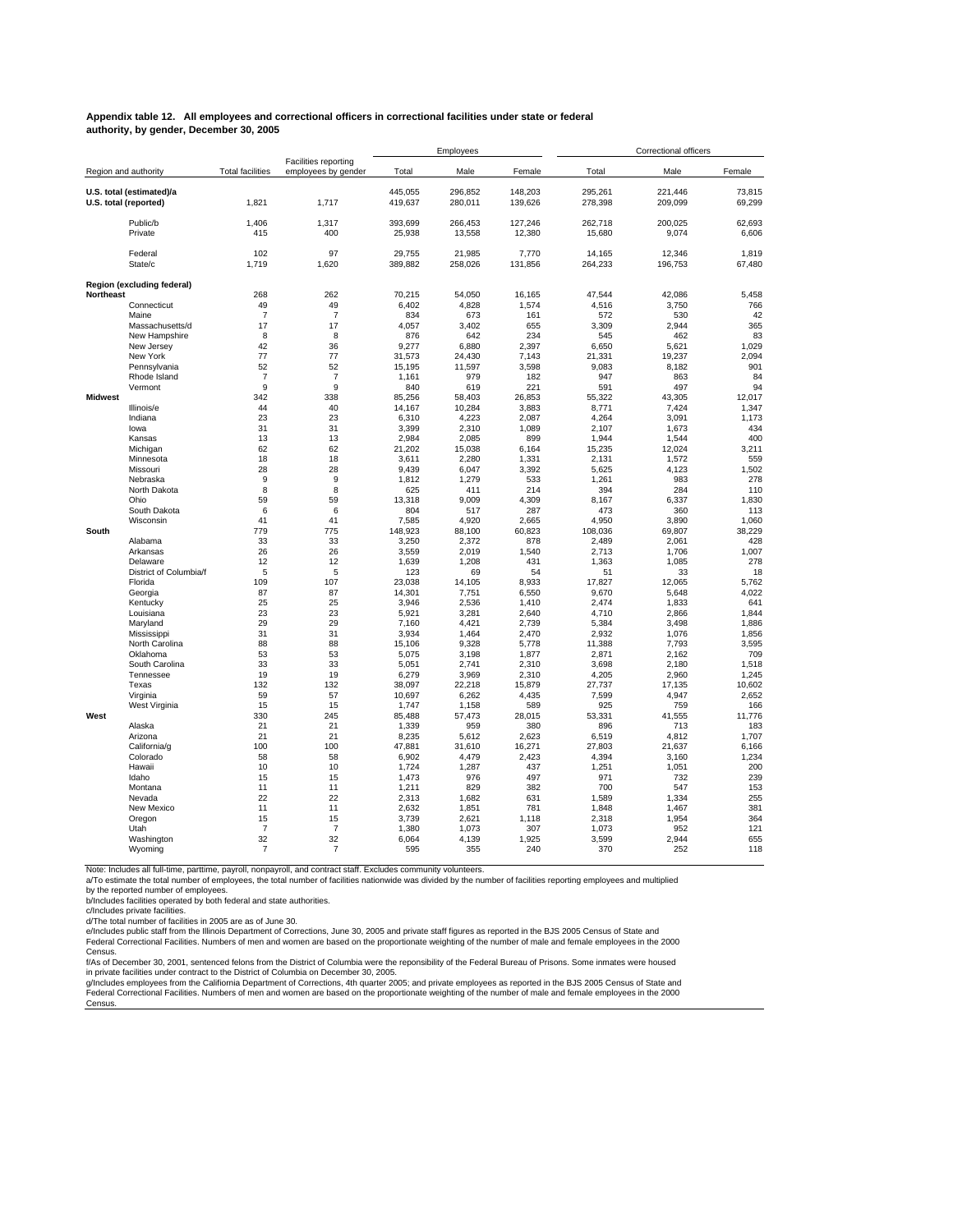**Appendix table 12. All employees and correctional officers in correctional facilities under state or federal authority, by gender, December 30, 2005**

| Region and authority | Total facilities | Facilities reporting employees by gender | Employees | | | Correctional officers | | |
|---|---|---|---|---|---|---|---|---|
| | | | Total | Male | Female | Total | Male | Female |
| **U.S. total (estimated)/a** | | | 445,055 | 296,852 | 148,203 | 295,261 | 221,446 | 73,815 |
| **U.S. total (reported)** | 1,821 | 1,717 | 419,637 | 280,011 | 139,626 | 278,398 | 209,099 | 69,299 |
| Public/b | 1,406 | 1,317 | 393,699 | 266,453 | 127,246 | 262,718 | 200,025 | 62,693 |
| Private | 415 | 400 | 25,938 | 13,558 | 12,380 | 15,680 | 9,074 | 6,606 |
| Federal | 102 | 97 | 29,755 | 21,985 | 7,770 | 14,165 | 12,346 | 1,819 |
| State/c | 1,719 | 1,620 | 389,882 | 258,026 | 131,856 | 264,233 | 196,753 | 67,480 |
| **Region (excluding federal)** | | | | | | | | |
| **Northeast** | 268 | 262 | 70,215 | 54,050 | 16,165 | 47,544 | 42,086 | 5,458 |
| Connecticut | 49 | 49 | 6,402 | 4,828 | 1,574 | 4,516 | 3,750 | 766 |
| Maine | 7 | 7 | 834 | 673 | 161 | 572 | 530 | 42 |
| Massachusetts/d | 17 | 17 | 4,057 | 3,402 | 655 | 3,309 | 2,944 | 365 |
| New Hampshire | 8 | 8 | 876 | 642 | 234 | 545 | 462 | 83 |
| New Jersey | 42 | 36 | 9,277 | 6,880 | 2,397 | 6,650 | 5,621 | 1,029 |
| New York | 77 | 77 | 31,573 | 24,430 | 7,143 | 21,331 | 19,237 | 2,094 |
| Pennsylvania | 52 | 52 | 15,195 | 11,597 | 3,598 | 9,083 | 8,182 | 901 |
| Rhode Island | 7 | 7 | 1,161 | 979 | 182 | 947 | 863 | 84 |
| Vermont | 9 | 9 | 840 | 619 | 221 | 591 | 497 | 94 |
| **Midwest** | 342 | 338 | 85,256 | 58,403 | 26,853 | 55,322 | 43,305 | 12,017 |
| Illinois/e | 44 | 40 | 14,167 | 10,284 | 3,883 | 8,771 | 7,424 | 1,347 |
| Indiana | 23 | 23 | 6,310 | 4,223 | 2,087 | 4,264 | 3,091 | 1,173 |
| Iowa | 31 | 31 | 3,399 | 2,310 | 1,089 | 2,107 | 1,673 | 434 |
| Kansas | 13 | 13 | 2,984 | 2,085 | 899 | 1,944 | 1,544 | 400 |
| Michigan | 62 | 62 | 21,202 | 15,038 | 6,164 | 15,235 | 12,024 | 3,211 |
| Minnesota | 18 | 18 | 3,611 | 2,280 | 1,331 | 2,131 | 1,572 | 559 |
| Missouri | 28 | 28 | 9,439 | 6,047 | 3,392 | 5,625 | 4,123 | 1,502 |
| Nebraska | 9 | 9 | 1,812 | 1,279 | 533 | 1,261 | 983 | 278 |
| North Dakota | 8 | 8 | 625 | 411 | 214 | 394 | 284 | 110 |
| Ohio | 59 | 59 | 13,318 | 9,009 | 4,309 | 8,167 | 6,337 | 1,830 |
| South Dakota | 6 | 6 | 804 | 517 | 287 | 473 | 360 | 113 |
| Wisconsin | 41 | 41 | 7,585 | 4,920 | 2,665 | 4,950 | 3,890 | 1,060 |
| **South** | 779 | 775 | 148,923 | 88,100 | 60,823 | 108,036 | 69,807 | 38,229 |
| Alabama | 33 | 33 | 3,250 | 2,372 | 878 | 2,489 | 2,061 | 428 |
| Arkansas | 26 | 26 | 3,559 | 2,019 | 1,540 | 2,713 | 1,706 | 1,007 |
| Delaware | 12 | 12 | 1,639 | 1,208 | 431 | 1,363 | 1,085 | 278 |
| District of Columbia/f | 5 | 5 | 123 | 69 | 54 | 51 | 33 | 18 |
| Florida | 109 | 107 | 23,038 | 14,105 | 8,933 | 17,827 | 12,065 | 5,762 |
| Georgia | 87 | 87 | 14,301 | 7,751 | 6,550 | 9,670 | 5,648 | 4,022 |
| Kentucky | 25 | 25 | 3,946 | 2,536 | 1,410 | 2,474 | 1,833 | 641 |
| Louisiana | 23 | 23 | 5,921 | 3,281 | 2,640 | 4,710 | 2,866 | 1,844 |
| Maryland | 29 | 29 | 7,160 | 4,421 | 2,739 | 5,384 | 3,498 | 1,886 |
| Mississippi | 31 | 31 | 3,934 | 1,464 | 2,470 | 2,932 | 1,076 | 1,856 |
| North Carolina | 88 | 88 | 15,106 | 9,328 | 5,778 | 11,388 | 7,793 | 3,595 |
| Oklahoma | 53 | 53 | 5,075 | 3,198 | 1,877 | 2,871 | 2,162 | 709 |
| South Carolina | 33 | 33 | 5,051 | 2,741 | 2,310 | 3,698 | 2,180 | 1,518 |
| Tennessee | 19 | 19 | 6,279 | 3,969 | 2,310 | 4,205 | 2,960 | 1,245 |
| Texas | 132 | 132 | 38,097 | 22,218 | 15,879 | 27,737 | 17,135 | 10,602 |
| Virginia | 59 | 57 | 10,697 | 6,262 | 4,435 | 7,599 | 4,947 | 2,652 |
| West Virginia | 15 | 15 | 1,747 | 1,158 | 589 | 925 | 759 | 166 |
| **West** | 330 | 245 | 85,488 | 57,473 | 28,015 | 53,331 | 41,555 | 11,776 |
| Alaska | 21 | 21 | 1,339 | 959 | 380 | 896 | 713 | 183 |
| Arizona | 21 | 21 | 8,235 | 5,612 | 2,623 | 6,519 | 4,812 | 1,707 |
| California/g | 100 | 100 | 47,881 | 31,610 | 16,271 | 27,803 | 21,637 | 6,166 |
| Colorado | 58 | 58 | 6,902 | 4,479 | 2,423 | 4,394 | 3,160 | 1,234 |
| Hawaii | 10 | 10 | 1,724 | 1,287 | 437 | 1,251 | 1,051 | 200 |
| Idaho | 15 | 15 | 1,473 | 976 | 497 | 971 | 732 | 239 |
| Montana | 11 | 11 | 1,211 | 829 | 382 | 700 | 547 | 153 |
| Nevada | 22 | 22 | 2,313 | 1,682 | 631 | 1,589 | 1,334 | 255 |
| New Mexico | 11 | 11 | 2,632 | 1,851 | 781 | 1,848 | 1,467 | 381 |
| Oregon | 15 | 15 | 3,739 | 2,621 | 1,118 | 2,318 | 1,954 | 364 |
| Utah | 7 | 7 | 1,380 | 1,073 | 307 | 1,073 | 952 | 121 |
| Washington | 32 | 32 | 6,064 | 4,139 | 1,925 | 3,599 | 2,944 | 655 |
| Wyoming | 7 | 7 | 595 | 355 | 240 | 370 | 252 | 118 |

Note: Includes all full-time, parttime, payroll, nonpayroll, and contract staff. Excludes community volunteers.

a/To estimate the total number of employees, the total number of facilities nationwide was divided by the number of facilities reporting employees and multiplied by the reported number of employees.

b/Includes facilities operated by both federal and state authorities.

c/Includes private facilities.

d/The total number of facilities in 2005 are as of June 30.

e/Includes public staff from the Illinois Department of Corrections, June 30, 2005 and private staff figures as reported in the BJS 2005 Census of State and Federal Correctional Facilities. Numbers of men and women are based on the proportionate weighting of the number of male and female employees in the 2000 Census.

f/As of December 30, 2001, sentenced felons from the District of Columbia were the reponsibility of the Federal Bureau of Prisons. Some inmates were housed in private facilities under contract to the District of Columbia on December 30, 2005.

g/Includes employees from the Califiornia Department of Corrections, 4th quarter 2005; and private employees as reported in the BJS 2005 Census of State and Federal Correctional Facilities. Numbers of men and women are based on the proportionate weighting of the number of male and female employees in the 2000 Census.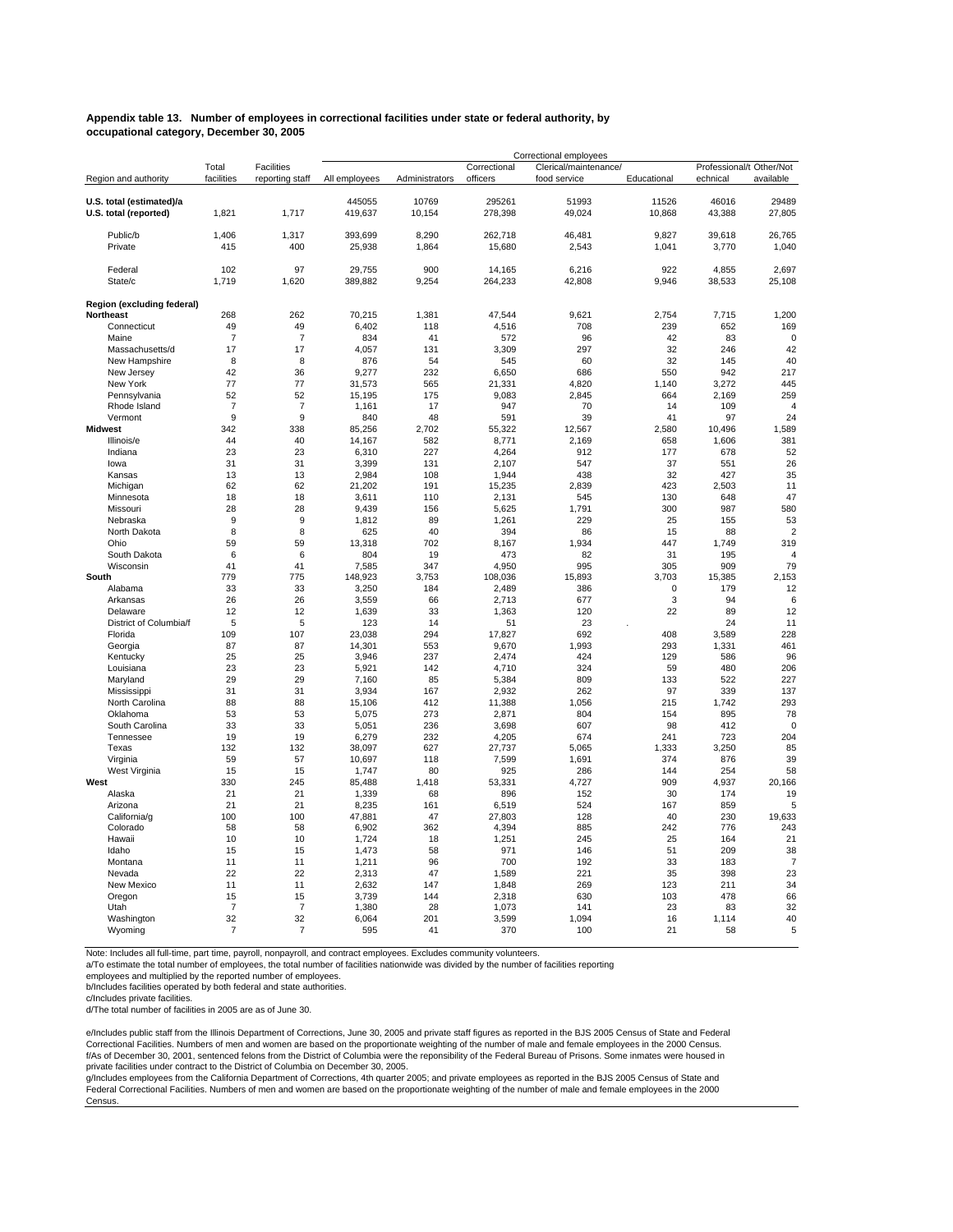**Appendix table 13. Number of employees in correctional facilities under state or federal authority, by occupational category, December 30, 2005**

| Region and authority | Total facilities | Facilities reporting staff | Correctional employees | | | | | | |
|---|---|---|---|---|---|---|---|---|---|
| | | | All employees | Administrators | Correctional officers | Clerical/maintenance/ food service | Educational | Professional/technical | Other/Not available |
| U.S. total (estimated)/a | | | 445055 | 10769 | 295261 | 51993 | 11526 | 46016 | 29489 |
| U.S. total (reported) | 1,821 | 1,717 | 419,637 | 10,154 | 278,398 | 49,024 | 10,868 | 43,388 | 27,805 |
| Public/b | 1,406 | 1,317 | 393,699 | 8,290 | 262,718 | 46,481 | 9,827 | 39,618 | 26,765 |
| Private | 415 | 400 | 25,938 | 1,864 | 15,680 | 2,543 | 1,041 | 3,770 | 1,040 |
| Federal | 102 | 97 | 29,755 | 900 | 14,165 | 6,216 | 922 | 4,855 | 2,697 |
| State/c | 1,719 | 1,620 | 389,882 | 9,254 | 264,233 | 42,808 | 9,946 | 38,533 | 25,108 |
| **Region (excluding federal)** | | | | | | | | | |
| **Northeast** | 268 | 262 | 70,215 | 1,381 | 47,544 | 9,621 | 2,754 | 7,715 | 1,200 |
| Connecticut | 49 | 49 | 6,402 | 118 | 4,516 | 708 | 239 | 652 | 169 |
| Maine | 7 | 7 | 834 | 41 | 572 | 96 | 42 | 83 | 0 |
| Massachusetts/d | 17 | 17 | 4,057 | 131 | 3,309 | 297 | 32 | 246 | 42 |
| New Hampshire | 8 | 8 | 876 | 54 | 545 | 60 | 32 | 145 | 40 |
| New Jersey | 42 | 36 | 9,277 | 232 | 6,650 | 686 | 550 | 942 | 217 |
| New York | 77 | 77 | 31,573 | 565 | 21,331 | 4,820 | 1,140 | 3,272 | 445 |
| Pennsylvania | 52 | 52 | 15,195 | 175 | 9,083 | 2,845 | 664 | 2,169 | 259 |
| Rhode Island | 7 | 7 | 1,161 | 17 | 947 | 70 | 14 | 109 | 4 |
| Vermont | 9 | 9 | 840 | 48 | 591 | 39 | 41 | 97 | 24 |
| **Midwest** | 342 | 338 | 85,256 | 2,702 | 55,322 | 12,567 | 2,580 | 10,496 | 1,589 |
| Illinois/e | 44 | 40 | 14,167 | 582 | 8,771 | 2,169 | 658 | 1,606 | 381 |
| Indiana | 23 | 23 | 6,310 | 227 | 4,264 | 912 | 177 | 678 | 52 |
| Iowa | 31 | 31 | 3,399 | 131 | 2,107 | 547 | 37 | 551 | 26 |
| Kansas | 13 | 13 | 2,984 | 108 | 1,944 | 438 | 32 | 427 | 35 |
| Michigan | 62 | 62 | 21,202 | 191 | 15,235 | 2,839 | 423 | 2,503 | 11 |
| Minnesota | 18 | 18 | 3,611 | 110 | 2,131 | 545 | 130 | 648 | 47 |
| Missouri | 28 | 28 | 9,439 | 156 | 5,625 | 1,791 | 300 | 987 | 580 |
| Nebraska | 9 | 9 | 1,812 | 89 | 1,261 | 229 | 25 | 155 | 53 |
| North Dakota | 8 | 8 | 625 | 40 | 394 | 86 | 15 | 88 | 2 |
| Ohio | 59 | 59 | 13,318 | 702 | 8,167 | 1,934 | 447 | 1,749 | 319 |
| South Dakota | 6 | 6 | 804 | 19 | 473 | 82 | 31 | 195 | 4 |
| Wisconsin | 41 | 41 | 7,585 | 347 | 4,950 | 995 | 305 | 909 | 79 |
| **South** | 779 | 775 | 148,923 | 3,753 | 108,036 | 15,893 | 3,703 | 15,385 | 2,153 |
| Alabama | 33 | 33 | 3,250 | 184 | 2,489 | 386 | 0 | 179 | 12 |
| Arkansas | 26 | 26 | 3,559 | 66 | 2,713 | 677 | 3 | 94 | 6 |
| Delaware | 12 | 12 | 1,639 | 33 | 1,363 | 120 | 22 | 89 | 12 |
| District of Columbia/f | 5 | 5 | 123 | 14 | 51 | 23 | . | 24 | 11 |
| Florida | 109 | 107 | 23,038 | 294 | 17,827 | 692 | 408 | 3,589 | 228 |
| Georgia | 87 | 87 | 14,301 | 553 | 9,670 | 1,993 | 293 | 1,331 | 461 |
| Kentucky | 25 | 25 | 3,946 | 237 | 2,474 | 424 | 129 | 586 | 96 |
| Louisiana | 23 | 23 | 5,921 | 142 | 4,710 | 324 | 59 | 480 | 206 |
| Maryland | 29 | 29 | 7,160 | 85 | 5,384 | 809 | 133 | 522 | 227 |
| Mississippi | 31 | 31 | 3,934 | 167 | 2,932 | 262 | 97 | 339 | 137 |
| North Carolina | 88 | 88 | 15,106 | 412 | 11,388 | 1,056 | 215 | 1,742 | 293 |
| Oklahoma | 53 | 53 | 5,075 | 273 | 2,871 | 804 | 154 | 895 | 78 |
| South Carolina | 33 | 33 | 5,051 | 236 | 3,698 | 607 | 98 | 412 | 0 |
| Tennessee | 19 | 19 | 6,279 | 232 | 4,205 | 674 | 241 | 723 | 204 |
| Texas | 132 | 132 | 38,097 | 627 | 27,737 | 5,065 | 1,333 | 3,250 | 85 |
| Virginia | 59 | 57 | 10,697 | 118 | 7,599 | 1,691 | 374 | 876 | 39 |
| West Virginia | 15 | 15 | 1,747 | 80 | 925 | 286 | 144 | 254 | 58 |
| **West** | 330 | 245 | 85,488 | 1,418 | 53,331 | 4,727 | 909 | 4,937 | 20,166 |
| Alaska | 21 | 21 | 1,339 | 68 | 896 | 152 | 30 | 174 | 19 |
| Arizona | 21 | 21 | 8,235 | 161 | 6,519 | 524 | 167 | 859 | 5 |
| California/g | 100 | 100 | 47,881 | 47 | 27,803 | 128 | 40 | 230 | 19,633 |
| Colorado | 58 | 58 | 6,902 | 362 | 4,394 | 885 | 242 | 776 | 243 |
| Hawaii | 10 | 10 | 1,724 | 18 | 1,251 | 245 | 25 | 164 | 21 |
| Idaho | 15 | 15 | 1,473 | 58 | 971 | 146 | 51 | 209 | 38 |
| Montana | 11 | 11 | 1,211 | 96 | 700 | 192 | 33 | 183 | 7 |
| Nevada | 22 | 22 | 2,313 | 47 | 1,589 | 221 | 35 | 398 | 23 |
| New Mexico | 11 | 11 | 2,632 | 147 | 1,848 | 269 | 123 | 211 | 34 |
| Oregon | 15 | 15 | 3,739 | 144 | 2,318 | 630 | 103 | 478 | 66 |
| Utah | 7 | 7 | 1,380 | 28 | 1,073 | 141 | 23 | 83 | 32 |
| Washington | 32 | 32 | 6,064 | 201 | 3,599 | 1,094 | 16 | 1,114 | 40 |
| Wyoming | 7 | 7 | 595 | 41 | 370 | 100 | 21 | 58 | 5 |

Note: Includes all full-time, part time, payroll, nonpayroll, and contract employees. Excludes community volunteers.
a/To estimate the total number of employees, the total number of facilities nationwide was divided by the number of facilities reporting employees and multiplied by the reported number of employees.
b/Includes facilities operated by both federal and state authorities.
c/Includes private facilities.
d/The total number of facilities in 2005 are as of June 30.

e/Includes public staff from the Illinois Department of Corrections, June 30, 2005 and private staff figures as reported in the BJS 2005 Census of State and Federal Correctional Facilities. Numbers of men and women are based on the proportionate weighting of the number of male and female employees in the 2000 Census.
f/As of December 30, 2001, sentenced felons from the District of Columbia were the reponsibility of the Federal Bureau of Prisons. Some inmates were housed in private facilities under contract to the District of Columbia on December 30, 2005.
g/Includes employees from the California Department of Corrections, 4th quarter 2005; and private employees as reported in the BJS 2005 Census of State and Federal Correctional Facilities. Numbers of men and women are based on the proportionate weighting of the number of male and female employees in the 2000 Census.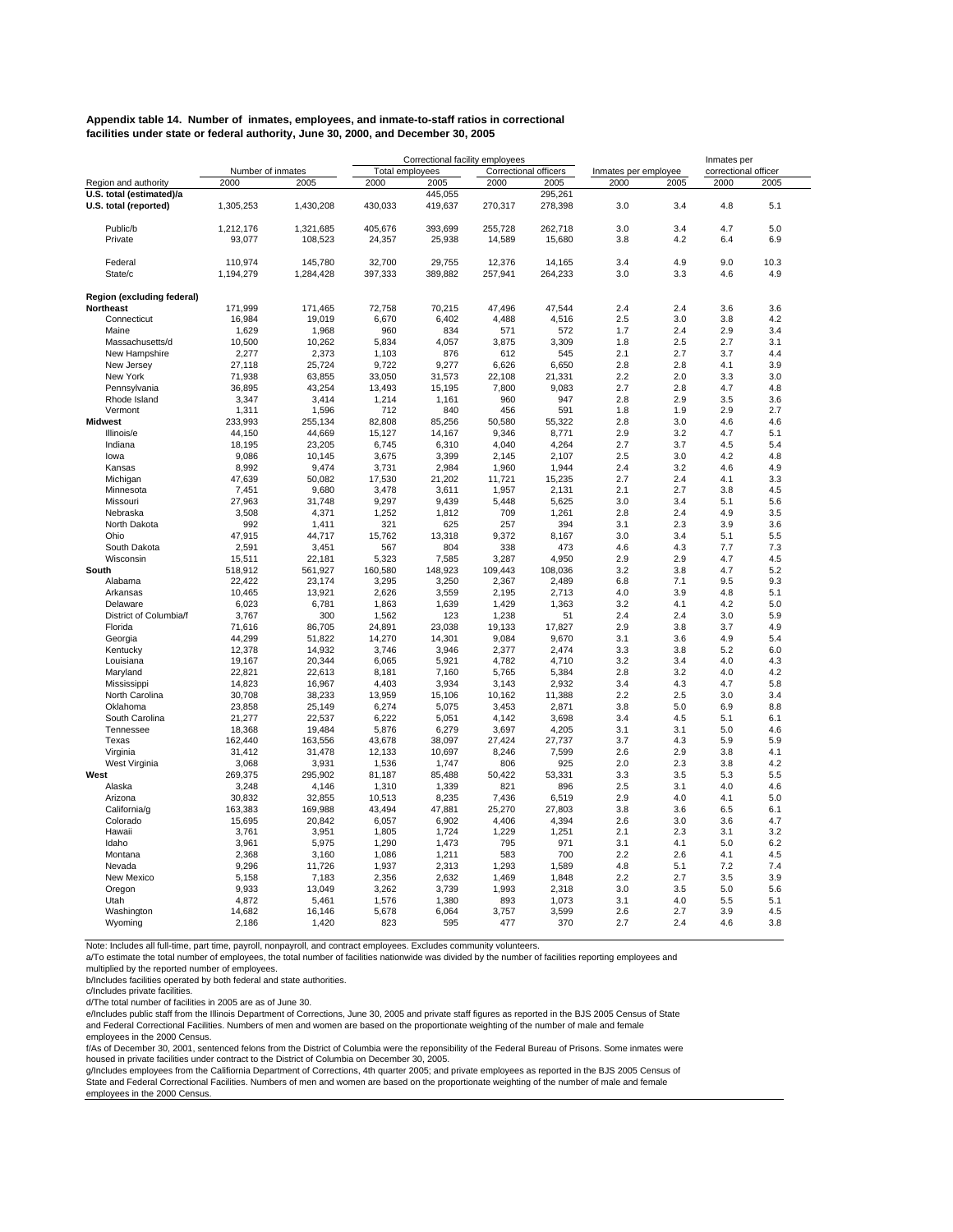**Appendix table 14. Number of inmates, employees, and inmate-to-staff ratios in correctional facilities under state or federal authority, June 30, 2000, and December 30, 2005**

| Region and authority | Number of inmates | | Correctional facility employees: Total employees | | Correctional facility employees: Correctional officers | | Inmates per employee | | Inmates per correctional officer | |
|---|---|---|---|---|---|---|---|---|---|---|
| | 2000 | 2005 | 2000 | 2005 | 2000 | 2005 | 2000 | 2005 | 2000 | 2005 |
| **U.S. total (estimated)/a** | | | | 445,055 | | 295,261 | | | | |
| **U.S. total (reported)** | 1,305,253 | 1,430,208 | 430,033 | 419,637 | 270,317 | 278,398 | 3.0 | 3.4 | 4.8 | 5.1 |
| Public/b | 1,212,176 | 1,321,685 | 405,676 | 393,699 | 255,728 | 262,718 | 3.0 | 3.4 | 4.7 | 5.0 |
| Private | 93,077 | 108,523 | 24,357 | 25,938 | 14,589 | 15,680 | 3.8 | 4.2 | 6.4 | 6.9 |
| Federal | 110,974 | 145,780 | 32,700 | 29,755 | 12,376 | 14,165 | 3.4 | 4.9 | 9.0 | 10.3 |
| State/c | 1,194,279 | 1,284,428 | 397,333 | 389,882 | 257,941 | 264,233 | 3.0 | 3.3 | 4.6 | 4.9 |
| **Region (excluding federal)** | | | | | | | | | | |
| **Northeast** | 171,999 | 171,465 | 72,758 | 70,215 | 47,496 | 47,544 | 2.4 | 2.4 | 3.6 | 3.6 |
| Connecticut | 16,984 | 19,019 | 6,670 | 6,402 | 4,488 | 4,516 | 2.5 | 3.0 | 3.8 | 4.2 |
| Maine | 1,629 | 1,968 | 960 | 834 | 571 | 572 | 1.7 | 2.4 | 2.9 | 3.4 |
| Massachusetts/d | 10,500 | 10,262 | 5,834 | 4,057 | 3,875 | 3,309 | 1.8 | 2.5 | 2.7 | 3.1 |
| New Hampshire | 2,277 | 2,373 | 1,103 | 876 | 612 | 545 | 2.1 | 2.7 | 3.7 | 4.4 |
| New Jersey | 27,118 | 25,724 | 9,722 | 9,277 | 6,626 | 6,650 | 2.8 | 2.8 | 4.1 | 3.9 |
| New York | 71,938 | 63,855 | 33,050 | 31,573 | 22,108 | 21,331 | 2.2 | 2.0 | 3.3 | 3.0 |
| Pennsylvania | 36,895 | 43,254 | 13,493 | 15,195 | 7,800 | 9,083 | 2.7 | 2.8 | 4.7 | 4.8 |
| Rhode Island | 3,347 | 3,414 | 1,214 | 1,161 | 960 | 947 | 2.8 | 2.9 | 3.5 | 3.6 |
| Vermont | 1,311 | 1,596 | 712 | 840 | 456 | 591 | 1.8 | 1.9 | 2.9 | 2.7 |
| **Midwest** | 233,993 | 255,134 | 82,808 | 85,256 | 50,580 | 55,322 | 2.8 | 3.0 | 4.6 | 4.6 |
| Illinois/e | 44,150 | 44,669 | 15,127 | 14,167 | 9,346 | 8,771 | 2.9 | 3.2 | 4.7 | 5.1 |
| Indiana | 18,195 | 23,205 | 6,745 | 6,310 | 4,040 | 4,264 | 2.7 | 3.7 | 4.5 | 5.4 |
| Iowa | 9,086 | 10,145 | 3,675 | 3,399 | 2,145 | 2,107 | 2.5 | 3.0 | 4.2 | 4.8 |
| Kansas | 8,992 | 9,474 | 3,731 | 2,984 | 1,960 | 1,944 | 2.4 | 3.2 | 4.6 | 4.9 |
| Michigan | 47,639 | 50,082 | 17,530 | 21,202 | 11,721 | 15,235 | 2.7 | 2.4 | 4.1 | 3.3 |
| Minnesota | 7,451 | 9,680 | 3,478 | 3,611 | 1,957 | 2,131 | 2.1 | 2.7 | 3.8 | 4.5 |
| Missouri | 27,963 | 31,748 | 9,297 | 9,439 | 5,448 | 5,625 | 3.0 | 3.4 | 5.1 | 5.6 |
| Nebraska | 3,508 | 4,371 | 1,252 | 1,812 | 709 | 1,261 | 2.8 | 2.4 | 4.9 | 3.5 |
| North Dakota | 992 | 1,411 | 321 | 625 | 257 | 394 | 3.1 | 2.3 | 3.9 | 3.6 |
| Ohio | 47,915 | 44,717 | 15,762 | 13,318 | 9,372 | 8,167 | 3.0 | 3.4 | 5.1 | 5.5 |
| South Dakota | 2,591 | 3,451 | 567 | 804 | 338 | 473 | 4.6 | 4.3 | 7.7 | 7.3 |
| Wisconsin | 15,511 | 22,181 | 5,323 | 7,585 | 3,287 | 4,950 | 2.9 | 2.9 | 4.7 | 4.5 |
| **South** | 518,912 | 561,927 | 160,580 | 148,923 | 109,443 | 108,036 | 3.2 | 3.8 | 4.7 | 5.2 |
| Alabama | 22,422 | 23,174 | 3,295 | 3,250 | 2,367 | 2,489 | 6.8 | 7.1 | 9.5 | 9.3 |
| Arkansas | 10,465 | 13,921 | 2,626 | 3,559 | 2,195 | 2,713 | 4.0 | 3.9 | 4.8 | 5.1 |
| Delaware | 6,023 | 6,781 | 1,863 | 1,639 | 1,429 | 1,363 | 3.2 | 4.1 | 4.2 | 5.0 |
| District of Columbia/f | 3,767 | 300 | 1,562 | 123 | 1,238 | 51 | 2.4 | 2.4 | 3.0 | 5.9 |
| Florida | 71,616 | 86,705 | 24,891 | 23,038 | 19,133 | 17,827 | 2.9 | 3.8 | 3.7 | 4.9 |
| Georgia | 44,299 | 51,822 | 14,270 | 14,301 | 9,084 | 9,670 | 3.1 | 3.6 | 4.9 | 5.4 |
| Kentucky | 12,378 | 14,932 | 3,746 | 3,946 | 2,377 | 2,474 | 3.3 | 3.8 | 5.2 | 6.0 |
| Louisiana | 19,167 | 20,344 | 6,065 | 5,921 | 4,782 | 4,710 | 3.2 | 3.4 | 4.0 | 4.3 |
| Maryland | 22,821 | 22,613 | 8,181 | 7,160 | 5,765 | 5,384 | 2.8 | 3.2 | 4.0 | 4.2 |
| Mississippi | 14,823 | 16,967 | 4,403 | 3,934 | 3,143 | 2,932 | 3.4 | 4.3 | 4.7 | 5.8 |
| North Carolina | 30,708 | 38,233 | 13,959 | 15,106 | 10,162 | 11,388 | 2.2 | 2.5 | 3.0 | 3.4 |
| Oklahoma | 23,858 | 25,149 | 6,274 | 5,075 | 3,453 | 2,871 | 3.8 | 5.0 | 6.9 | 8.8 |
| South Carolina | 21,277 | 22,537 | 6,222 | 5,051 | 4,142 | 3,698 | 3.4 | 4.5 | 5.1 | 6.1 |
| Tennessee | 18,368 | 19,484 | 5,876 | 6,279 | 3,697 | 4,205 | 3.1 | 3.1 | 5.0 | 4.6 |
| Texas | 162,440 | 163,556 | 43,678 | 38,097 | 27,424 | 27,737 | 3.7 | 4.3 | 5.9 | 5.9 |
| Virginia | 31,412 | 31,478 | 12,133 | 10,697 | 8,246 | 7,599 | 2.6 | 2.9 | 3.8 | 4.1 |
| West Virginia | 3,068 | 3,931 | 1,536 | 1,747 | 806 | 925 | 2.0 | 2.3 | 3.8 | 4.2 |
| **West** | 269,375 | 295,902 | 81,187 | 85,488 | 50,422 | 53,331 | 3.3 | 3.5 | 5.3 | 5.5 |
| Alaska | 3,248 | 4,146 | 1,310 | 1,339 | 821 | 896 | 2.5 | 3.1 | 4.0 | 4.6 |
| Arizona | 30,832 | 32,855 | 10,513 | 8,235 | 7,436 | 6,519 | 2.9 | 4.0 | 4.1 | 5.0 |
| California/g | 163,383 | 169,988 | 43,494 | 47,881 | 25,270 | 27,803 | 3.8 | 3.6 | 6.5 | 6.1 |
| Colorado | 15,695 | 20,842 | 6,057 | 6,902 | 4,406 | 4,394 | 2.6 | 3.0 | 3.6 | 4.7 |
| Hawaii | 3,761 | 3,951 | 1,805 | 1,724 | 1,229 | 1,251 | 2.1 | 2.3 | 3.1 | 3.2 |
| Idaho | 3,961 | 5,975 | 1,290 | 1,473 | 795 | 971 | 3.1 | 4.1 | 5.0 | 6.2 |
| Montana | 2,368 | 3,160 | 1,086 | 1,211 | 583 | 700 | 2.2 | 2.6 | 4.1 | 4.5 |
| Nevada | 9,296 | 11,726 | 1,937 | 2,313 | 1,293 | 1,589 | 4.8 | 5.1 | 7.2 | 7.4 |
| New Mexico | 5,158 | 7,183 | 2,356 | 2,632 | 1,469 | 1,848 | 2.2 | 2.7 | 3.5 | 3.9 |
| Oregon | 9,933 | 13,049 | 3,262 | 3,739 | 1,993 | 2,318 | 3.0 | 3.5 | 5.0 | 5.6 |
| Utah | 4,872 | 5,461 | 1,576 | 1,380 | 893 | 1,073 | 3.1 | 4.0 | 5.5 | 5.1 |
| Washington | 14,682 | 16,146 | 5,678 | 6,064 | 3,757 | 3,599 | 2.6 | 2.7 | 3.9 | 4.5 |
| Wyoming | 2,186 | 1,420 | 823 | 595 | 477 | 370 | 2.7 | 2.4 | 4.6 | 3.8 |

Note: Includes all full-time, part time, payroll, nonpayroll, and contract employees. Excludes community volunteers.

a/To estimate the total number of employees, the total number of facilities nationwide was divided by the number of facilities reporting employees and multiplied by the reported number of employees.

b/Includes facilities operated by both federal and state authorities.

c/Includes private facilities.

d/The total number of facilities in 2005 are as of June 30.

e/Includes public staff from the Illinois Department of Corrections, June 30, 2005 and private staff figures as reported in the BJS 2005 Census of State and Federal Correctional Facilities. Numbers of men and women are based on the proportionate weighting of the number of male and female employees in the 2000 Census.

f/As of December 30, 2001, sentenced felons from the District of Columbia were the reponsibility of the Federal Bureau of Prisons. Some inmates were housed in private facilities under contract to the District of Columbia on December 30, 2005.

g/Includes employees from the Califiornia Department of Corrections, 4th quarter 2005; and private employees as reported in the BJS 2005 Census of State and Federal Correctional Facilities. Numbers of men and women are based on the proportionate weighting of the number of male and female employees in the 2000 Census.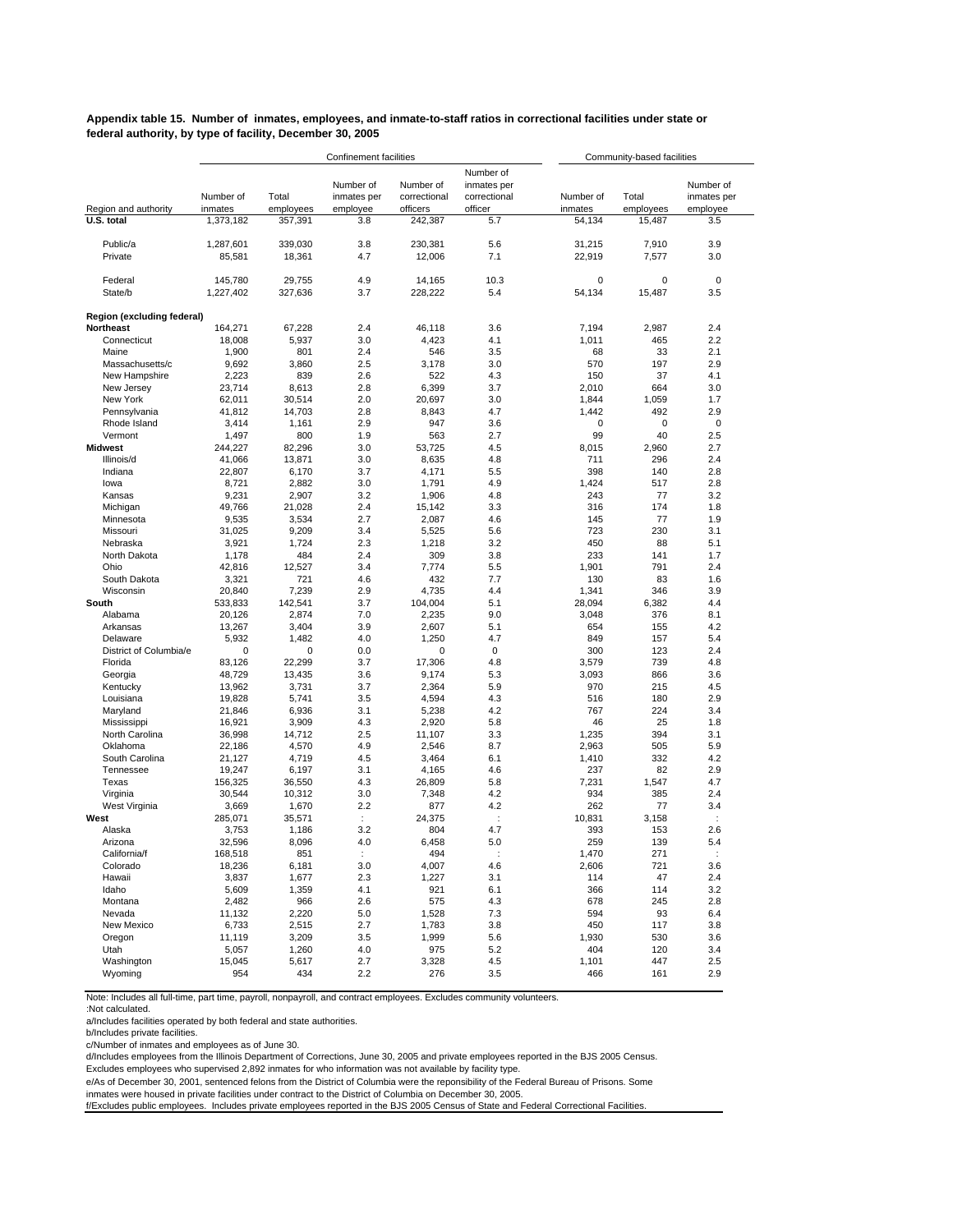**Appendix table 15. Number of inmates, employees, and inmate-to-staff ratios in correctional facilities under state or federal authority, by type of facility, December 30, 2005**

| | Confinement facilities | | | | | Community-based facilities | | |
|---|---|---|---|---|---|---|---|---|
| Region and authority | Number of inmates | Total employees | Number of inmates per employee | Number of correctional officers | Number of inmates per correctional officer | Number of inmates | Total employees | Number of inmates per employee |
| **U.S. total** | 1,373,182 | 357,391 | 3.8 | 242,387 | 5.7 | 54,134 | 15,487 | 3.5 |
| Public/a | 1,287,601 | 339,030 | 3.8 | 230,381 | 5.6 | 31,215 | 7,910 | 3.9 |
| Private | 85,581 | 18,361 | 4.7 | 12,006 | 7.1 | 22,919 | 7,577 | 3.0 |
| Federal | 145,780 | 29,755 | 4.9 | 14,165 | 10.3 | 0 | 0 | 0 |
| State/b | 1,227,402 | 327,636 | 3.7 | 228,222 | 5.4 | 54,134 | 15,487 | 3.5 |
| **Region (excluding federal)** | | | | | | | | |
| **Northeast** | 164,271 | 67,228 | 2.4 | 46,118 | 3.6 | 7,194 | 2,987 | 2.4 |
| Connecticut | 18,008 | 5,937 | 3.0 | 4,423 | 4.1 | 1,011 | 465 | 2.2 |
| Maine | 1,900 | 801 | 2.4 | 546 | 3.5 | 68 | 33 | 2.1 |
| Massachusetts/c | 9,692 | 3,860 | 2.5 | 3,178 | 3.0 | 570 | 197 | 2.9 |
| New Hampshire | 2,223 | 839 | 2.6 | 522 | 4.3 | 150 | 37 | 4.1 |
| New Jersey | 23,714 | 8,613 | 2.8 | 6,399 | 3.7 | 2,010 | 664 | 3.0 |
| New York | 62,011 | 30,514 | 2.0 | 20,697 | 3.0 | 1,844 | 1,059 | 1.7 |
| Pennsylvania | 41,812 | 14,703 | 2.8 | 8,843 | 4.7 | 1,442 | 492 | 2.9 |
| Rhode Island | 3,414 | 1,161 | 2.9 | 947 | 3.6 | 0 | 0 | 0 |
| Vermont | 1,497 | 800 | 1.9 | 563 | 2.7 | 99 | 40 | 2.5 |
| **Midwest** | 244,227 | 82,296 | 3.0 | 53,725 | 4.5 | 8,015 | 2,960 | 2.7 |
| Illinois/d | 41,066 | 13,871 | 3.0 | 8,635 | 4.8 | 711 | 296 | 2.4 |
| Indiana | 22,807 | 6,170 | 3.7 | 4,171 | 5.5 | 398 | 140 | 2.8 |
| Iowa | 8,721 | 2,882 | 3.0 | 1,791 | 4.9 | 1,424 | 517 | 2.8 |
| Kansas | 9,231 | 2,907 | 3.2 | 1,906 | 4.8 | 243 | 77 | 3.2 |
| Michigan | 49,766 | 21,028 | 2.4 | 15,142 | 3.3 | 316 | 174 | 1.8 |
| Minnesota | 9,535 | 3,534 | 2.7 | 2,087 | 4.6 | 145 | 77 | 1.9 |
| Missouri | 31,025 | 9,209 | 3.4 | 5,525 | 5.6 | 723 | 230 | 3.1 |
| Nebraska | 3,921 | 1,724 | 2.3 | 1,218 | 3.2 | 450 | 88 | 5.1 |
| North Dakota | 1,178 | 484 | 2.4 | 309 | 3.8 | 233 | 141 | 1.7 |
| Ohio | 42,816 | 12,527 | 3.4 | 7,774 | 5.5 | 1,901 | 791 | 2.4 |
| South Dakota | 3,321 | 721 | 4.6 | 432 | 7.7 | 130 | 83 | 1.6 |
| Wisconsin | 20,840 | 7,239 | 2.9 | 4,735 | 4.4 | 1,341 | 346 | 3.9 |
| **South** | 533,833 | 142,541 | 3.7 | 104,004 | 5.1 | 28,094 | 6,382 | 4.4 |
| Alabama | 20,126 | 2,874 | 7.0 | 2,235 | 9.0 | 3,048 | 376 | 8.1 |
| Arkansas | 13,267 | 3,404 | 3.9 | 2,607 | 5.1 | 654 | 155 | 4.2 |
| Delaware | 5,932 | 1,482 | 4.0 | 1,250 | 4.7 | 849 | 157 | 5.4 |
| District of Columbia/e | 0 | 0 | 0.0 | 0 | 0 | 300 | 123 | 2.4 |
| Florida | 83,126 | 22,299 | 3.7 | 17,306 | 4.8 | 3,579 | 739 | 4.8 |
| Georgia | 48,729 | 13,435 | 3.6 | 9,174 | 5.3 | 3,093 | 866 | 3.6 |
| Kentucky | 13,962 | 3,731 | 3.7 | 2,364 | 5.9 | 970 | 215 | 4.5 |
| Louisiana | 19,828 | 5,741 | 3.5 | 4,594 | 4.3 | 516 | 180 | 2.9 |
| Maryland | 21,846 | 6,936 | 3.1 | 5,238 | 4.2 | 767 | 224 | 3.4 |
| Mississippi | 16,921 | 3,909 | 4.3 | 2,920 | 5.8 | 46 | 25 | 1.8 |
| North Carolina | 36,998 | 14,712 | 2.5 | 11,107 | 3.3 | 1,235 | 394 | 3.1 |
| Oklahoma | 22,186 | 4,570 | 4.9 | 2,546 | 8.7 | 2,963 | 505 | 5.9 |
| South Carolina | 21,127 | 4,719 | 4.5 | 3,464 | 6.1 | 1,410 | 332 | 4.2 |
| Tennessee | 19,247 | 6,197 | 3.1 | 4,165 | 4.6 | 237 | 82 | 2.9 |
| Texas | 156,325 | 36,550 | 4.3 | 26,809 | 5.8 | 7,231 | 1,547 | 4.7 |
| Virginia | 30,544 | 10,312 | 3.0 | 7,348 | 4.2 | 934 | 385 | 2.4 |
| West Virginia | 3,669 | 1,670 | 2.2 | 877 | 4.2 | 262 | 77 | 3.4 |
| **West** | 285,071 | 35,571 | : | 24,375 | : | 10,831 | 3,158 | : |
| Alaska | 3,753 | 1,186 | 3.2 | 804 | 4.7 | 393 | 153 | 2.6 |
| Arizona | 32,596 | 8,096 | 4.0 | 6,458 | 5.0 | 259 | 139 | 5.4 |
| California/f | 168,518 | 851 | : | 494 | : | 1,470 | 271 | : |
| Colorado | 18,236 | 6,181 | 3.0 | 4,007 | 4.6 | 2,606 | 721 | 3.6 |
| Hawaii | 3,837 | 1,677 | 2.3 | 1,227 | 3.1 | 114 | 47 | 2.4 |
| Idaho | 5,609 | 1,359 | 4.1 | 921 | 6.1 | 366 | 114 | 3.2 |
| Montana | 2,482 | 966 | 2.6 | 575 | 4.3 | 678 | 245 | 2.8 |
| Nevada | 11,132 | 2,220 | 5.0 | 1,528 | 7.3 | 594 | 93 | 6.4 |
| New Mexico | 6,733 | 2,515 | 2.7 | 1,783 | 3.8 | 450 | 117 | 3.8 |
| Oregon | 11,119 | 3,209 | 3.5 | 1,999 | 5.6 | 1,930 | 530 | 3.6 |
| Utah | 5,057 | 1,260 | 4.0 | 975 | 5.2 | 404 | 120 | 3.4 |
| Washington | 15,045 | 5,617 | 2.7 | 3,328 | 4.5 | 1,101 | 447 | 2.5 |
| Wyoming | 954 | 434 | 2.2 | 276 | 3.5 | 466 | 161 | 2.9 |

Note: Includes all full-time, part time, payroll, nonpayroll, and contract employees. Excludes community volunteers.

:Not calculated.

a/Includes facilities operated by both federal and state authorities.

b/Includes private facilities.

c/Number of inmates and employees as of June 30.

d/Includes employees from the Illinois Department of Corrections, June 30, 2005 and private employees reported in the BJS 2005 Census. Excludes employees who supervised 2,892 inmates for who information was not available by facility type.

e/As of December 30, 2001, sentenced felons from the District of Columbia were the reponsibility of the Federal Bureau of Prisons. Some inmates were housed in private facilities under contract to the District of Columbia on December 30, 2005.

f/Excludes public employees. Includes private employees reported in the BJS 2005 Census of State and Federal Correctional Facilities.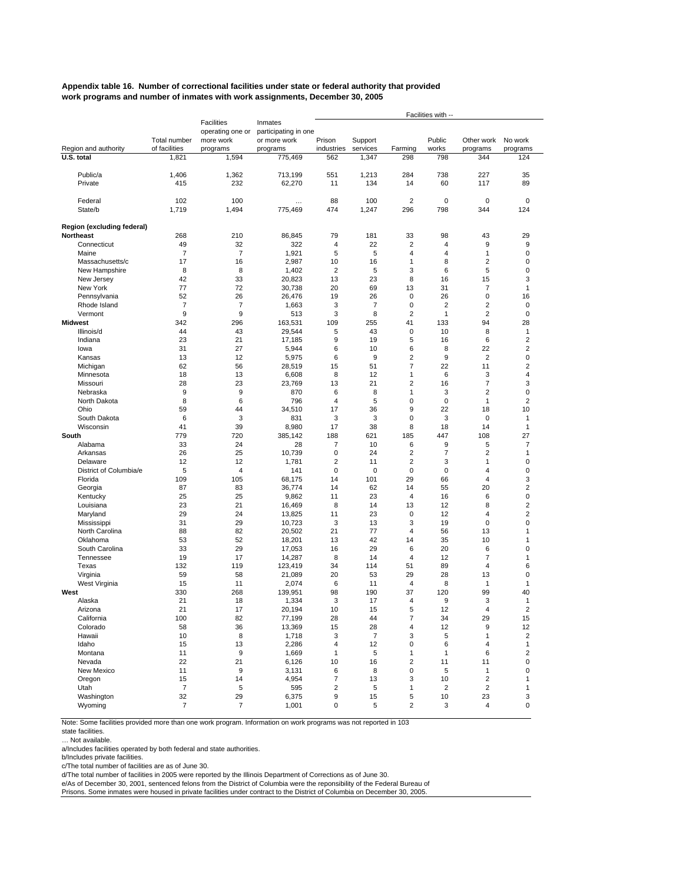**Appendix table 16. Number of correctional facilities under state or federal authority that provided work programs and number of inmates with work assignments, December 30, 2005**

| Region and authority | Total number of facilities | Facilities operating one or more work programs | Inmates participating in one or more work programs | Facilities with -- | | | | | |
|---|---|---|---|---|---|---|---|---|---|
| | | | | Prison industries | Support services | Farming | Public works | Other work programs | No work programs |
| **U.S. total** | 1,821 | 1,594 | 775,469 | 562 | 1,347 | 298 | 798 | 344 | 124 |
| Public/a | 1,406 | 1,362 | 713,199 | 551 | 1,213 | 284 | 738 | 227 | 35 |
| Private | 415 | 232 | 62,270 | 11 | 134 | 14 | 60 | 117 | 89 |
| Federal | 102 | 100 | … | 88 | 100 | 2 | 0 | 0 | 0 |
| State/b | 1,719 | 1,494 | 775,469 | 474 | 1,247 | 296 | 798 | 344 | 124 |
| **Region (excluding federal)** | | | | | | | | | |
| **Northeast** | 268 | 210 | 86,845 | 79 | 181 | 33 | 98 | 43 | 29 |
| Connecticut | 49 | 32 | 322 | 4 | 22 | 2 | 4 | 9 | 9 |
| Maine | 7 | 7 | 1,921 | 5 | 5 | 4 | 4 | 1 | 0 |
| Massachusetts/c | 17 | 16 | 2,987 | 10 | 16 | 1 | 8 | 2 | 0 |
| New Hampshire | 8 | 8 | 1,402 | 2 | 5 | 3 | 6 | 5 | 0 |
| New Jersey | 42 | 33 | 20,823 | 13 | 23 | 8 | 16 | 15 | 3 |
| New York | 77 | 72 | 30,738 | 20 | 69 | 13 | 31 | 7 | 1 |
| Pennsylvania | 52 | 26 | 26,476 | 19 | 26 | 0 | 26 | 0 | 16 |
| Rhode Island | 7 | 7 | 1,663 | 3 | 7 | 0 | 2 | 2 | 0 |
| Vermont | 9 | 9 | 513 | 3 | 8 | 2 | 1 | 2 | 0 |
| **Midwest** | 342 | 296 | 163,531 | 109 | 255 | 41 | 133 | 94 | 28 |
| Illinois/d | 44 | 43 | 29,544 | 5 | 43 | 0 | 10 | 8 | 1 |
| Indiana | 23 | 21 | 17,185 | 9 | 19 | 5 | 16 | 6 | 2 |
| Iowa | 31 | 27 | 5,944 | 6 | 10 | 6 | 8 | 22 | 2 |
| Kansas | 13 | 12 | 5,975 | 6 | 9 | 2 | 9 | 2 | 0 |
| Michigan | 62 | 56 | 28,519 | 15 | 51 | 7 | 22 | 11 | 2 |
| Minnesota | 18 | 13 | 6,608 | 8 | 12 | 1 | 6 | 3 | 4 |
| Missouri | 28 | 23 | 23,769 | 13 | 21 | 2 | 16 | 7 | 3 |
| Nebraska | 9 | 9 | 870 | 6 | 8 | 1 | 3 | 2 | 0 |
| North Dakota | 8 | 6 | 796 | 4 | 5 | 0 | 0 | 1 | 2 |
| Ohio | 59 | 44 | 34,510 | 17 | 36 | 9 | 22 | 18 | 10 |
| South Dakota | 6 | 3 | 831 | 3 | 3 | 0 | 3 | 0 | 1 |
| Wisconsin | 41 | 39 | 8,980 | 17 | 38 | 8 | 18 | 14 | 1 |
| **South** | 779 | 720 | 385,142 | 188 | 621 | 185 | 447 | 108 | 27 |
| Alabama | 33 | 24 | 28 | 7 | 10 | 6 | 9 | 5 | 7 |
| Arkansas | 26 | 25 | 10,739 | 0 | 24 | 2 | 7 | 2 | 1 |
| Delaware | 12 | 12 | 1,781 | 2 | 11 | 2 | 3 | 1 | 0 |
| District of Columbia/e | 5 | 4 | 141 | 0 | 0 | 0 | 0 | 4 | 0 |
| Florida | 109 | 105 | 68,175 | 14 | 101 | 29 | 66 | 4 | 3 |
| Georgia | 87 | 83 | 36,774 | 14 | 62 | 14 | 55 | 20 | 2 |
| Kentucky | 25 | 25 | 9,862 | 11 | 23 | 4 | 16 | 6 | 0 |
| Louisiana | 23 | 21 | 16,469 | 8 | 14 | 13 | 12 | 8 | 2 |
| Maryland | 29 | 24 | 13,825 | 11 | 23 | 0 | 12 | 4 | 2 |
| Mississippi | 31 | 29 | 10,723 | 3 | 13 | 3 | 19 | 0 | 0 |
| North Carolina | 88 | 82 | 20,502 | 21 | 77 | 4 | 56 | 13 | 1 |
| Oklahoma | 53 | 52 | 18,201 | 13 | 42 | 14 | 35 | 10 | 1 |
| South Carolina | 33 | 29 | 17,053 | 16 | 29 | 6 | 20 | 6 | 0 |
| Tennessee | 19 | 17 | 14,287 | 8 | 14 | 4 | 12 | 7 | 1 |
| Texas | 132 | 119 | 123,419 | 34 | 114 | 51 | 89 | 4 | 6 |
| Virginia | 59 | 58 | 21,089 | 20 | 53 | 29 | 28 | 13 | 0 |
| West Virginia | 15 | 11 | 2,074 | 6 | 11 | 4 | 8 | 1 | 1 |
| **West** | 330 | 268 | 139,951 | 98 | 190 | 37 | 120 | 99 | 40 |
| Alaska | 21 | 18 | 1,334 | 3 | 17 | 4 | 9 | 3 | 1 |
| Arizona | 21 | 17 | 20,194 | 10 | 15 | 5 | 12 | 4 | 2 |
| California | 100 | 82 | 77,199 | 28 | 44 | 7 | 34 | 29 | 15 |
| Colorado | 58 | 36 | 13,369 | 15 | 28 | 4 | 12 | 9 | 12 |
| Hawaii | 10 | 8 | 1,718 | 3 | 7 | 3 | 5 | 1 | 2 |
| Idaho | 15 | 13 | 2,286 | 4 | 12 | 0 | 6 | 4 | 1 |
| Montana | 11 | 9 | 1,669 | 1 | 5 | 1 | 1 | 6 | 2 |
| Nevada | 22 | 21 | 6,126 | 10 | 16 | 2 | 11 | 11 | 0 |
| New Mexico | 11 | 9 | 3,131 | 6 | 8 | 0 | 5 | 1 | 0 |
| Oregon | 15 | 14 | 4,954 | 7 | 13 | 3 | 10 | 2 | 1 |
| Utah | 7 | 5 | 595 | 2 | 5 | 1 | 2 | 2 | 1 |
| Washington | 32 | 29 | 6,375 | 9 | 15 | 5 | 10 | 23 | 3 |
| Wyoming | 7 | 7 | 1,001 | 0 | 5 | 2 | 3 | 4 | 0 |

Note: Some facilities provided more than one work program. Information on work programs was not reported in 103 state facilities.

… Not available.

a/Includes facilities operated by both federal and state authorities.

b/Includes private facilities.

c/The total number of facilities are as of June 30.

d/The total number of facilities in 2005 were reported by the Illinois Department of Corrections as of June 30.

e/As of December 30, 2001, sentenced felons from the District of Columbia were the reponsibility of the Federal Bureau of Prisons. Some inmates were housed in private facilities under contract to the District of Columbia on December 30, 2005.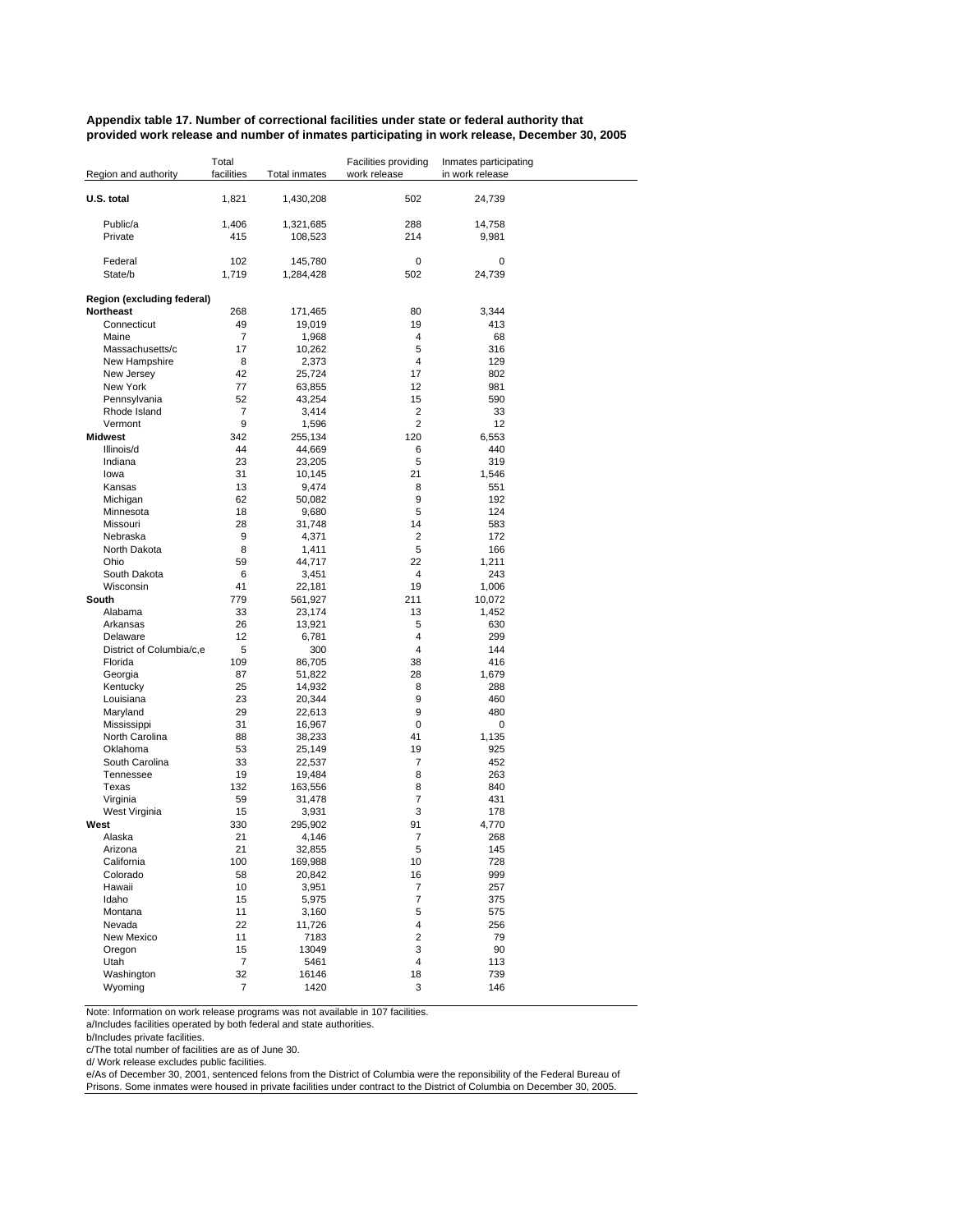**Appendix table 17. Number of correctional facilities under state or federal authority that provided work release and number of inmates participating in work release, December 30, 2005**

| Region and authority | Total facilities | Total inmates | Facilities providing work release | Inmates participating in work release |
|---|---|---|---|---|
| **U.S. total** | 1,821 | 1,430,208 | 502 | 24,739 |
| Public/a | 1,406 | 1,321,685 | 288 | 14,758 |
| Private | 415 | 108,523 | 214 | 9,981 |
| Federal | 102 | 145,780 | 0 | 0 |
| State/b | 1,719 | 1,284,428 | 502 | 24,739 |
| **Region (excluding federal)** | | | | |
| **Northeast** | 268 | 171,465 | 80 | 3,344 |
| Connecticut | 49 | 19,019 | 19 | 413 |
| Maine | 7 | 1,968 | 4 | 68 |
| Massachusetts/c | 17 | 10,262 | 5 | 316 |
| New Hampshire | 8 | 2,373 | 4 | 129 |
| New Jersey | 42 | 25,724 | 17 | 802 |
| New York | 77 | 63,855 | 12 | 981 |
| Pennsylvania | 52 | 43,254 | 15 | 590 |
| Rhode Island | 7 | 3,414 | 2 | 33 |
| Vermont | 9 | 1,596 | 2 | 12 |
| **Midwest** | 342 | 255,134 | 120 | 6,553 |
| Illinois/d | 44 | 44,669 | 6 | 440 |
| Indiana | 23 | 23,205 | 5 | 319 |
| Iowa | 31 | 10,145 | 21 | 1,546 |
| Kansas | 13 | 9,474 | 8 | 551 |
| Michigan | 62 | 50,082 | 9 | 192 |
| Minnesota | 18 | 9,680 | 5 | 124 |
| Missouri | 28 | 31,748 | 14 | 583 |
| Nebraska | 9 | 4,371 | 2 | 172 |
| North Dakota | 8 | 1,411 | 5 | 166 |
| Ohio | 59 | 44,717 | 22 | 1,211 |
| South Dakota | 6 | 3,451 | 4 | 243 |
| Wisconsin | 41 | 22,181 | 19 | 1,006 |
| **South** | 779 | 561,927 | 211 | 10,072 |
| Alabama | 33 | 23,174 | 13 | 1,452 |
| Arkansas | 26 | 13,921 | 5 | 630 |
| Delaware | 12 | 6,781 | 4 | 299 |
| District of Columbia/c,e | 5 | 300 | 4 | 144 |
| Florida | 109 | 86,705 | 38 | 416 |
| Georgia | 87 | 51,822 | 28 | 1,679 |
| Kentucky | 25 | 14,932 | 8 | 288 |
| Louisiana | 23 | 20,344 | 9 | 460 |
| Maryland | 29 | 22,613 | 9 | 480 |
| Mississippi | 31 | 16,967 | 0 | 0 |
| North Carolina | 88 | 38,233 | 41 | 1,135 |
| Oklahoma | 53 | 25,149 | 19 | 925 |
| South Carolina | 33 | 22,537 | 7 | 452 |
| Tennessee | 19 | 19,484 | 8 | 263 |
| Texas | 132 | 163,556 | 8 | 840 |
| Virginia | 59 | 31,478 | 7 | 431 |
| West Virginia | 15 | 3,931 | 3 | 178 |
| **West** | 330 | 295,902 | 91 | 4,770 |
| Alaska | 21 | 4,146 | 7 | 268 |
| Arizona | 21 | 32,855 | 5 | 145 |
| California | 100 | 169,988 | 10 | 728 |
| Colorado | 58 | 20,842 | 16 | 999 |
| Hawaii | 10 | 3,951 | 7 | 257 |
| Idaho | 15 | 5,975 | 7 | 375 |
| Montana | 11 | 3,160 | 5 | 575 |
| Nevada | 22 | 11,726 | 4 | 256 |
| New Mexico | 11 | 7183 | 2 | 79 |
| Oregon | 15 | 13049 | 3 | 90 |
| Utah | 7 | 5461 | 4 | 113 |
| Washington | 32 | 16146 | 18 | 739 |
| Wyoming | 7 | 1420 | 3 | 146 |

Note: Information on work release programs was not available in 107 facilities.

a/Includes facilities operated by both federal and state authorities.

b/Includes private facilities.

c/The total number of facilities are as of June 30.

d/ Work release excludes public facilities.

e/As of December 30, 2001, sentenced felons from the District of Columbia were the reponsibility of the Federal Bureau of Prisons. Some inmates were housed in private facilities under contract to the District of Columbia on December 30, 2005.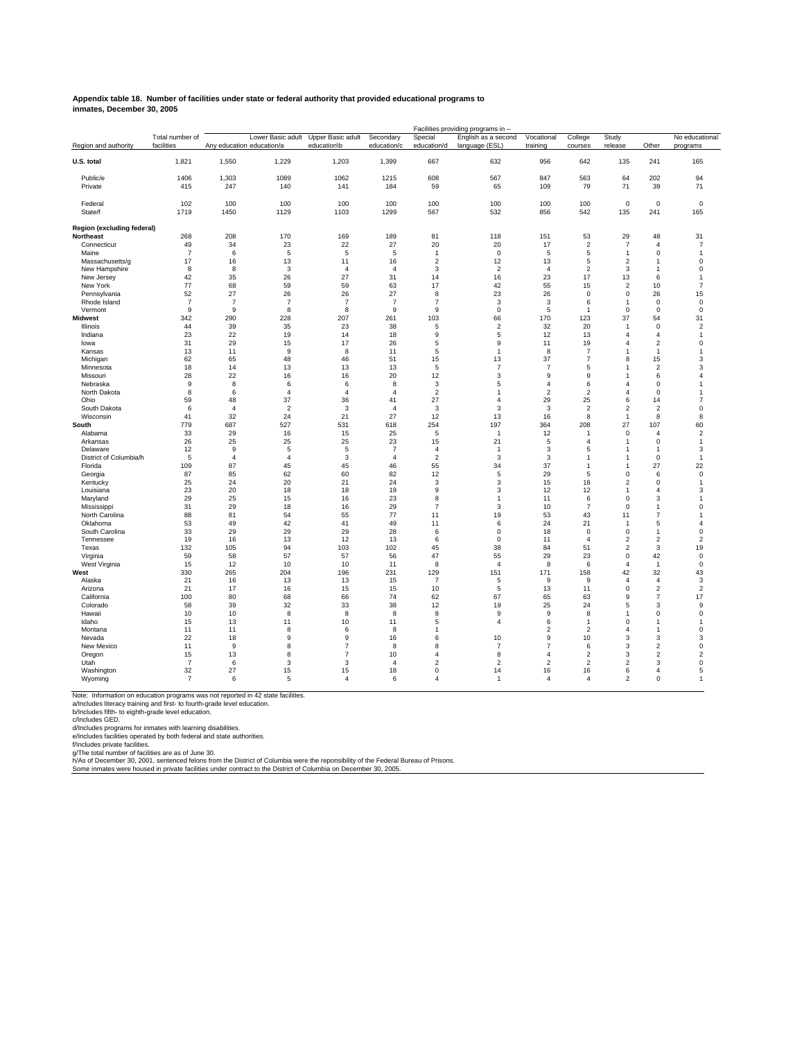**Appendix table 18. Number of facilities under state or federal authority that provided educational programs to inmates, December 30, 2005**

| Region and authority | Total number of facilities | Facilities providing programs in -- Any education | Lower Basic adult education/a | Upper Basic adult education\b | Secondary education/c | Special education/d | English as a second language (ESL) | Vocational training | College courses | Study release | Other | No educational programs |
|---|---|---|---|---|---|---|---|---|---|---|---|---|
| **U.S. total** | 1,821 | 1,550 | 1,229 | 1,203 | 1,399 | 667 | 632 | 956 | 642 | 135 | 241 | 165 |
| Public/e | 1406 | 1,303 | 1089 | 1062 | 1215 | 608 | 567 | 847 | 563 | 64 | 202 | 94 |
| Private | 415 | 247 | 140 | 141 | 184 | 59 | 65 | 109 | 79 | 71 | 39 | 71 |
| Federal | 102 | 100 | 100 | 100 | 100 | 100 | 100 | 100 | 100 | 0 | 0 | 0 |
| State/f | 1719 | 1450 | 1129 | 1103 | 1299 | 567 | 532 | 856 | 542 | 135 | 241 | 165 |
| **Region (excluding federal)** | | | | | | | | | | | | |
| **Northeast** | 268 | 208 | 170 | 169 | 189 | 81 | 118 | 151 | 53 | 29 | 48 | 31 |
| Connecticut | 49 | 34 | 23 | 22 | 27 | 20 | 20 | 17 | 2 | 7 | 4 | 7 |
| Maine | 7 | 6 | 5 | 5 | 5 | 1 | 0 | 5 | 5 | 1 | 0 | 1 |
| Massachusetts/g | 17 | 16 | 13 | 11 | 16 | 2 | 12 | 13 | 5 | 2 | 1 | 0 |
| New Hampshire | 8 | 8 | 3 | 4 | 4 | 3 | 2 | 4 | 2 | 3 | 1 | 0 |
| New Jersey | 42 | 35 | 26 | 27 | 31 | 14 | 16 | 23 | 17 | 13 | 6 | 1 |
| New York | 77 | 68 | 59 | 59 | 63 | 17 | 42 | 55 | 15 | 2 | 10 | 7 |
| Pennsylvania | 52 | 27 | 26 | 26 | 27 | 8 | 23 | 26 | 0 | 0 | 26 | 15 |
| Rhode Island | 7 | 7 | 7 | 7 | 7 | 7 | 3 | 3 | 6 | 1 | 0 | 0 |
| Vermont | 9 | 9 | 8 | 8 | 9 | 9 | 0 | 5 | 1 | 0 | 0 | 0 |
| **Midwest** | 342 | 290 | 228 | 207 | 261 | 103 | 66 | 170 | 123 | 37 | 54 | 31 |
| Illinois | 44 | 39 | 35 | 23 | 38 | 5 | 2 | 32 | 20 | 1 | 0 | 2 |
| Indiana | 23 | 22 | 19 | 14 | 18 | 9 | 5 | 12 | 13 | 4 | 4 | 1 |
| Iowa | 31 | 29 | 15 | 17 | 26 | 5 | 9 | 11 | 19 | 4 | 2 | 0 |
| Kansas | 13 | 11 | 9 | 8 | 11 | 5 | 1 | 8 | 7 | 1 | 1 | 1 |
| Michigan | 62 | 65 | 48 | 46 | 51 | 15 | 13 | 37 | 7 | 8 | 15 | 3 |
| Minnesota | 18 | 14 | 13 | 13 | 13 | 5 | 7 | 7 | 5 | 1 | 2 | 3 |
| Missouri | 28 | 22 | 16 | 16 | 20 | 12 | 3 | 9 | 9 | 1 | 6 | 4 |
| Nebraska | 9 | 8 | 6 | 6 | 8 | 3 | 5 | 4 | 6 | 4 | 0 | 1 |
| North Dakota | 8 | 6 | 4 | 4 | 4 | 2 | 1 | 2 | 2 | 4 | 0 | 1 |
| Ohio | 59 | 48 | 37 | 36 | 41 | 27 | 4 | 29 | 25 | 6 | 14 | 7 |
| South Dakota | 6 | 4 | 2 | 3 | 4 | 3 | 3 | 3 | 2 | 2 | 2 | 0 |
| Wisconsin | 41 | 32 | 24 | 21 | 27 | 12 | 13 | 16 | 8 | 1 | 8 | 8 |
| **South** | 779 | 687 | 527 | 531 | 618 | 254 | 197 | 364 | 208 | 27 | 107 | 60 |
| Alabama | 33 | 29 | 16 | 15 | 25 | 5 | 1 | 12 | 1 | 0 | 4 | 2 |
| Arkansas | 26 | 25 | 25 | 25 | 23 | 15 | 21 | 5 | 4 | 1 | 0 | 1 |
| Delaware | 12 | 9 | 5 | 5 | 7 | 4 | 1 | 3 | 5 | 1 | 1 | 3 |
| District of Columbia/h | 5 | 4 | 4 | 3 | 4 | 2 | 3 | 3 | 1 | 1 | 0 | 1 |
| Florida | 109 | 87 | 45 | 45 | 46 | 55 | 34 | 37 | 1 | 1 | 27 | 22 |
| Georgia | 87 | 85 | 62 | 60 | 82 | 12 | 5 | 29 | 5 | 0 | 6 | 0 |
| Kentucky | 25 | 24 | 20 | 21 | 24 | 3 | 3 | 15 | 18 | 2 | 0 | 1 |
| Louisiana | 23 | 20 | 18 | 18 | 19 | 9 | 3 | 12 | 12 | 1 | 4 | 3 |
| Maryland | 29 | 25 | 15 | 16 | 23 | 8 | 1 | 11 | 6 | 0 | 3 | 1 |
| Mississippi | 31 | 29 | 18 | 16 | 29 | 7 | 3 | 10 | 7 | 0 | 1 | 0 |
| North Carolina | 88 | 81 | 54 | 55 | 77 | 11 | 19 | 53 | 43 | 11 | 7 | 1 |
| Oklahoma | 53 | 49 | 42 | 41 | 49 | 11 | 6 | 24 | 21 | 1 | 5 | 4 |
| South Carolina | 33 | 29 | 29 | 29 | 28 | 6 | 0 | 18 | 0 | 0 | 1 | 0 |
| Tennessee | 19 | 16 | 13 | 12 | 13 | 6 | 0 | 11 | 4 | 2 | 2 | 2 |
| Texas | 132 | 105 | 94 | 103 | 102 | 45 | 38 | 84 | 51 | 2 | 3 | 19 |
| Virginia | 59 | 58 | 57 | 57 | 56 | 47 | 55 | 29 | 23 | 0 | 42 | 0 |
| West Virginia | 15 | 12 | 10 | 10 | 11 | 8 | 4 | 8 | 6 | 4 | 1 | 0 |
| **West** | 330 | 265 | 204 | 196 | 231 | 129 | 151 | 171 | 158 | 42 | 32 | 43 |
| Alaska | 21 | 16 | 13 | 13 | 15 | 7 | 5 | 9 | 9 | 4 | 4 | 3 |
| Arizona | 21 | 17 | 16 | 15 | 15 | 10 | 5 | 13 | 11 | 0 | 2 | 2 |
| California | 100 | 80 | 68 | 66 | 74 | 62 | 67 | 65 | 63 | 9 | 7 | 17 |
| Colorado | 58 | 39 | 32 | 33 | 38 | 12 | 19 | 25 | 24 | 5 | 3 | 9 |
| Hawaii | 10 | 10 | 8 | 8 | 8 | 8 | 9 | 9 | 8 | 1 | 0 | 0 |
| Idaho | 15 | 13 | 11 | 10 | 11 | 5 | 4 | 6 | 1 | 0 | 1 | 1 |
| Montana | 11 | 11 | 8 | 6 | 8 | 1 | | 2 | 2 | 4 | 1 | 0 |
| Nevada | 22 | 18 | 9 | 9 | 16 | 6 | 10 | 9 | 10 | 3 | 3 | 3 |
| New Mexico | 11 | 9 | 8 | 7 | 8 | 8 | 7 | 7 | 6 | 3 | 2 | 0 |
| Oregon | 15 | 13 | 8 | 7 | 10 | 4 | 8 | 4 | 2 | 3 | 2 | 2 |
| Utah | 7 | 6 | 3 | 3 | 4 | 2 | 2 | 2 | 2 | 2 | 3 | 0 |
| Washington | 32 | 27 | 15 | 15 | 18 | 0 | 14 | 16 | 16 | 6 | 4 | 5 |
| Wyoming | 7 | 6 | 5 | 4 | 6 | 4 | 1 | 4 | 4 | 2 | 0 | 1 |

Note: Information on education programs was not reported in 42 state facilities.
a/Includes literacy training and first- to fourth-grade level education.
b/Includes fifth- to eighth-grade level education.
c/Includes GED.
d/Includes programs for inmates with learning disabilities.
e/Includes facilities operated by both federal and state authorities.
f/Includes private facilities.
g/The total number of facilities are as of June 30.
h/As of December 30, 2001, sentenced felons from the District of Columbia were the reponsibility of the Federal Bureau of Prisons.
Some inmates were housed in private facilities under contract to the District of Columbia on December 30, 2005.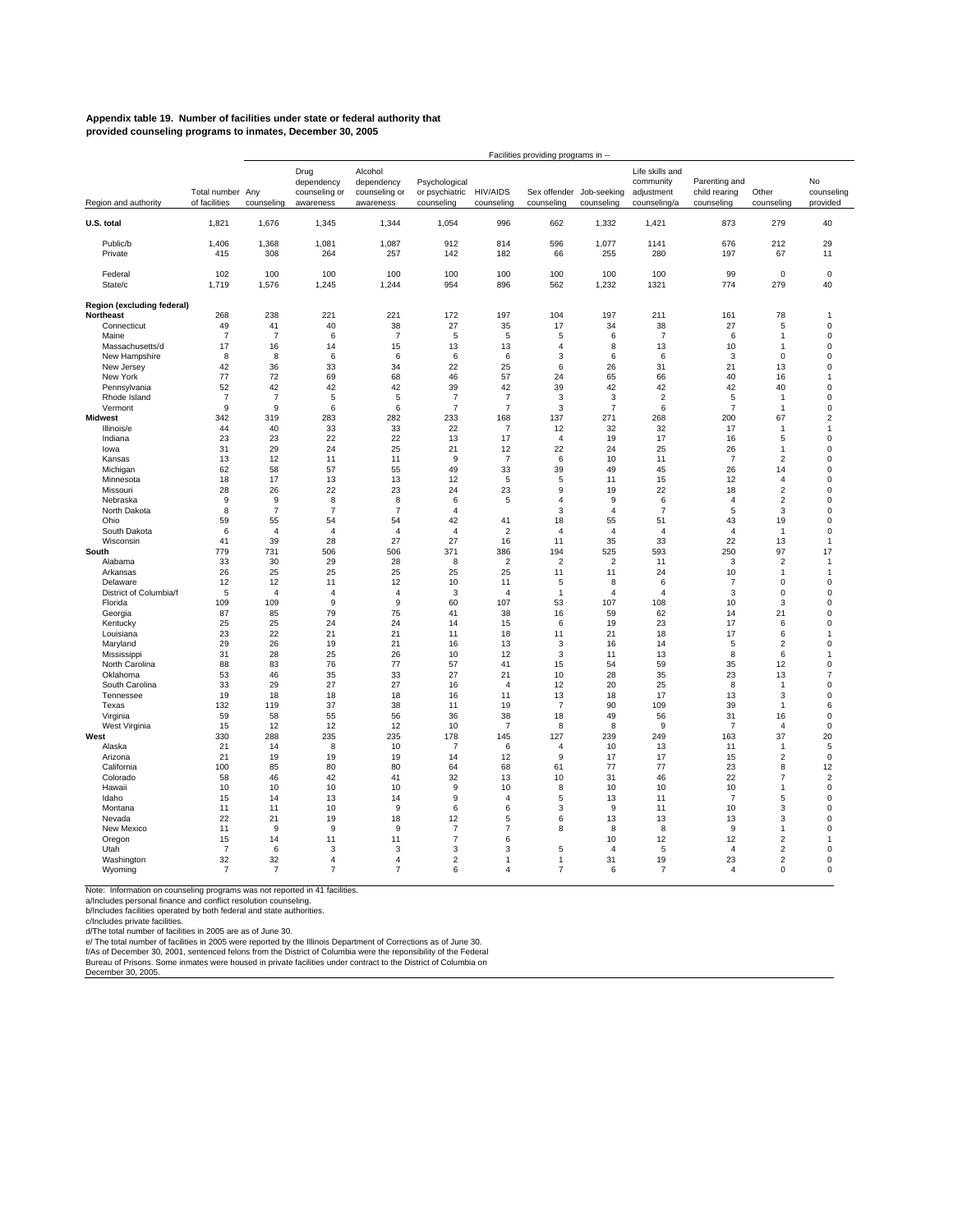**Appendix table 19. Number of facilities under state or federal authority that provided counseling programs to inmates, December 30, 2005**

| Region and authority | Total number of facilities | Facilities providing programs in -- | | | | | | | | | | |
|---|---|---|---|---|---|---|---|---|---|---|---|---|
| | | Any counseling | Drug dependency counseling or awareness | Alcohol dependency counseling or awareness | Psychological or psychiatric counseling | HIV/AIDS counseling | Sex offender counseling | Job-seeking counseling | Life skills and community adjustment counseling/a | Parenting and child rearing counseling | Other counseling | No counseling provided |
| **U.S. total** | 1,821 | 1,676 | 1,345 | 1,344 | 1,054 | 996 | 662 | 1,332 | 1,421 | 873 | 279 | 40 |
| Public/b | 1,406 | 1,368 | 1,081 | 1,087 | 912 | 814 | 596 | 1,077 | 1141 | 676 | 212 | 29 |
| Private | 415 | 308 | 264 | 257 | 142 | 182 | 66 | 255 | 280 | 197 | 67 | 11 |
| Federal | 102 | 100 | 100 | 100 | 100 | 100 | 100 | 100 | 100 | 99 | 0 | 0 |
| State/c | 1,719 | 1,576 | 1,245 | 1,244 | 954 | 896 | 562 | 1,232 | 1321 | 774 | 279 | 40 |
| **Region (excluding federal)** | | | | | | | | | | | | |
| **Northeast** | 268 | 238 | 221 | 221 | 172 | 197 | 104 | 197 | 211 | 161 | 78 | 1 |
| Connecticut | 49 | 41 | 40 | 38 | 27 | 35 | 17 | 34 | 38 | 27 | 5 | 0 |
| Maine | 7 | 7 | 6 | 7 | 5 | 5 | 5 | 6 | 7 | 6 | 1 | 0 |
| Massachusetts/d | 17 | 16 | 14 | 15 | 13 | 13 | 4 | 8 | 13 | 10 | 1 | 0 |
| New Hampshire | 8 | 8 | 6 | 6 | 6 | 6 | 3 | 6 | 6 | 3 | 0 | 0 |
| New Jersey | 42 | 36 | 33 | 34 | 22 | 25 | 6 | 26 | 31 | 21 | 13 | 0 |
| New York | 77 | 72 | 69 | 68 | 46 | 57 | 24 | 65 | 66 | 40 | 16 | 1 |
| Pennsylvania | 52 | 42 | 42 | 42 | 39 | 42 | 39 | 42 | 42 | 42 | 40 | 0 |
| Rhode Island | 7 | 7 | 5 | 5 | 7 | 7 | 3 | 3 | 2 | 5 | 1 | 0 |
| Vermont | 9 | 9 | 6 | 6 | 7 | 7 | 3 | 7 | 6 | 7 | 1 | 0 |
| **Midwest** | 342 | 319 | 283 | 282 | 233 | 168 | 137 | 271 | 268 | 200 | 67 | 2 |
| Illinois/e | 44 | 40 | 33 | 33 | 22 | 7 | 12 | 32 | 32 | 17 | 1 | 1 |
| Indiana | 23 | 23 | 22 | 22 | 13 | 17 | 4 | 19 | 17 | 16 | 5 | 0 |
| Iowa | 31 | 29 | 24 | 25 | 21 | 12 | 22 | 24 | 25 | 26 | 1 | 0 |
| Kansas | 13 | 12 | 11 | 11 | 9 | 7 | 6 | 10 | 11 | 7 | 2 | 0 |
| Michigan | 62 | 58 | 57 | 55 | 49 | 33 | 39 | 49 | 45 | 26 | 14 | 0 |
| Minnesota | 18 | 17 | 13 | 13 | 12 | 5 | 5 | 11 | 15 | 12 | 4 | 0 |
| Missouri | 28 | 26 | 22 | 23 | 24 | 23 | 9 | 19 | 22 | 18 | 2 | 0 |
| Nebraska | 9 | 9 | 8 | 8 | 6 | 5 | 4 | 9 | 6 | 4 | 2 | 0 |
| North Dakota | 8 | 7 | 7 | 7 | 4 | | 3 | 4 | 7 | 5 | 3 | 0 |
| Ohio | 59 | 55 | 54 | 54 | 42 | 41 | 18 | 55 | 51 | 43 | 19 | 0 |
| South Dakota | 6 | 4 | 4 | 4 | 4 | 2 | 4 | 4 | 4 | 4 | 1 | 0 |
| Wisconsin | 41 | 39 | 28 | 27 | 27 | 16 | 11 | 35 | 33 | 22 | 13 | 1 |
| **South** | 779 | 731 | 506 | 506 | 371 | 386 | 194 | 525 | 593 | 250 | 97 | 17 |
| Alabama | 33 | 30 | 29 | 28 | 8 | 2 | 2 | 2 | 11 | 3 | 2 | 1 |
| Arkansas | 26 | 25 | 25 | 25 | 25 | 25 | 11 | 11 | 24 | 10 | 1 | 1 |
| Delaware | 12 | 12 | 11 | 12 | 10 | 11 | 5 | 8 | 6 | 7 | 0 | 0 |
| District of Columbia/f | 5 | 4 | 4 | 4 | 3 | 4 | 1 | 4 | 4 | 3 | 0 | 0 |
| Florida | 109 | 109 | 9 | 9 | 60 | 107 | 53 | 107 | 108 | 10 | 3 | 0 |
| Georgia | 87 | 85 | 79 | 75 | 41 | 38 | 16 | 59 | 62 | 14 | 21 | 0 |
| Kentucky | 25 | 25 | 24 | 24 | 14 | 15 | 6 | 19 | 23 | 17 | 6 | 0 |
| Louisiana | 23 | 22 | 21 | 21 | 11 | 18 | 11 | 21 | 18 | 17 | 6 | 1 |
| Maryland | 29 | 26 | 19 | 21 | 16 | 13 | 3 | 16 | 14 | 5 | 2 | 0 |
| Mississippi | 31 | 28 | 25 | 26 | 10 | 12 | 3 | 11 | 13 | 8 | 6 | 1 |
| North Carolina | 88 | 83 | 76 | 77 | 57 | 41 | 15 | 54 | 59 | 35 | 12 | 0 |
| Oklahoma | 53 | 46 | 35 | 33 | 27 | 21 | 10 | 28 | 35 | 23 | 13 | 7 |
| South Carolina | 33 | 29 | 27 | 27 | 16 | 4 | 12 | 20 | 25 | 8 | 1 | 0 |
| Tennessee | 19 | 18 | 18 | 18 | 16 | 11 | 13 | 18 | 17 | 13 | 3 | 0 |
| Texas | 132 | 119 | 37 | 38 | 11 | 19 | 7 | 90 | 109 | 39 | 1 | 6 |
| Virginia | 59 | 58 | 55 | 56 | 36 | 38 | 18 | 49 | 56 | 31 | 16 | 0 |
| West Virginia | 15 | 12 | 12 | 12 | 10 | 7 | 8 | 8 | 9 | 7 | 4 | 0 |
| **West** | 330 | 288 | 235 | 235 | 178 | 145 | 127 | 239 | 249 | 163 | 37 | 20 |
| Alaska | 21 | 14 | 8 | 10 | 7 | 6 | 4 | 10 | 13 | 11 | 1 | 5 |
| Arizona | 21 | 19 | 19 | 19 | 14 | 12 | 9 | 17 | 17 | 15 | 2 | 0 |
| California | 100 | 85 | 80 | 80 | 64 | 68 | 61 | 77 | 77 | 23 | 8 | 12 |
| Colorado | 58 | 46 | 42 | 41 | 32 | 13 | 10 | 31 | 46 | 22 | 7 | 2 |
| Hawaii | 10 | 10 | 10 | 10 | 9 | 10 | 8 | 10 | 10 | 10 | 1 | 0 |
| Idaho | 15 | 14 | 13 | 14 | 9 | 4 | 5 | 13 | 11 | 7 | 5 | 0 |
| Montana | 11 | 11 | 10 | 9 | 6 | 6 | 3 | 9 | 11 | 10 | 3 | 0 |
| Nevada | 22 | 21 | 19 | 18 | 12 | 5 | 6 | 13 | 13 | 13 | 3 | 0 |
| New Mexico | 11 | 9 | 9 | 9 | 7 | 7 | 8 | 8 | 8 | 9 | 1 | 0 |
| Oregon | 15 | 14 | 11 | 11 | 7 | 6 | | 10 | 12 | 12 | 2 | 1 |
| Utah | 7 | 6 | 3 | 3 | 3 | 3 | 5 | 4 | 5 | 4 | 2 | 0 |
| Washington | 32 | 32 | 4 | 4 | 2 | 1 | 1 | 31 | 19 | 23 | 2 | 0 |
| Wyoming | 7 | 7 | 7 | 7 | 6 | 4 | 7 | 6 | 7 | 4 | 0 | 0 |

Note: Information on counseling programs was not reported in 41 facilities.
a/Includes personal finance and conflict resolution counseling.
b/Includes facilities operated by both federal and state authorities.
c/Includes private facilities.
d/The total number of facilities in 2005 are as of June 30.
e/ The total number of facilities in 2005 were reported by the Illinois Department of Corrections as of June 30.
f/As of December 30, 2001, sentenced felons from the District of Columbia were the reponsibility of the Federal Bureau of Prisons. Some inmates were housed in private facilities under contract to the District of Columbia on December 30, 2005.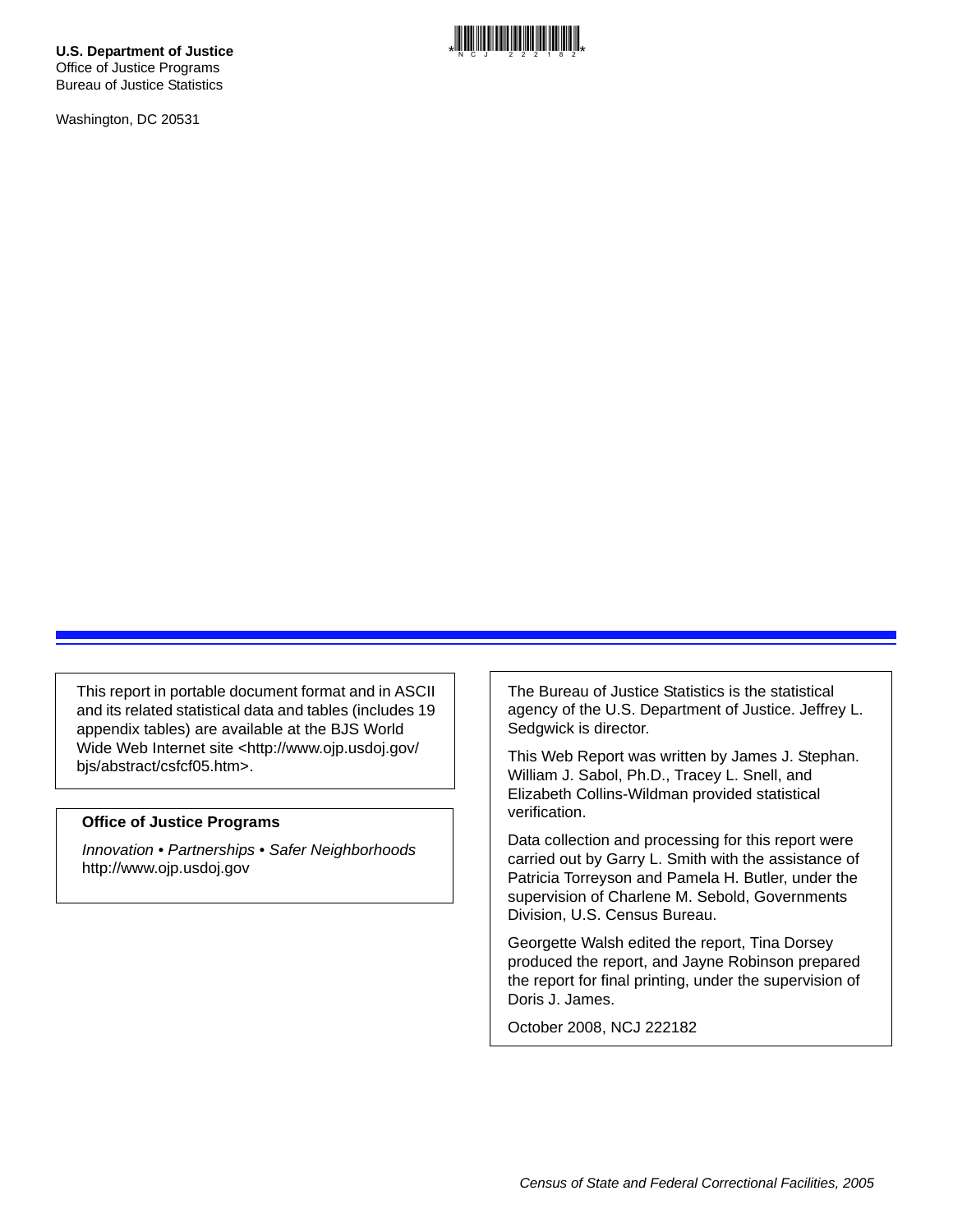**U.S. Department of Justice**
Office of Justice Programs
Bureau of Justice Statistics

Washington, DC 20531

*NCJ 222182*

This report in portable document format and in ASCII and its related statistical data and tables (includes 19 appendix tables) are available at the BJS World Wide Web Internet site <http://www.ojp.usdoj.gov/bjs/abstract/csfcf05.htm>.

**Office of Justice Programs**

*Innovation • Partnerships • Safer Neighborhoods*
http://www.ojp.usdoj.gov

The Bureau of Justice Statistics is the statistical agency of the U.S. Department of Justice. Jeffrey L. Sedgwick is director.

This Web Report was written by James J. Stephan. William J. Sabol, Ph.D., Tracey L. Snell, and Elizabeth Collins-Wildman provided statistical verification.

Data collection and processing for this report were carried out by Garry L. Smith with the assistance of Patricia Torreyson and Pamela H. Butler, under the supervision of Charlene M. Sebold, Governments Division, U.S. Census Bureau.

Georgette Walsh edited the report, Tina Dorsey produced the report, and Jayne Robinson prepared the report for final printing, under the supervision of Doris J. James.

October 2008, NCJ 222182